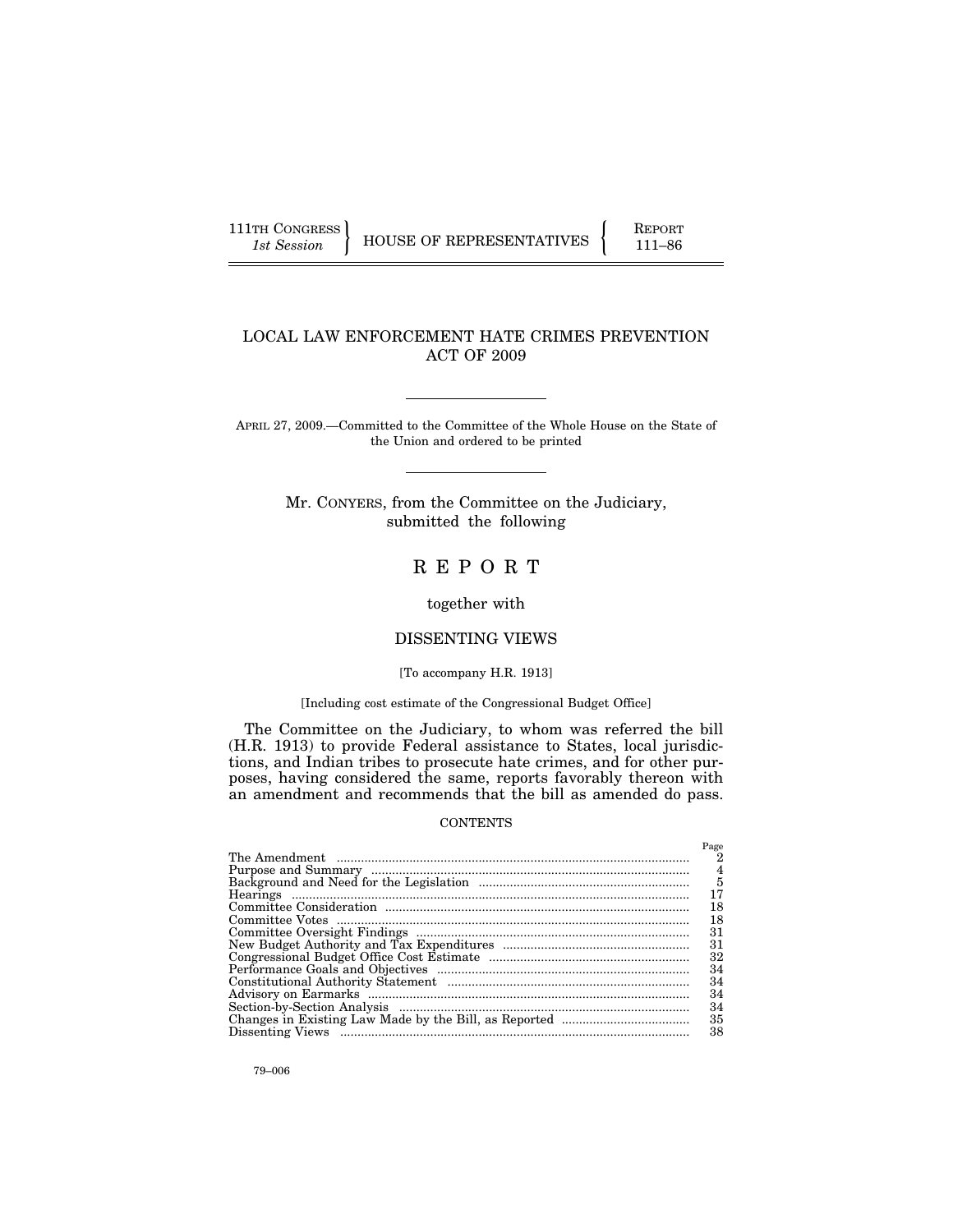111TH CONGRESS
*1st Session*

HOUSE OF REPRESENTATIVES

REPORT
111–86

# LOCAL LAW ENFORCEMENT HATE CRIMES PREVENTION ACT OF 2009

APRIL 27, 2009.—Committed to the Committee of the Whole House on the State of the Union and ordered to be printed

Mr. CONYERS, from the Committee on the Judiciary, submitted the following

# R E P O R T

together with

## DISSENTING VIEWS

[To accompany H.R. 1913]

[Including cost estimate of the Congressional Budget Office]

The Committee on the Judiciary, to whom was referred the bill (H.R. 1913) to provide Federal assistance to States, local jurisdictions, and Indian tribes to prosecute hate crimes, and for other purposes, having considered the same, reports favorably thereon with an amendment and recommends that the bill as amended do pass.

CONTENTS

| | Page |
|---|---|
| The Amendment | 2 |
| Purpose and Summary | 4 |
| Background and Need for the Legislation | 5 |
| Hearings | 17 |
| Committee Consideration | 18 |
| Committee Votes | 18 |
| Committee Oversight Findings | 31 |
| New Budget Authority and Tax Expenditures | 31 |
| Congressional Budget Office Cost Estimate | 32 |
| Performance Goals and Objectives | 34 |
| Constitutional Authority Statement | 34 |
| Advisory on Earmarks | 34 |
| Section-by-Section Analysis | 34 |
| Changes in Existing Law Made by the Bill, as Reported | 35 |
| Dissenting Views | 38 |

79–006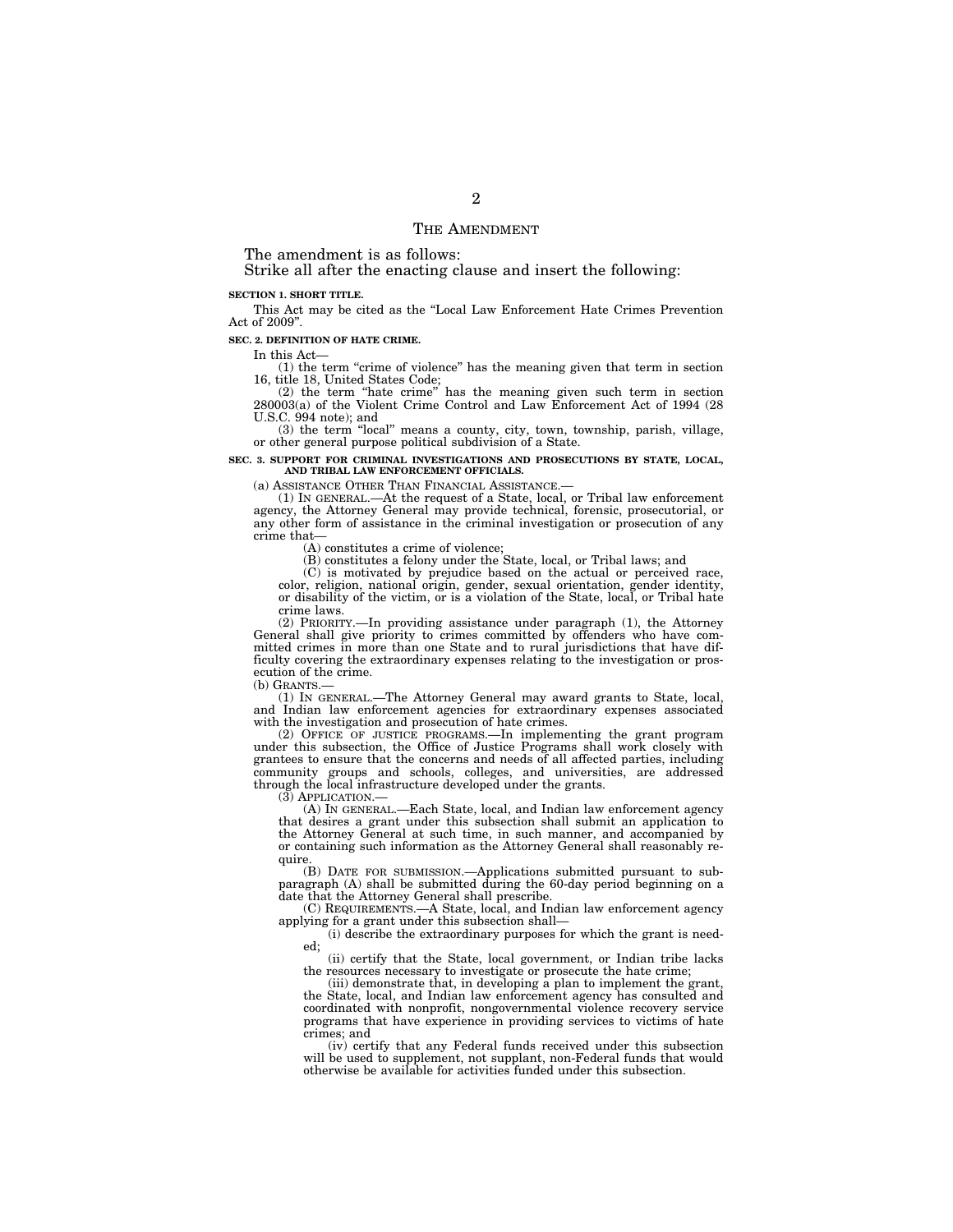## THE AMENDMENT

The amendment is as follows:

Strike all after the enacting clause and insert the following:

**SECTION 1. SHORT TITLE.**

This Act may be cited as the "Local Law Enforcement Hate Crimes Prevention Act of 2009".

**SEC. 2. DEFINITION OF HATE CRIME.**

In this Act—

(1) the term "crime of violence" has the meaning given that term in section 16, title 18, United States Code;

(2) the term "hate crime" has the meaning given such term in section 280003(a) of the Violent Crime Control and Law Enforcement Act of 1994 (28 U.S.C. 994 note); and

(3) the term "local" means a county, city, town, township, parish, village, or other general purpose political subdivision of a State.

**SEC. 3. SUPPORT FOR CRIMINAL INVESTIGATIONS AND PROSECUTIONS BY STATE, LOCAL, AND TRIBAL LAW ENFORCEMENT OFFICIALS.**

(a) ASSISTANCE OTHER THAN FINANCIAL ASSISTANCE.—

(1) IN GENERAL.—At the request of a State, local, or Tribal law enforcement agency, the Attorney General may provide technical, forensic, prosecutorial, or any other form of assistance in the criminal investigation or prosecution of any crime that—

(A) constitutes a crime of violence;

(B) constitutes a felony under the State, local, or Tribal laws; and

(C) is motivated by prejudice based on the actual or perceived race, color, religion, national origin, gender, sexual orientation, gender identity, or disability of the victim, or is a violation of the State, local, or Tribal hate crime laws.

(2) PRIORITY.—In providing assistance under paragraph (1), the Attorney General shall give priority to crimes committed by offenders who have committed crimes in more than one State and to rural jurisdictions that have difficulty covering the extraordinary expenses relating to the investigation or prosecution of the crime.

(b) GRANTS.—

(1) IN GENERAL.—The Attorney General may award grants to State, local, and Indian law enforcement agencies for extraordinary expenses associated with the investigation and prosecution of hate crimes.

(2) OFFICE OF JUSTICE PROGRAMS.—In implementing the grant program under this subsection, the Office of Justice Programs shall work closely with grantees to ensure that the concerns and needs of all affected parties, including community groups and schools, colleges, and universities, are addressed through the local infrastructure developed under the grants.

(3) APPLICATION.—

(A) IN GENERAL.—Each State, local, and Indian law enforcement agency that desires a grant under this subsection shall submit an application to the Attorney General at such time, in such manner, and accompanied by or containing such information as the Attorney General shall reasonably require.

(B) DATE FOR SUBMISSION.—Applications submitted pursuant to subparagraph (A) shall be submitted during the 60-day period beginning on a date that the Attorney General shall prescribe.

(C) REQUIREMENTS.—A State, local, and Indian law enforcement agency applying for a grant under this subsection shall—

(i) describe the extraordinary purposes for which the grant is needed;

(ii) certify that the State, local government, or Indian tribe lacks the resources necessary to investigate or prosecute the hate crime;

(iii) demonstrate that, in developing a plan to implement the grant, the State, local, and Indian law enforcement agency has consulted and coordinated with nonprofit, nongovernmental violence recovery service programs that have experience in providing services to victims of hate crimes; and

(iv) certify that any Federal funds received under this subsection will be used to supplement, not supplant, non-Federal funds that would otherwise be available for activities funded under this subsection.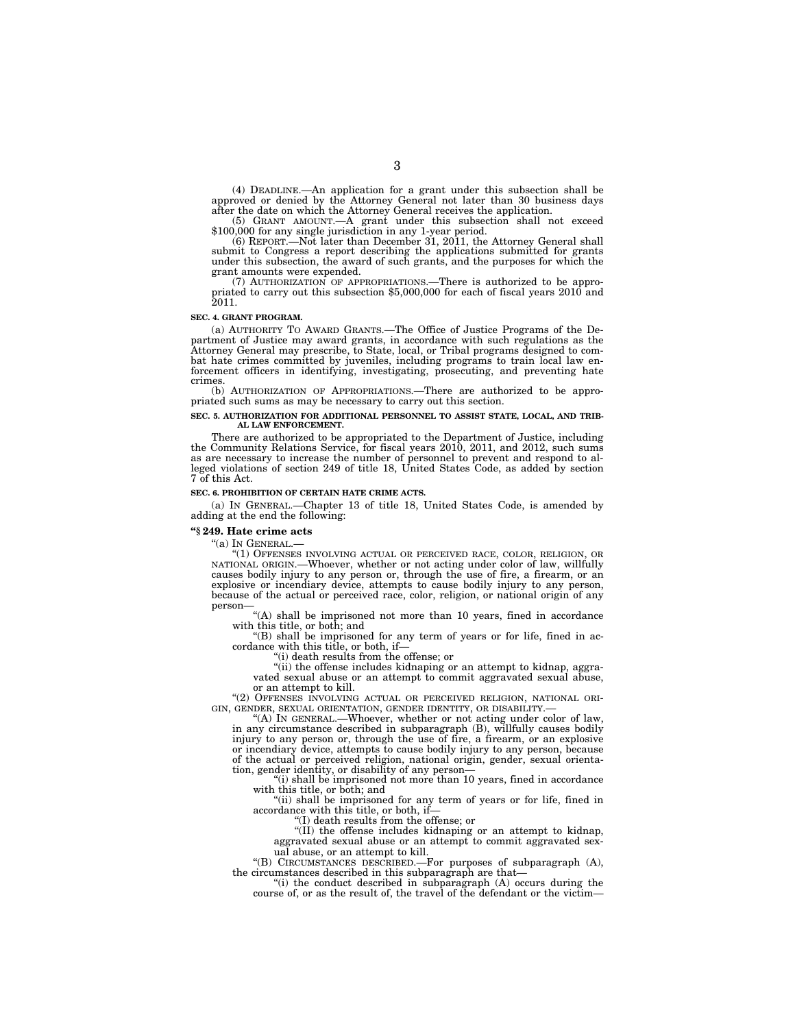(4) DEADLINE.—An application for a grant under this subsection shall be approved or denied by the Attorney General not later than 30 business days after the date on which the Attorney General receives the application.

(5) GRANT AMOUNT.—A grant under this subsection shall not exceed $100,000 for any single jurisdiction in any 1-year period.

(6) REPORT.—Not later than December 31, 2011, the Attorney General shall submit to Congress a report describing the applications submitted for grants under this subsection, the award of such grants, and the purposes for which the grant amounts were expended.

(7) AUTHORIZATION OF APPROPRIATIONS.—There is authorized to be appropriated to carry out this subsection $5,000,000 for each of fiscal years 2010 and 2011.

**SEC. 4. GRANT PROGRAM.**

(a) AUTHORITY TO AWARD GRANTS.—The Office of Justice Programs of the Department of Justice may award grants, in accordance with such regulations as the Attorney General may prescribe, to State, local, or Tribal programs designed to combat hate crimes committed by juveniles, including programs to train local law enforcement officers in identifying, investigating, prosecuting, and preventing hate crimes.

(b) AUTHORIZATION OF APPROPRIATIONS.—There are authorized to be appropriated such sums as may be necessary to carry out this section.

**SEC. 5. AUTHORIZATION FOR ADDITIONAL PERSONNEL TO ASSIST STATE, LOCAL, AND TRIBAL LAW ENFORCEMENT.**

There are authorized to be appropriated to the Department of Justice, including the Community Relations Service, for fiscal years 2010, 2011, and 2012, such sums as are necessary to increase the number of personnel to prevent and respond to alleged violations of section 249 of title 18, United States Code, as added by section 7 of this Act.

**SEC. 6. PROHIBITION OF CERTAIN HATE CRIME ACTS.**

(a) IN GENERAL.—Chapter 13 of title 18, United States Code, is amended by adding at the end the following:

**"§ 249. Hate crime acts**

"(a) IN GENERAL.—

"(1) OFFENSES INVOLVING ACTUAL OR PERCEIVED RACE, COLOR, RELIGION, OR NATIONAL ORIGIN.—Whoever, whether or not acting under color of law, willfully causes bodily injury to any person or, through the use of fire, a firearm, or an explosive or incendiary device, attempts to cause bodily injury to any person, because of the actual or perceived race, color, religion, or national origin of any person—

"(A) shall be imprisoned not more than 10 years, fined in accordance with this title, or both; and

"(B) shall be imprisoned for any term of years or for life, fined in accordance with this title, or both, if—

"(i) death results from the offense; or

"(ii) the offense includes kidnaping or an attempt to kidnap, aggravated sexual abuse or an attempt to commit aggravated sexual abuse, or an attempt to kill.

"(2) OFFENSES INVOLVING ACTUAL OR PERCEIVED RELIGION, NATIONAL ORIGIN, GENDER, SEXUAL ORIENTATION, GENDER IDENTITY, OR DISABILITY.—

"(A) IN GENERAL.—Whoever, whether or not acting under color of law, in any circumstance described in subparagraph (B), willfully causes bodily injury to any person or, through the use of fire, a firearm, or an explosive or incendiary device, attempts to cause bodily injury to any person, because of the actual or perceived religion, national origin, gender, sexual orientation, gender identity, or disability of any person—

"(i) shall be imprisoned not more than 10 years, fined in accordance with this title, or both; and

"(ii) shall be imprisoned for any term of years or for life, fined in accordance with this title, or both, if—

"(I) death results from the offense; or

"(II) the offense includes kidnaping or an attempt to kidnap, aggravated sexual abuse or an attempt to commit aggravated sexual abuse, or an attempt to kill.

"(B) CIRCUMSTANCES DESCRIBED.—For purposes of subparagraph (A), the circumstances described in this subparagraph are that—

"(i) the conduct described in subparagraph (A) occurs during the course of, or as the result of, the travel of the defendant or the victim—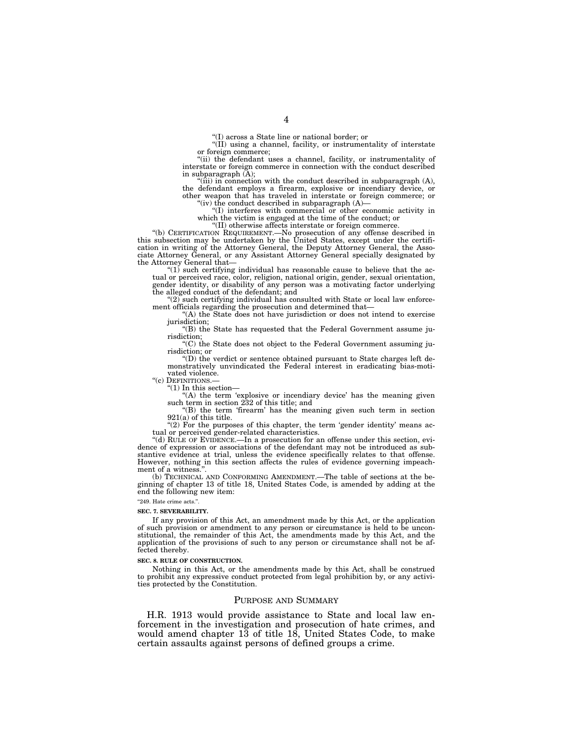"(I) across a State line or national border; or

"(II) using a channel, facility, or instrumentality of interstate or foreign commerce;

"(ii) the defendant uses a channel, facility, or instrumentality of interstate or foreign commerce in connection with the conduct described in subparagraph (A);

"(iii) in connection with the conduct described in subparagraph (A), the defendant employs a firearm, explosive or incendiary device, or other weapon that has traveled in interstate or foreign commerce; or

"(iv) the conduct described in subparagraph (A)—

"(I) interferes with commercial or other economic activity in which the victim is engaged at the time of the conduct; or

"(II) otherwise affects interstate or foreign commerce.

"(b) CERTIFICATION REQUIREMENT.—No prosecution of any offense described in this subsection may be undertaken by the United States, except under the certification in writing of the Attorney General, the Deputy Attorney General, the Associate Attorney General, or any Assistant Attorney General specially designated by the Attorney General that—

"(1) such certifying individual has reasonable cause to believe that the actual or perceived race, color, religion, national origin, gender, sexual orientation, gender identity, or disability of any person was a motivating factor underlying the alleged conduct of the defendant; and

"(2) such certifying individual has consulted with State or local law enforcement officials regarding the prosecution and determined that—

"(A) the State does not have jurisdiction or does not intend to exercise jurisdiction;

"(B) the State has requested that the Federal Government assume jurisdiction;

"(C) the State does not object to the Federal Government assuming jurisdiction; or

"(D) the verdict or sentence obtained pursuant to State charges left demonstratively unvindicated the Federal interest in eradicating bias-motivated violence.

"(c) DEFINITIONS.—

"(1) In this section—

"(A) the term 'explosive or incendiary device' has the meaning given such term in section 232 of this title; and

"(B) the term 'firearm' has the meaning given such term in section 921(a) of this title.

"(2) For the purposes of this chapter, the term 'gender identity' means actual or perceived gender-related characteristics.

"(d) RULE OF EVIDENCE.—In a prosecution for an offense under this section, evidence of expression or associations of the defendant may not be introduced as substantive evidence at trial, unless the evidence specifically relates to that offense. However, nothing in this section affects the rules of evidence governing impeachment of a witness.".

(b) TECHNICAL AND CONFORMING AMENDMENT.—The table of sections at the beginning of chapter 13 of title 18, United States Code, is amended by adding at the end the following new item:

"249. Hate crime acts.".

**SEC. 7. SEVERABILITY.**

If any provision of this Act, an amendment made by this Act, or the application of such provision or amendment to any person or circumstance is held to be unconstitutional, the remainder of this Act, the amendments made by this Act, and the application of the provisions of such to any person or circumstance shall not be affected thereby.

**SEC. 8. RULE OF CONSTRUCTION.**

Nothing in this Act, or the amendments made by this Act, shall be construed to prohibit any expressive conduct protected from legal prohibition by, or any activities protected by the Constitution.

## PURPOSE AND SUMMARY

H.R. 1913 would provide assistance to State and local law enforcement in the investigation and prosecution of hate crimes, and would amend chapter 13 of title 18, United States Code, to make certain assaults against persons of defined groups a crime.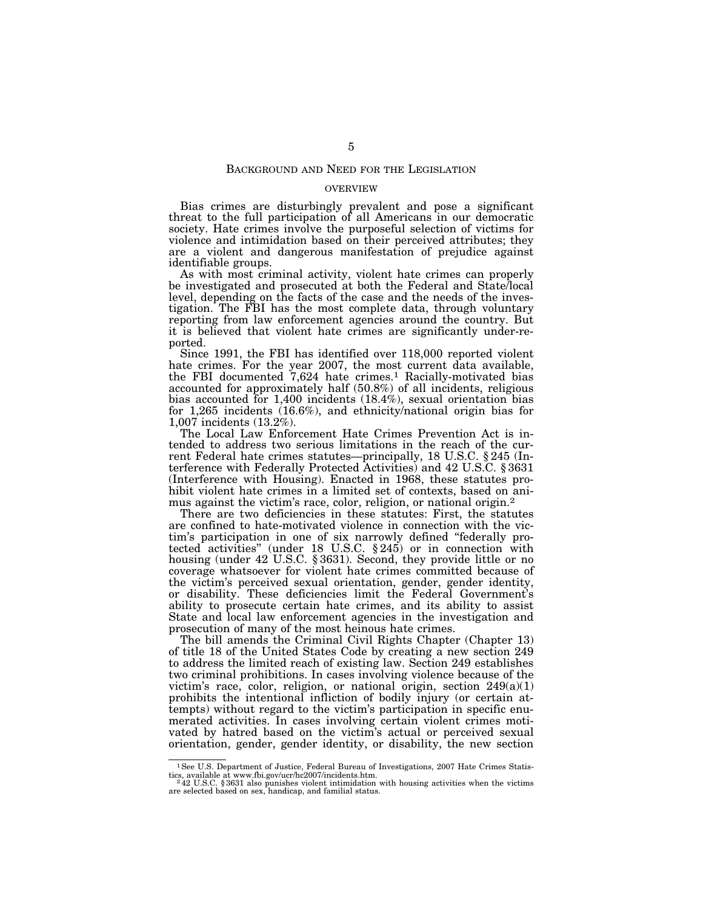## Background and Need for the Legislation

### OVERVIEW

Bias crimes are disturbingly prevalent and pose a significant threat to the full participation of all Americans in our democratic society. Hate crimes involve the purposeful selection of victims for violence and intimidation based on their perceived attributes; they are a violent and dangerous manifestation of prejudice against identifiable groups.

As with most criminal activity, violent hate crimes can properly be investigated and prosecuted at both the Federal and State/local level, depending on the facts of the case and the needs of the investigation. The FBI has the most complete data, through voluntary reporting from law enforcement agencies around the country. But it is believed that violent hate crimes are significantly under-reported.

Since 1991, the FBI has identified over 118,000 reported violent hate crimes. For the year 2007, the most current data available, the FBI documented 7,624 hate crimes.[1] Racially-motivated bias accounted for approximately half (50.8%) of all incidents, religious bias accounted for 1,400 incidents (18.4%), sexual orientation bias for 1,265 incidents (16.6%), and ethnicity/national origin bias for 1,007 incidents (13.2%).

The Local Law Enforcement Hate Crimes Prevention Act is intended to address two serious limitations in the reach of the current Federal hate crimes statutes—principally, 18 U.S.C. § 245 (Interference with Federally Protected Activities) and 42 U.S.C. § 3631 (Interference with Housing). Enacted in 1968, these statutes prohibit violent hate crimes in a limited set of contexts, based on animus against the victim's race, color, religion, or national origin.[2]

There are two deficiencies in these statutes: First, the statutes are confined to hate-motivated violence in connection with the victim's participation in one of six narrowly defined "federally protected activities" (under 18 U.S.C. § 245) or in connection with housing (under 42 U.S.C. § 3631). Second, they provide little or no coverage whatsoever for violent hate crimes committed because of the victim's perceived sexual orientation, gender, gender identity, or disability. These deficiencies limit the Federal Government's ability to prosecute certain hate crimes, and its ability to assist State and local law enforcement agencies in the investigation and prosecution of many of the most heinous hate crimes.

The bill amends the Criminal Civil Rights Chapter (Chapter 13) of title 18 of the United States Code by creating a new section 249 to address the limited reach of existing law. Section 249 establishes two criminal prohibitions. In cases involving violence because of the victim's race, color, religion, or national origin, section 249(a)(1) prohibits the intentional infliction of bodily injury (or certain attempts) without regard to the victim's participation in specific enumerated activities. In cases involving certain violent crimes motivated by hatred based on the victim's actual or perceived sexual orientation, gender, gender identity, or disability, the new section

---

[1] See U.S. Department of Justice, Federal Bureau of Investigations, 2007 Hate Crimes Statistics, available at www.fbi.gov/ucr/hc2007/incidents.htm.

[2] 42 U.S.C. § 3631 also punishes violent intimidation with housing activities when the victims are selected based on sex, handicap, and familial status.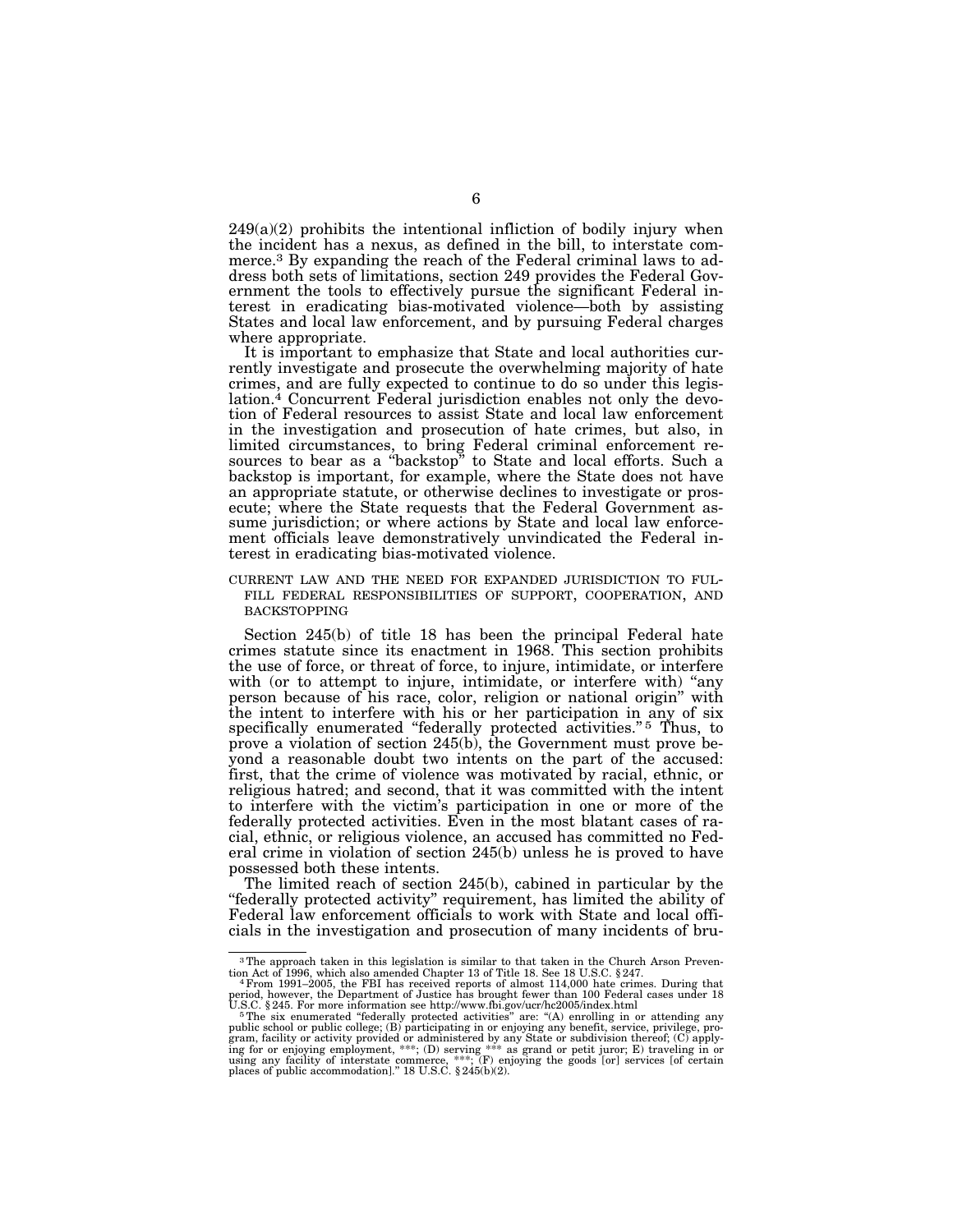249(a)(2) prohibits the intentional infliction of bodily injury when the incident has a nexus, as defined in the bill, to interstate commerce.[3] By expanding the reach of the Federal criminal laws to address both sets of limitations, section 249 provides the Federal Government the tools to effectively pursue the significant Federal interest in eradicating bias-motivated violence—both by assisting States and local law enforcement, and by pursuing Federal charges where appropriate.

It is important to emphasize that State and local authorities currently investigate and prosecute the overwhelming majority of hate crimes, and are fully expected to continue to do so under this legislation.[4] Concurrent Federal jurisdiction enables not only the devotion of Federal resources to assist State and local law enforcement in the investigation and prosecution of hate crimes, but also, in limited circumstances, to bring Federal criminal enforcement resources to bear as a "backstop" to State and local efforts. Such a backstop is important, for example, where the State does not have an appropriate statute, or otherwise declines to investigate or prosecute; where the State requests that the Federal Government assume jurisdiction; or where actions by State and local law enforcement officials leave demonstratively unvindicated the Federal interest in eradicating bias-motivated violence.

## CURRENT LAW AND THE NEED FOR EXPANDED JURISDICTION TO FULFILL FEDERAL RESPONSIBILITIES OF SUPPORT, COOPERATION, AND BACKSTOPPING

Section 245(b) of title 18 has been the principal Federal hate crimes statute since its enactment in 1968. This section prohibits the use of force, or threat of force, to injure, intimidate, or interfere with (or to attempt to injure, intimidate, or interfere with) "any person because of his race, color, religion or national origin" with the intent to interfere with his or her participation in any of six specifically enumerated "federally protected activities."[5] Thus, to prove a violation of section 245(b), the Government must prove beyond a reasonable doubt two intents on the part of the accused: first, that the crime of violence was motivated by racial, ethnic, or religious hatred; and second, that it was committed with the intent to interfere with the victim's participation in one or more of the federally protected activities. Even in the most blatant cases of racial, ethnic, or religious violence, an accused has committed no Federal crime in violation of section 245(b) unless he is proved to have possessed both these intents.

The limited reach of section 245(b), cabined in particular by the "federally protected activity" requirement, has limited the ability of Federal law enforcement officials to work with State and local officials in the investigation and prosecution of many incidents of bru-

---

[3] The approach taken in this legislation is similar to that taken in the Church Arson Prevention Act of 1996, which also amended Chapter 13 of Title 18. See 18 U.S.C. §247.

[4] From 1991–2005, the FBI has received reports of almost 114,000 hate crimes. During that period, however, the Department of Justice has brought fewer than 100 Federal cases under 18 U.S.C. §245. For more information see http://www.fbi.gov/ucr/hc2005/index.html

[5] The six enumerated "federally protected activities" are: "(A) enrolling in or attending any public school or public college; (B) participating in or enjoying any benefit, service, privilege, program, facility or activity provided or administered by any State or subdivision thereof; (C) applying for or enjoying employment, \*\*\*; (D) serving \*\*\* as grand or petit juror; E) traveling in or using any facility of interstate commerce, \*\*\*; (F) enjoying the goods [or] services [of certain places of public accommodation]." 18 U.S.C. §245(b)(2).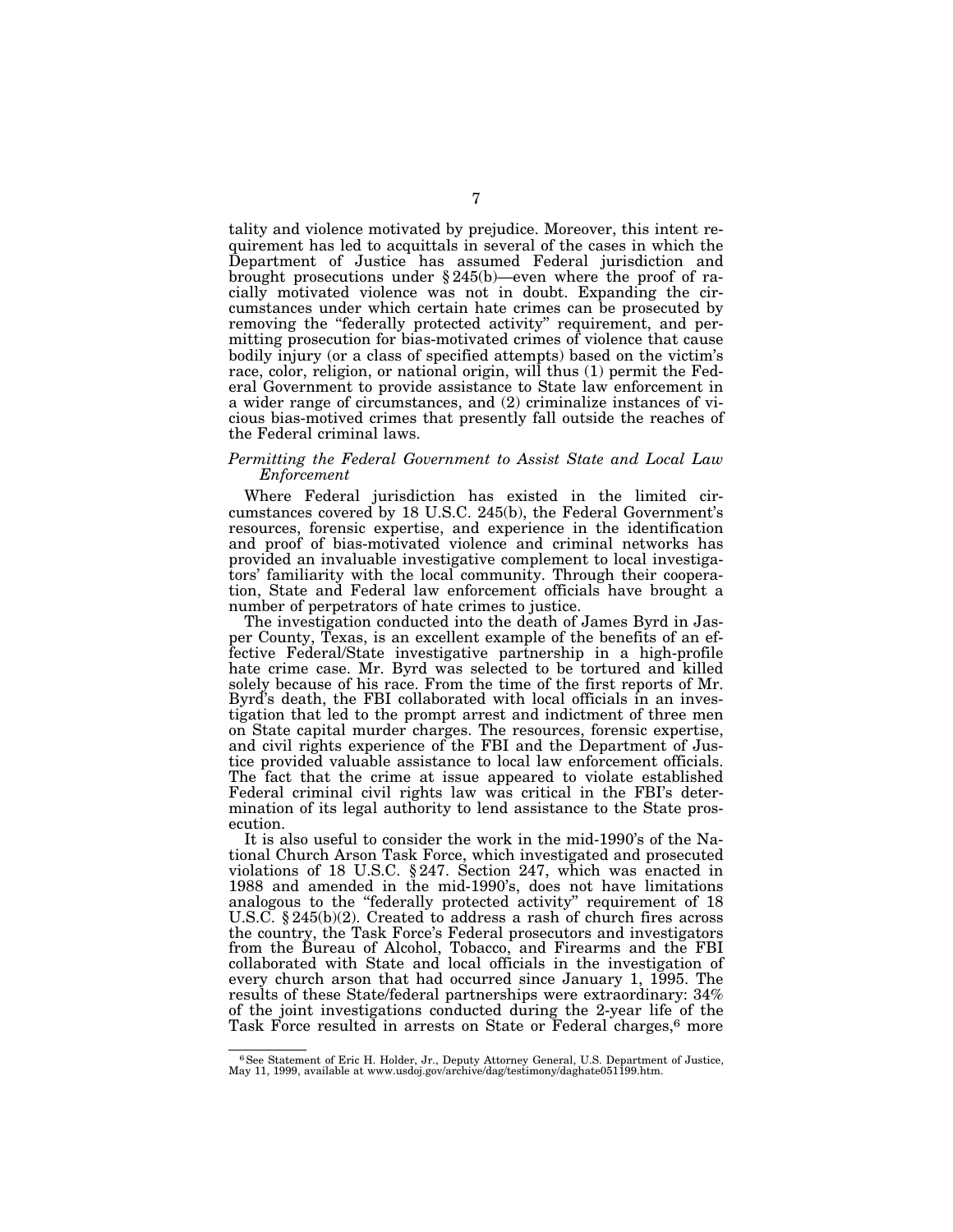tality and violence motivated by prejudice. Moreover, this intent requirement has led to acquittals in several of the cases in which the Department of Justice has assumed Federal jurisdiction and brought prosecutions under § 245(b)—even where the proof of racially motivated violence was not in doubt. Expanding the circumstances under which certain hate crimes can be prosecuted by removing the "federally protected activity" requirement, and permitting prosecution for bias-motivated crimes of violence that cause bodily injury (or a class of specified attempts) based on the victim's race, color, religion, or national origin, will thus (1) permit the Federal Government to provide assistance to State law enforcement in a wider range of circumstances, and (2) criminalize instances of vicious bias-motived crimes that presently fall outside the reaches of the Federal criminal laws.

*Permitting the Federal Government to Assist State and Local Law Enforcement*

Where Federal jurisdiction has existed in the limited circumstances covered by 18 U.S.C. 245(b), the Federal Government's resources, forensic expertise, and experience in the identification and proof of bias-motivated violence and criminal networks has provided an invaluable investigative complement to local investigators' familiarity with the local community. Through their cooperation, State and Federal law enforcement officials have brought a number of perpetrators of hate crimes to justice.

The investigation conducted into the death of James Byrd in Jasper County, Texas, is an excellent example of the benefits of an effective Federal/State investigative partnership in a high-profile hate crime case. Mr. Byrd was selected to be tortured and killed solely because of his race. From the time of the first reports of Mr. Byrd's death, the FBI collaborated with local officials in an investigation that led to the prompt arrest and indictment of three men on State capital murder charges. The resources, forensic expertise, and civil rights experience of the FBI and the Department of Justice provided valuable assistance to local law enforcement officials. The fact that the crime at issue appeared to violate established Federal criminal civil rights law was critical in the FBI's determination of its legal authority to lend assistance to the State prosecution.

It is also useful to consider the work in the mid-1990's of the National Church Arson Task Force, which investigated and prosecuted violations of 18 U.S.C. § 247. Section 247, which was enacted in 1988 and amended in the mid-1990's, does not have limitations analogous to the "federally protected activity" requirement of 18 U.S.C. § 245(b)(2). Created to address a rash of church fires across the country, the Task Force's Federal prosecutors and investigators from the Bureau of Alcohol, Tobacco, and Firearms and the FBI collaborated with State and local officials in the investigation of every church arson that had occurred since January 1, 1995. The results of these State/federal partnerships were extraordinary: 34% of the joint investigations conducted during the 2-year life of the Task Force resulted in arrests on State or Federal charges,[6] more

[6] See Statement of Eric H. Holder, Jr., Deputy Attorney General, U.S. Department of Justice, May 11, 1999, available at www.usdoj.gov/archive/dag/testimony/daghate051199.htm.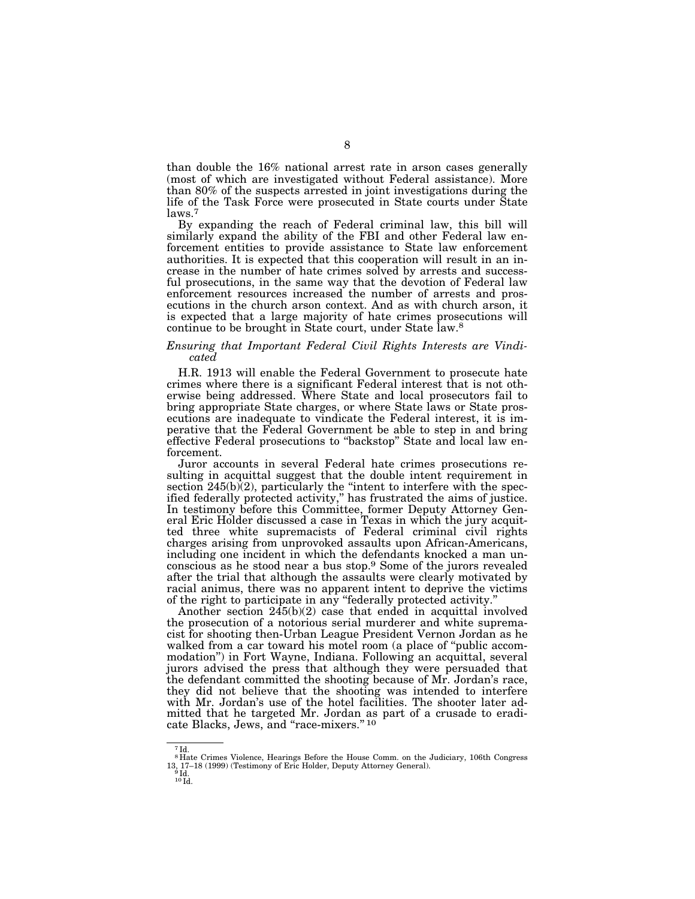than double the 16% national arrest rate in arson cases generally (most of which are investigated without Federal assistance). More than 80% of the suspects arrested in joint investigations during the life of the Task Force were prosecuted in State courts under State laws.[7]

By expanding the reach of Federal criminal law, this bill will similarly expand the ability of the FBI and other Federal law enforcement entities to provide assistance to State law enforcement authorities. It is expected that this cooperation will result in an increase in the number of hate crimes solved by arrests and successful prosecutions, in the same way that the devotion of Federal law enforcement resources increased the number of arrests and prosecutions in the church arson context. And as with church arson, it is expected that a large majority of hate crimes prosecutions will continue to be brought in State court, under State law.[8]

*Ensuring that Important Federal Civil Rights Interests are Vindicated*

H.R. 1913 will enable the Federal Government to prosecute hate crimes where there is a significant Federal interest that is not otherwise being addressed. Where State and local prosecutors fail to bring appropriate State charges, or where State laws or State prosecutions are inadequate to vindicate the Federal interest, it is imperative that the Federal Government be able to step in and bring effective Federal prosecutions to "backstop" State and local law enforcement.

Juror accounts in several Federal hate crimes prosecutions resulting in acquittal suggest that the double intent requirement in section 245(b)(2), particularly the "intent to interfere with the specified federally protected activity," has frustrated the aims of justice. In testimony before this Committee, former Deputy Attorney General Eric Holder discussed a case in Texas in which the jury acquitted three white supremacists of Federal criminal civil rights charges arising from unprovoked assaults upon African-Americans, including one incident in which the defendants knocked a man unconscious as he stood near a bus stop.[9] Some of the jurors revealed after the trial that although the assaults were clearly motivated by racial animus, there was no apparent intent to deprive the victims of the right to participate in any "federally protected activity."

Another section 245(b)(2) case that ended in acquittal involved the prosecution of a notorious serial murderer and white supremacist for shooting then-Urban League President Vernon Jordan as he walked from a car toward his motel room (a place of "public accommodation") in Fort Wayne, Indiana. Following an acquittal, several jurors advised the press that although they were persuaded that the defendant committed the shooting because of Mr. Jordan's race, they did not believe that the shooting was intended to interfere with Mr. Jordan's use of the hotel facilities. The shooter later admitted that he targeted Mr. Jordan as part of a crusade to eradicate Blacks, Jews, and "race-mixers."[10]

---

[7] Id.

[8] Hate Crimes Violence, Hearings Before the House Comm. on the Judiciary, 106th Congress 13, 17–18 (1999) (Testimony of Eric Holder, Deputy Attorney General).

[9] Id.

[10] Id.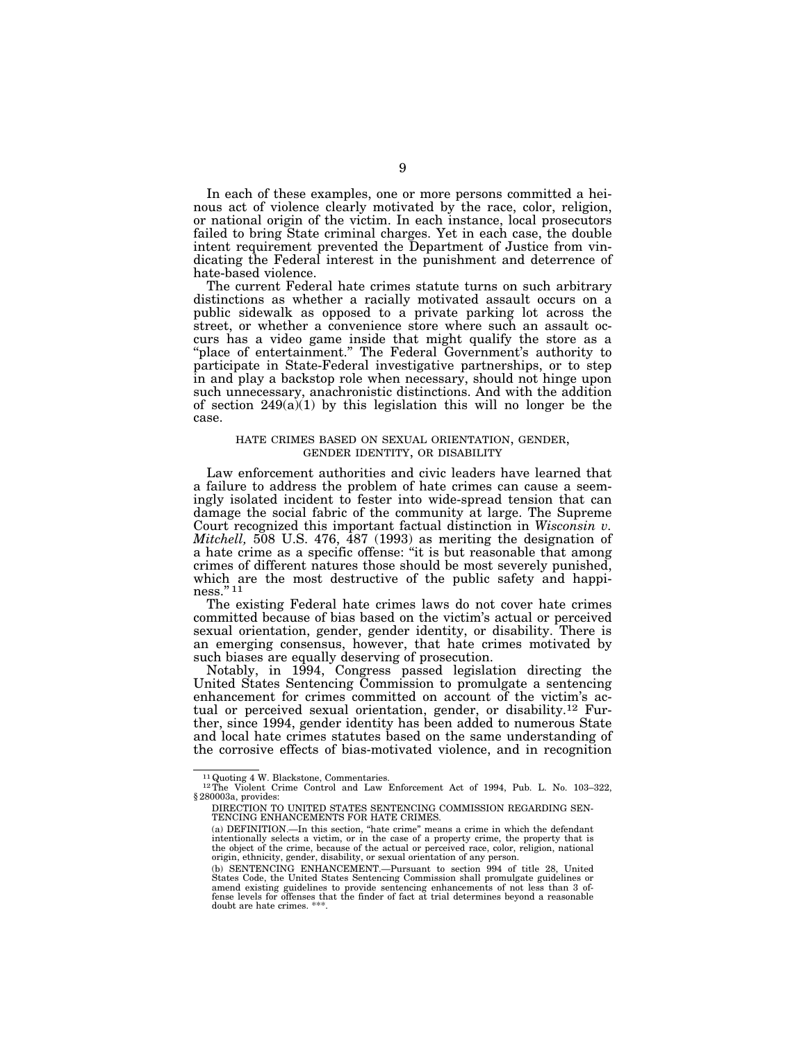In each of these examples, one or more persons committed a heinous act of violence clearly motivated by the race, color, religion, or national origin of the victim. In each instance, local prosecutors failed to bring State criminal charges. Yet in each case, the double intent requirement prevented the Department of Justice from vindicating the Federal interest in the punishment and deterrence of hate-based violence.

The current Federal hate crimes statute turns on such arbitrary distinctions as whether a racially motivated assault occurs on a public sidewalk as opposed to a private parking lot across the street, or whether a convenience store where such an assault occurs has a video game inside that might qualify the store as a "place of entertainment." The Federal Government's authority to participate in State-Federal investigative partnerships, or to step in and play a backstop role when necessary, should not hinge upon such unnecessary, anachronistic distinctions. And with the addition of section 249(a)(1) by this legislation this will no longer be the case.

### HATE CRIMES BASED ON SEXUAL ORIENTATION, GENDER, GENDER IDENTITY, OR DISABILITY

Law enforcement authorities and civic leaders have learned that a failure to address the problem of hate crimes can cause a seemingly isolated incident to fester into wide-spread tension that can damage the social fabric of the community at large. The Supreme Court recognized this important factual distinction in *Wisconsin v. Mitchell,* 508 U.S. 476, 487 (1993) as meriting the designation of a hate crime as a specific offense: "it is but reasonable that among crimes of different natures those should be most severely punished, which are the most destructive of the public safety and happiness." [11]

The existing Federal hate crimes laws do not cover hate crimes committed because of bias based on the victim's actual or perceived sexual orientation, gender, gender identity, or disability. There is an emerging consensus, however, that hate crimes motivated by such biases are equally deserving of prosecution.

Notably, in 1994, Congress passed legislation directing the United States Sentencing Commission to promulgate a sentencing enhancement for crimes committed on account of the victim's actual or perceived sexual orientation, gender, or disability.[12] Further, since 1994, gender identity has been added to numerous State and local hate crimes statutes based on the same understanding of the corrosive effects of bias-motivated violence, and in recognition

---

[11] Quoting 4 W. Blackstone, Commentaries.

[12] The Violent Crime Control and Law Enforcement Act of 1994, Pub. L. No. 103–322, § 280003a, provides:

DIRECTION TO UNITED STATES SENTENCING COMMISSION REGARDING SENTENCING ENHANCEMENTS FOR HATE CRIMES.

(a) DEFINITION.—In this section, "hate crime" means a crime in which the defendant intentionally selects a victim, or in the case of a property crime, the property that is the object of the crime, because of the actual or perceived race, color, religion, national origin, ethnicity, gender, disability, or sexual orientation of any person.

(b) SENTENCING ENHANCEMENT.—Pursuant to section 994 of title 28, United States Code, the United States Sentencing Commission shall promulgate guidelines or amend existing guidelines to provide sentencing enhancements of not less than 3 offense levels for offenses that the finder of fact at trial determines beyond a reasonable doubt are hate crimes. \*\*\*.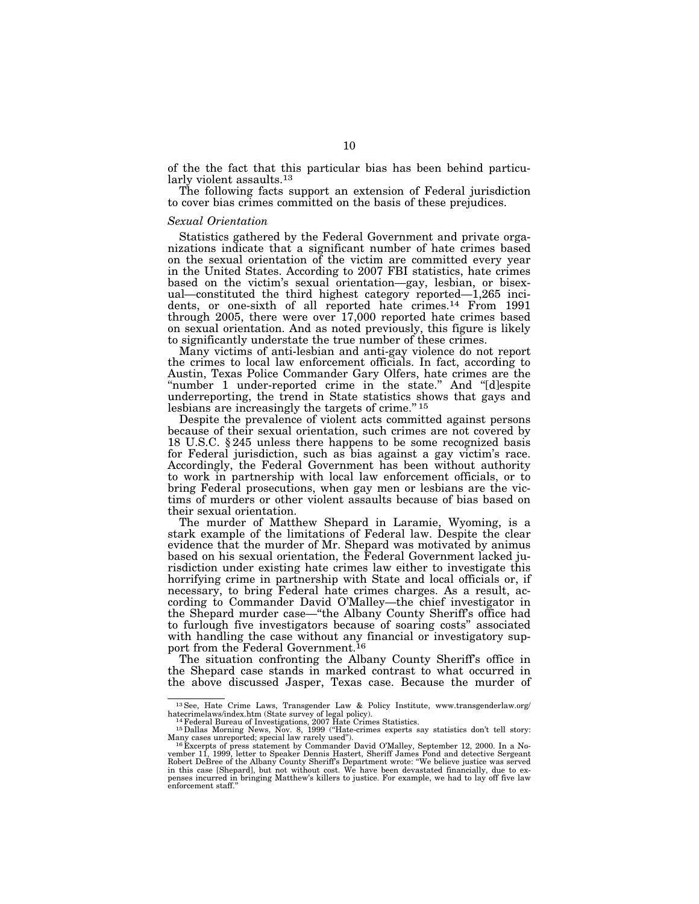of the the fact that this particular bias has been behind particularly violent assaults.[13]

The following facts support an extension of Federal jurisdiction to cover bias crimes committed on the basis of these prejudices.

*Sexual Orientation*

Statistics gathered by the Federal Government and private organizations indicate that a significant number of hate crimes based on the sexual orientation of the victim are committed every year in the United States. According to 2007 FBI statistics, hate crimes based on the victim's sexual orientation—gay, lesbian, or bisexual—constituted the third highest category reported—1,265 incidents, or one-sixth of all reported hate crimes.[14] From 1991 through 2005, there were over 17,000 reported hate crimes based on sexual orientation. And as noted previously, this figure is likely to significantly understate the true number of these crimes.

Many victims of anti-lesbian and anti-gay violence do not report the crimes to local law enforcement officials. In fact, according to Austin, Texas Police Commander Gary Olfers, hate crimes are the "number 1 under-reported crime in the state." And "[d]espite underreporting, the trend in State statistics shows that gays and lesbians are increasingly the targets of crime."[15]

Despite the prevalence of violent acts committed against persons because of their sexual orientation, such crimes are not covered by 18 U.S.C. § 245 unless there happens to be some recognized basis for Federal jurisdiction, such as bias against a gay victim's race. Accordingly, the Federal Government has been without authority to work in partnership with local law enforcement officials, or to bring Federal prosecutions, when gay men or lesbians are the victims of murders or other violent assaults because of bias based on their sexual orientation.

The murder of Matthew Shepard in Laramie, Wyoming, is a stark example of the limitations of Federal law. Despite the clear evidence that the murder of Mr. Shepard was motivated by animus based on his sexual orientation, the Federal Government lacked jurisdiction under existing hate crimes law either to investigate this horrifying crime in partnership with State and local officials or, if necessary, to bring Federal hate crimes charges. As a result, according to Commander David O'Malley—the chief investigator in the Shepard murder case—"the Albany County Sheriff's office had to furlough five investigators because of soaring costs" associated with handling the case without any financial or investigatory support from the Federal Government.[16]

The situation confronting the Albany County Sheriff's office in the Shepard case stands in marked contrast to what occurred in the above discussed Jasper, Texas case. Because the murder of

---

[13] See, Hate Crime Laws, Transgender Law & Policy Institute, www.transgenderlaw.org/hatecrimelaws/index.htm (State survey of legal policy).

[14] Federal Bureau of Investigations, 2007 Hate Crimes Statistics.

[15] Dallas Morning News, Nov. 8, 1999 ("Hate-crimes experts say statistics don't tell story: Many cases unreported; special law rarely used").

[16] Excerpts of press statement by Commander David O'Malley, September 12, 2000. In a November 11, 1999, letter to Speaker Dennis Hastert, Sheriff James Pond and detective Sergeant Robert DeBree of the Albany County Sheriff's Department wrote: "We believe justice was served in this case [Shepard], but not without cost. We have been devastated financially, due to expenses incurred in bringing Matthew's killers to justice. For example, we had to lay off five law enforcement staff."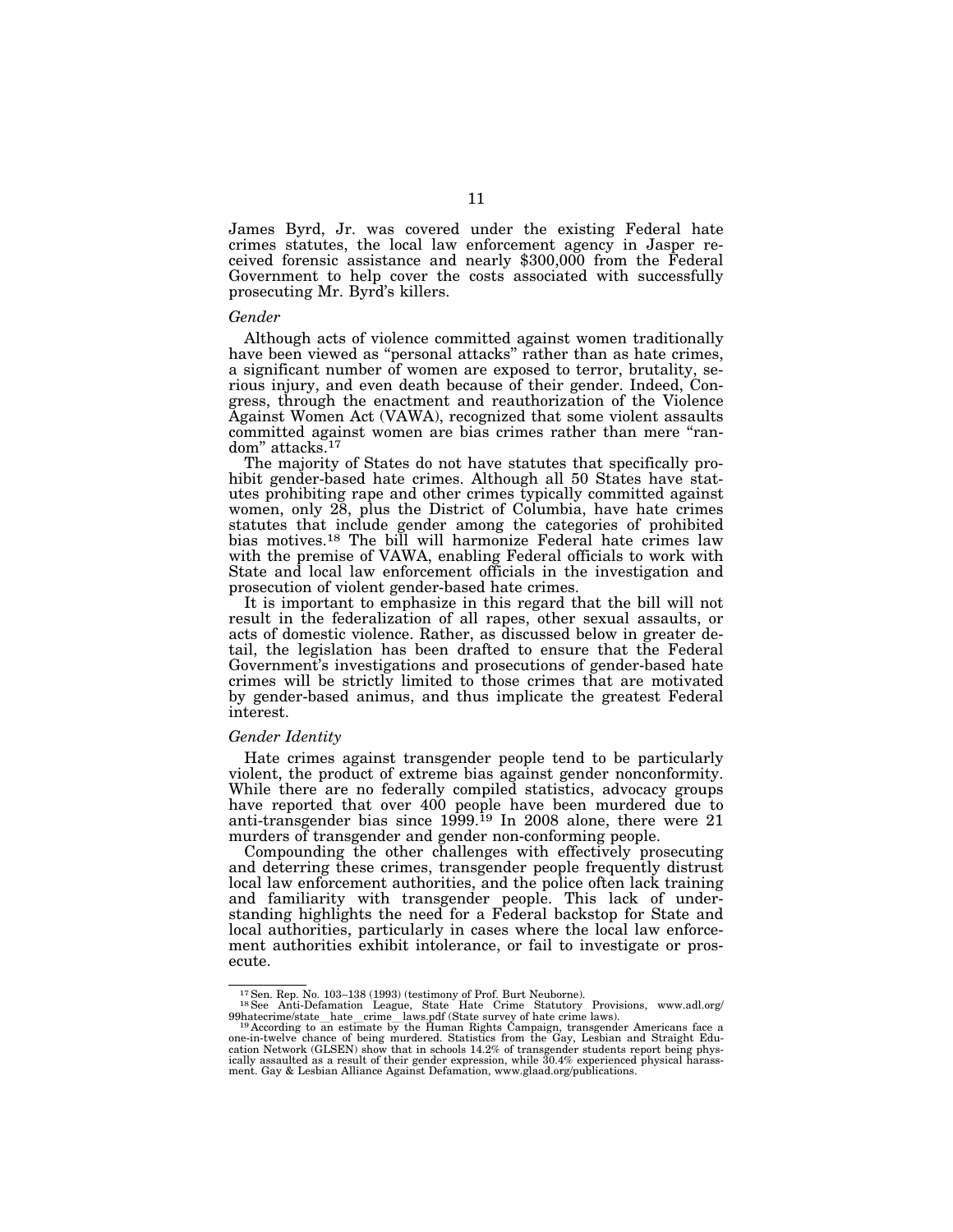James Byrd, Jr. was covered under the existing Federal hate crimes statutes, the local law enforcement agency in Jasper received forensic assistance and nearly $300,000 from the Federal Government to help cover the costs associated with successfully prosecuting Mr. Byrd's killers.

*Gender*

Although acts of violence committed against women traditionally have been viewed as "personal attacks" rather than as hate crimes, a significant number of women are exposed to terror, brutality, serious injury, and even death because of their gender. Indeed, Congress, through the enactment and reauthorization of the Violence Against Women Act (VAWA), recognized that some violent assaults committed against women are bias crimes rather than mere "random" attacks.[17]

The majority of States do not have statutes that specifically prohibit gender-based hate crimes. Although all 50 States have statutes prohibiting rape and other crimes typically committed against women, only 28, plus the District of Columbia, have hate crimes statutes that include gender among the categories of prohibited bias motives.[18] The bill will harmonize Federal hate crimes law with the premise of VAWA, enabling Federal officials to work with State and local law enforcement officials in the investigation and prosecution of violent gender-based hate crimes.

It is important to emphasize in this regard that the bill will not result in the federalization of all rapes, other sexual assaults, or acts of domestic violence. Rather, as discussed below in greater detail, the legislation has been drafted to ensure that the Federal Government's investigations and prosecutions of gender-based hate crimes will be strictly limited to those crimes that are motivated by gender-based animus, and thus implicate the greatest Federal interest.

*Gender Identity*

Hate crimes against transgender people tend to be particularly violent, the product of extreme bias against gender nonconformity. While there are no federally compiled statistics, advocacy groups have reported that over 400 people have been murdered due to anti-transgender bias since 1999.[19] In 2008 alone, there were 21 murders of transgender and gender non-conforming people.

Compounding the other challenges with effectively prosecuting and deterring these crimes, transgender people frequently distrust local law enforcement authorities, and the police often lack training and familiarity with transgender people. This lack of understanding highlights the need for a Federal backstop for State and local authorities, particularly in cases where the local law enforcement authorities exhibit intolerance, or fail to investigate or prosecute.

---

[17] Sen. Rep. No. 103–138 (1993) (testimony of Prof. Burt Neuborne).

[18] See Anti-Defamation League, State Hate Crime Statutory Provisions, www.adl.org/99hatecrime/state_hate_crime_laws.pdf (State survey of hate crime laws).

[19] According to an estimate by the Human Rights Campaign, transgender Americans face a one-in-twelve chance of being murdered. Statistics from the Gay, Lesbian and Straight Education Network (GLSEN) show that in schools 14.2% of transgender students report being physically assaulted as a result of their gender expression, while 30.4% experienced physical harassment. Gay & Lesbian Alliance Against Defamation, www.glaad.org/publications.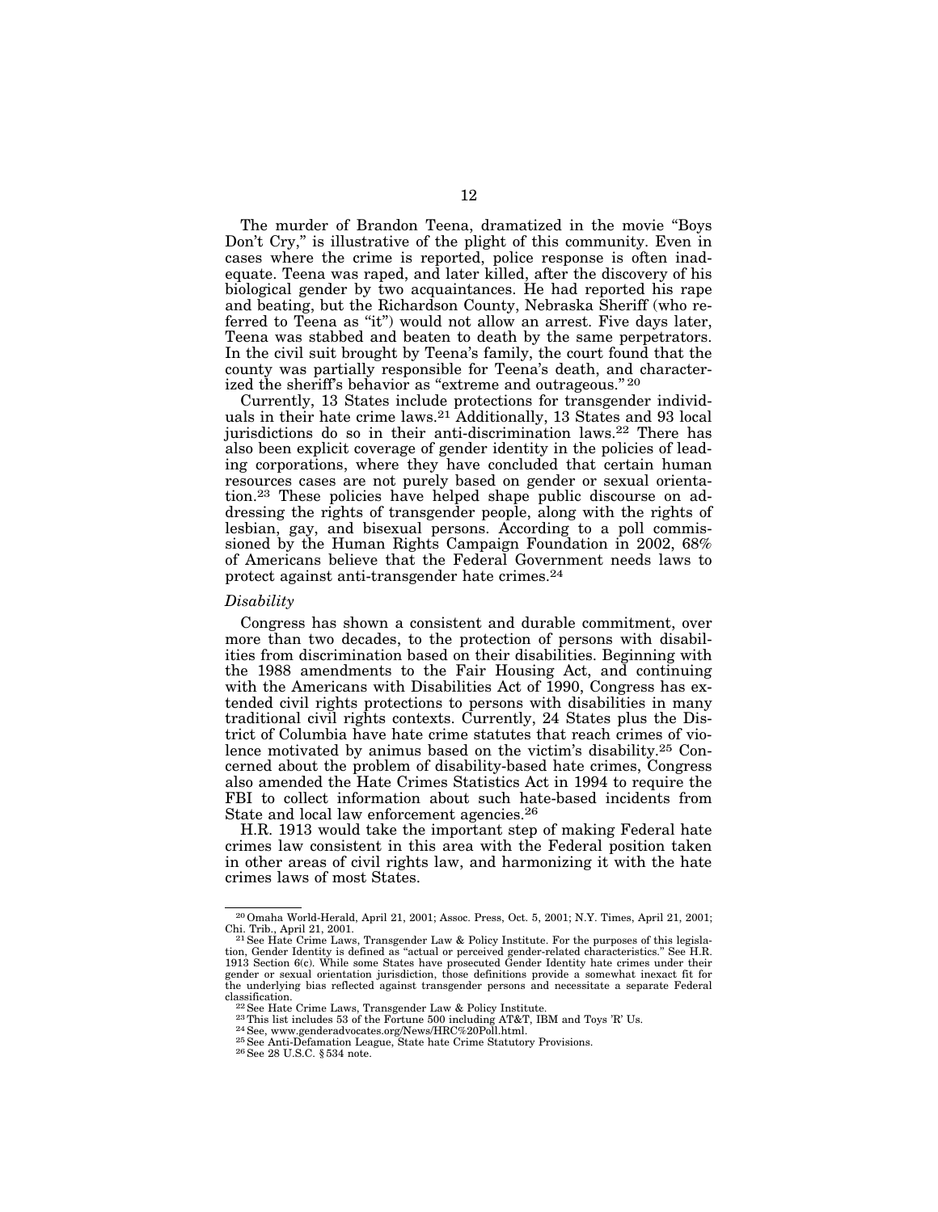The murder of Brandon Teena, dramatized in the movie "Boys Don't Cry," is illustrative of the plight of this community. Even in cases where the crime is reported, police response is often inadequate. Teena was raped, and later killed, after the discovery of his biological gender by two acquaintances. He had reported his rape and beating, but the Richardson County, Nebraska Sheriff (who referred to Teena as "it") would not allow an arrest. Five days later, Teena was stabbed and beaten to death by the same perpetrators. In the civil suit brought by Teena's family, the court found that the county was partially responsible for Teena's death, and characterized the sheriff's behavior as "extreme and outrageous."[20]

Currently, 13 States include protections for transgender individuals in their hate crime laws.[21] Additionally, 13 States and 93 local jurisdictions do so in their anti-discrimination laws.[22] There has also been explicit coverage of gender identity in the policies of leading corporations, where they have concluded that certain human resources cases are not purely based on gender or sexual orientation.[23] These policies have helped shape public discourse on addressing the rights of transgender people, along with the rights of lesbian, gay, and bisexual persons. According to a poll commissioned by the Human Rights Campaign Foundation in 2002, 68% of Americans believe that the Federal Government needs laws to protect against anti-transgender hate crimes.[24]

*Disability*

Congress has shown a consistent and durable commitment, over more than two decades, to the protection of persons with disabilities from discrimination based on their disabilities. Beginning with the 1988 amendments to the Fair Housing Act, and continuing with the Americans with Disabilities Act of 1990, Congress has extended civil rights protections to persons with disabilities in many traditional civil rights contexts. Currently, 24 States plus the District of Columbia have hate crime statutes that reach crimes of violence motivated by animus based on the victim's disability.[25] Concerned about the problem of disability-based hate crimes, Congress also amended the Hate Crimes Statistics Act in 1994 to require the FBI to collect information about such hate-based incidents from State and local law enforcement agencies.[26]

H.R. 1913 would take the important step of making Federal hate crimes law consistent in this area with the Federal position taken in other areas of civil rights law, and harmonizing it with the hate crimes laws of most States.

---

[20] Omaha World-Herald, April 21, 2001; Assoc. Press, Oct. 5, 2001; N.Y. Times, April 21, 2001; Chi. Trib., April 21, 2001.

[21] See Hate Crime Laws, Transgender Law & Policy Institute. For the purposes of this legislation, Gender Identity is defined as "actual or perceived gender-related characteristics." See H.R. 1913 Section 6(c). While some States have prosecuted Gender Identity hate crimes under their gender or sexual orientation jurisdiction, those definitions provide a somewhat inexact fit for the underlying bias reflected against transgender persons and necessitate a separate Federal classification.

[22] See Hate Crime Laws, Transgender Law & Policy Institute.

[23] This list includes 53 of the Fortune 500 including AT&T, IBM and Toys 'R' Us.

[24] See, www.genderadvocates.org/News/HRC%20Poll.html.

[25] See Anti-Defamation League, State hate Crime Statutory Provisions.

[26] See 28 U.S.C. § 534 note.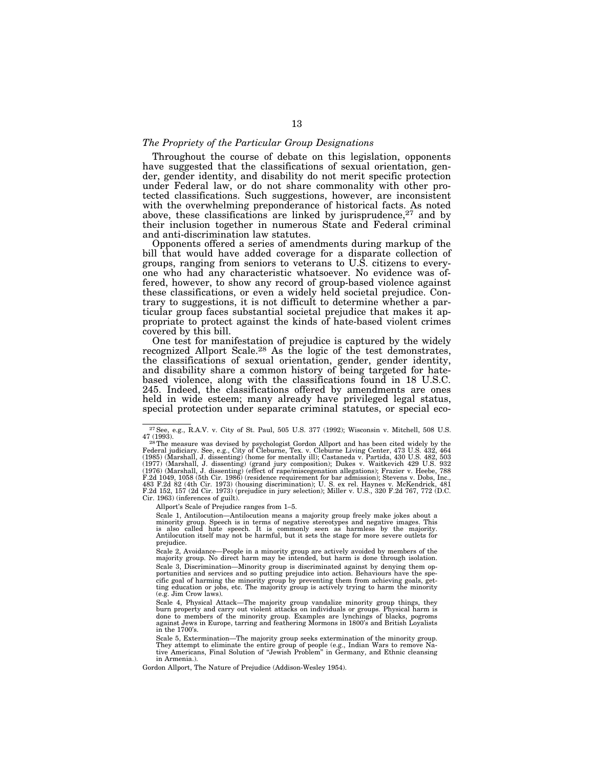*The Propriety of the Particular Group Designations*

Throughout the course of debate on this legislation, opponents have suggested that the classifications of sexual orientation, gender, gender identity, and disability do not merit specific protection under Federal law, or do not share commonality with other protected classifications. Such suggestions, however, are inconsistent with the overwhelming preponderance of historical facts. As noted above, these classifications are linked by jurisprudence,[27] and by their inclusion together in numerous State and Federal criminal and anti-discrimination law statutes.

Opponents offered a series of amendments during markup of the bill that would have added coverage for a disparate collection of groups, ranging from seniors to veterans to U.S. citizens to everyone who had any characteristic whatsoever. No evidence was offered, however, to show any record of group-based violence against these classifications, or even a widely held societal prejudice. Contrary to suggestions, it is not difficult to determine whether a particular group faces substantial societal prejudice that makes it appropriate to protect against the kinds of hate-based violent crimes covered by this bill.

One test for manifestation of prejudice is captured by the widely recognized Allport Scale.[28] As the logic of the test demonstrates, the classifications of sexual orientation, gender, gender identity, and disability share a common history of being targeted for hate-based violence, along with the classifications found in 18 U.S.C. 245. Indeed, the classifications offered by amendments are ones held in wide esteem; many already have privileged legal status, special protection under separate criminal statutes, or special eco-

---

[27] See, e.g., R.A.V. v. City of St. Paul, 505 U.S. 377 (1992); Wisconsin v. Mitchell, 508 U.S. 47 (1993).

[28] The measure was devised by psychologist Gordon Allport and has been cited widely by the Federal judiciary. See, e.g., City of Cleburne, Tex. v. Cleburne Living Center, 473 U.S. 432, 464 (1985) (Marshall, J. dissenting) (home for mentally ill); Castaneda v. Partida, 430 U.S. 482, 503 (1977) (Marshall, J. dissenting) (grand jury composition); Dukes v. Waitkevich 429 U.S. 932 (1976) (Marshall, J. dissenting) (effect of rape/miscegenation allegations); Frazier v. Heebe, 788 F.2d 1049, 1058 (5th Cir. 1986) (residence requirement for bar admission); Stevens v. Dobs, Inc., 483 F.2d 82 (4th Cir. 1973) (housing discrimination); U. S. ex rel. Haynes v. McKendrick, 481 F.2d 152, 157 (2d Cir. 1973) (prejudice in jury selection); Miller v. U.S., 320 F.2d 767, 772 (D.C. Cir. 1963) (inferences of guilt).

Allport's Scale of Prejudice ranges from 1–5.

Scale 1, Antilocution—Antilocution means a majority group freely make jokes about a minority group. Speech is in terms of negative stereotypes and negative images. This is also called hate speech. It is commonly seen as harmless by the majority. Antilocution itself may not be harmful, but it sets the stage for more severe outlets for prejudice.

Scale 2, Avoidance—People in a minority group are actively avoided by members of the majority group. No direct harm may be intended, but harm is done through isolation.

Scale 3, Discrimination—Minority group is discriminated against by denying them opportunities and services and so putting prejudice into action. Behaviours have the specific goal of harming the minority group by preventing them from achieving goals, getting education or jobs, etc. The majority group is actively trying to harm the minority (e.g. Jim Crow laws).

Scale 4, Physical Attack—The majority group vandalize minority group things, they burn property and carry out violent attacks on individuals or groups. Physical harm is done to members of the minority group. Examples are lynchings of blacks, pogroms against Jews in Europe, tarring and feathering Mormons in 1800's and British Loyalists in the 1700's.

Scale 5, Extermination—The majority group seeks extermination of the minority group. They attempt to eliminate the entire group of people (e.g., Indian Wars to remove Native Americans, Final Solution of "Jewish Problem" in Germany, and Ethnic cleansing in Armenia.).

Gordon Allport, The Nature of Prejudice (Addison-Wesley 1954).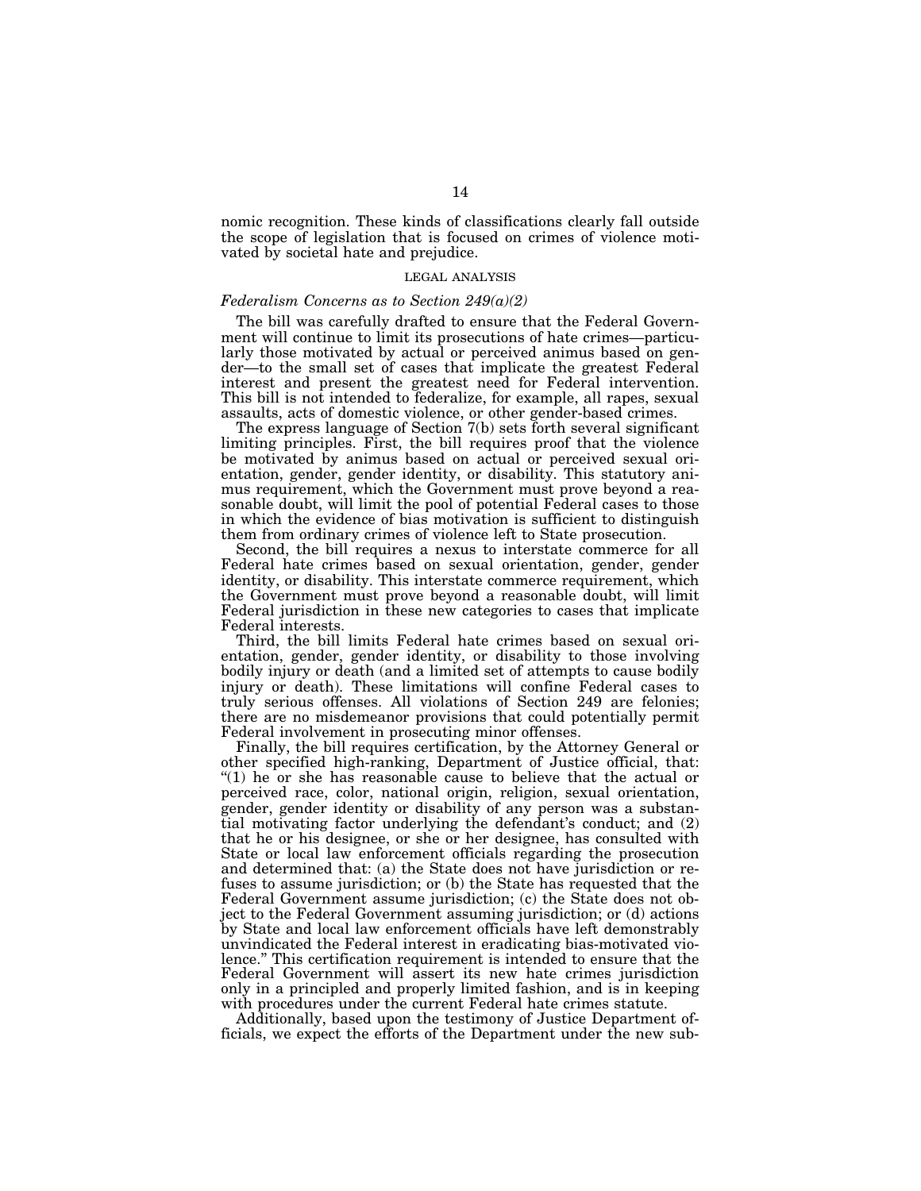nomic recognition. These kinds of classifications clearly fall outside the scope of legislation that is focused on crimes of violence motivated by societal hate and prejudice.

## LEGAL ANALYSIS

### *Federalism Concerns as to Section 249(a)(2)*

The bill was carefully drafted to ensure that the Federal Government will continue to limit its prosecutions of hate crimes—particularly those motivated by actual or perceived animus based on gender—to the small set of cases that implicate the greatest Federal interest and present the greatest need for Federal intervention. This bill is not intended to federalize, for example, all rapes, sexual assaults, acts of domestic violence, or other gender-based crimes.

The express language of Section 7(b) sets forth several significant limiting principles. First, the bill requires proof that the violence be motivated by animus based on actual or perceived sexual orientation, gender, gender identity, or disability. This statutory animus requirement, which the Government must prove beyond a reasonable doubt, will limit the pool of potential Federal cases to those in which the evidence of bias motivation is sufficient to distinguish them from ordinary crimes of violence left to State prosecution.

Second, the bill requires a nexus to interstate commerce for all Federal hate crimes based on sexual orientation, gender, gender identity, or disability. This interstate commerce requirement, which the Government must prove beyond a reasonable doubt, will limit Federal jurisdiction in these new categories to cases that implicate Federal interests.

Third, the bill limits Federal hate crimes based on sexual orientation, gender, gender identity, or disability to those involving bodily injury or death (and a limited set of attempts to cause bodily injury or death). These limitations will confine Federal cases to truly serious offenses. All violations of Section 249 are felonies; there are no misdemeanor provisions that could potentially permit Federal involvement in prosecuting minor offenses.

Finally, the bill requires certification, by the Attorney General or other specified high-ranking, Department of Justice official, that: "(1) he or she has reasonable cause to believe that the actual or perceived race, color, national origin, religion, sexual orientation, gender, gender identity or disability of any person was a substantial motivating factor underlying the defendant's conduct; and (2) that he or his designee, or she or her designee, has consulted with State or local law enforcement officials regarding the prosecution and determined that: (a) the State does not have jurisdiction or refuses to assume jurisdiction; or (b) the State has requested that the Federal Government assume jurisdiction; (c) the State does not object to the Federal Government assuming jurisdiction; or (d) actions by State and local law enforcement officials have left demonstrably unvindicated the Federal interest in eradicating bias-motivated violence." This certification requirement is intended to ensure that the Federal Government will assert its new hate crimes jurisdiction only in a principled and properly limited fashion, and is in keeping with procedures under the current Federal hate crimes statute.

Additionally, based upon the testimony of Justice Department officials, we expect the efforts of the Department under the new sub-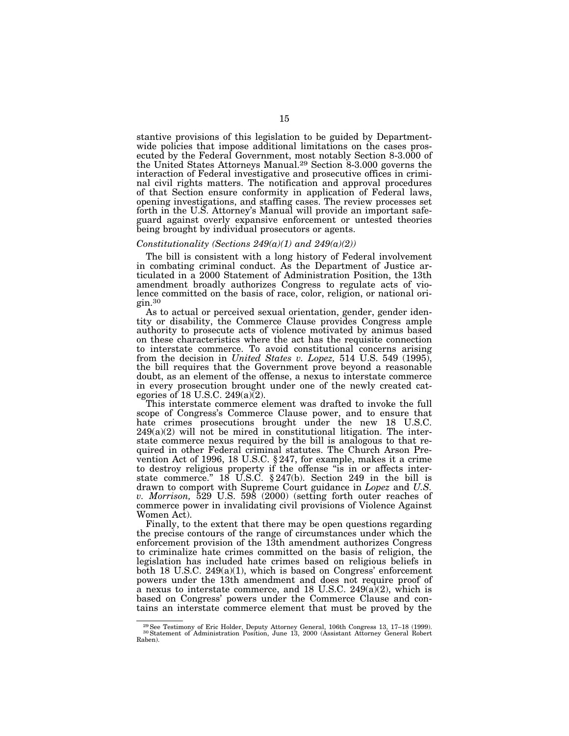stantive provisions of this legislation to be guided by Department-wide policies that impose additional limitations on the cases prosecuted by the Federal Government, most notably Section 8-3.000 of the United States Attorneys Manual.[29] Section 8-3.000 governs the interaction of Federal investigative and prosecutive offices in criminal civil rights matters. The notification and approval procedures of that Section ensure conformity in application of Federal laws, opening investigations, and staffing cases. The review processes set forth in the U.S. Attorney's Manual will provide an important safeguard against overly expansive enforcement or untested theories being brought by individual prosecutors or agents.

*Constitutionality (Sections 249(a)(1) and 249(a)(2))*

The bill is consistent with a long history of Federal involvement in combating criminal conduct. As the Department of Justice articulated in a 2000 Statement of Administration Position, the 13th amendment broadly authorizes Congress to regulate acts of violence committed on the basis of race, color, religion, or national origin.[30]

As to actual or perceived sexual orientation, gender, gender identity or disability, the Commerce Clause provides Congress ample authority to prosecute acts of violence motivated by animus based on these characteristics where the act has the requisite connection to interstate commerce. To avoid constitutional concerns arising from the decision in *United States v. Lopez,* 514 U.S. 549 (1995), the bill requires that the Government prove beyond a reasonable doubt, as an element of the offense, a nexus to interstate commerce in every prosecution brought under one of the newly created categories of 18 U.S.C. 249(a)(2).

This interstate commerce element was drafted to invoke the full scope of Congress's Commerce Clause power, and to ensure that hate crimes prosecutions brought under the new 18 U.S.C. 249(a)(2) will not be mired in constitutional litigation. The interstate commerce nexus required by the bill is analogous to that required in other Federal criminal statutes. The Church Arson Prevention Act of 1996, 18 U.S.C. § 247, for example, makes it a crime to destroy religious property if the offense "is in or affects interstate commerce." 18 U.S.C. § 247(b). Section 249 in the bill is drawn to comport with Supreme Court guidance in *Lopez* and *U.S. v. Morrison,* 529 U.S. 598 (2000) (setting forth outer reaches of commerce power in invalidating civil provisions of Violence Against Women Act).

Finally, to the extent that there may be open questions regarding the precise contours of the range of circumstances under which the enforcement provision of the 13th amendment authorizes Congress to criminalize hate crimes committed on the basis of religion, the legislation has included hate crimes based on religious beliefs in both 18 U.S.C. 249(a)(1), which is based on Congress' enforcement powers under the 13th amendment and does not require proof of a nexus to interstate commerce, and 18 U.S.C. 249(a)(2), which is based on Congress' powers under the Commerce Clause and contains an interstate commerce element that must be proved by the

---

[29] See Testimony of Eric Holder, Deputy Attorney General, 106th Congress 13, 17–18 (1999).

[30] Statement of Administration Position, June 13, 2000 (Assistant Attorney General Robert Raben).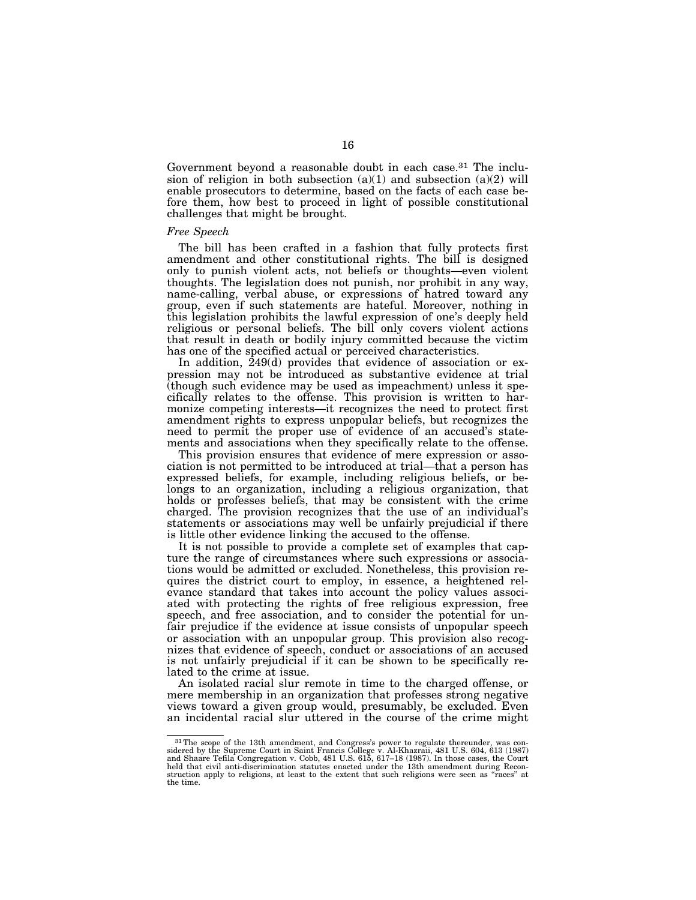Government beyond a reasonable doubt in each case.[31] The inclusion of religion in both subsection (a)(1) and subsection (a)(2) will enable prosecutors to determine, based on the facts of each case before them, how best to proceed in light of possible constitutional challenges that might be brought.

*Free Speech*

The bill has been crafted in a fashion that fully protects first amendment and other constitutional rights. The bill is designed only to punish violent acts, not beliefs or thoughts—even violent thoughts. The legislation does not punish, nor prohibit in any way, name-calling, verbal abuse, or expressions of hatred toward any group, even if such statements are hateful. Moreover, nothing in this legislation prohibits the lawful expression of one's deeply held religious or personal beliefs. The bill only covers violent actions that result in death or bodily injury committed because the victim has one of the specified actual or perceived characteristics.

In addition, 249(d) provides that evidence of association or expression may not be introduced as substantive evidence at trial (though such evidence may be used as impeachment) unless it specifically relates to the offense. This provision is written to harmonize competing interests—it recognizes the need to protect first amendment rights to express unpopular beliefs, but recognizes the need to permit the proper use of evidence of an accused's statements and associations when they specifically relate to the offense.

This provision ensures that evidence of mere expression or association is not permitted to be introduced at trial—that a person has expressed beliefs, for example, including religious beliefs, or belongs to an organization, including a religious organization, that holds or professes beliefs, that may be consistent with the crime charged. The provision recognizes that the use of an individual's statements or associations may well be unfairly prejudicial if there is little other evidence linking the accused to the offense.

It is not possible to provide a complete set of examples that capture the range of circumstances where such expressions or associations would be admitted or excluded. Nonetheless, this provision requires the district court to employ, in essence, a heightened relevance standard that takes into account the policy values associated with protecting the rights of free religious expression, free speech, and free association, and to consider the potential for unfair prejudice if the evidence at issue consists of unpopular speech or association with an unpopular group. This provision also recognizes that evidence of speech, conduct or associations of an accused is not unfairly prejudicial if it can be shown to be specifically related to the crime at issue.

An isolated racial slur remote in time to the charged offense, or mere membership in an organization that professes strong negative views toward a given group would, presumably, be excluded. Even an incidental racial slur uttered in the course of the crime might

---

[31] The scope of the 13th amendment, and Congress's power to regulate thereunder, was considered by the Supreme Court in Saint Francis College v. Al-Khazraii, 481 U.S. 604, 613 (1987) and Shaare Tefila Congregation v. Cobb, 481 U.S. 615, 617–18 (1987). In those cases, the Court held that civil anti-discrimination statutes enacted under the 13th amendment during Reconstruction apply to religions, at least to the extent that such religions were seen as "races" at the time.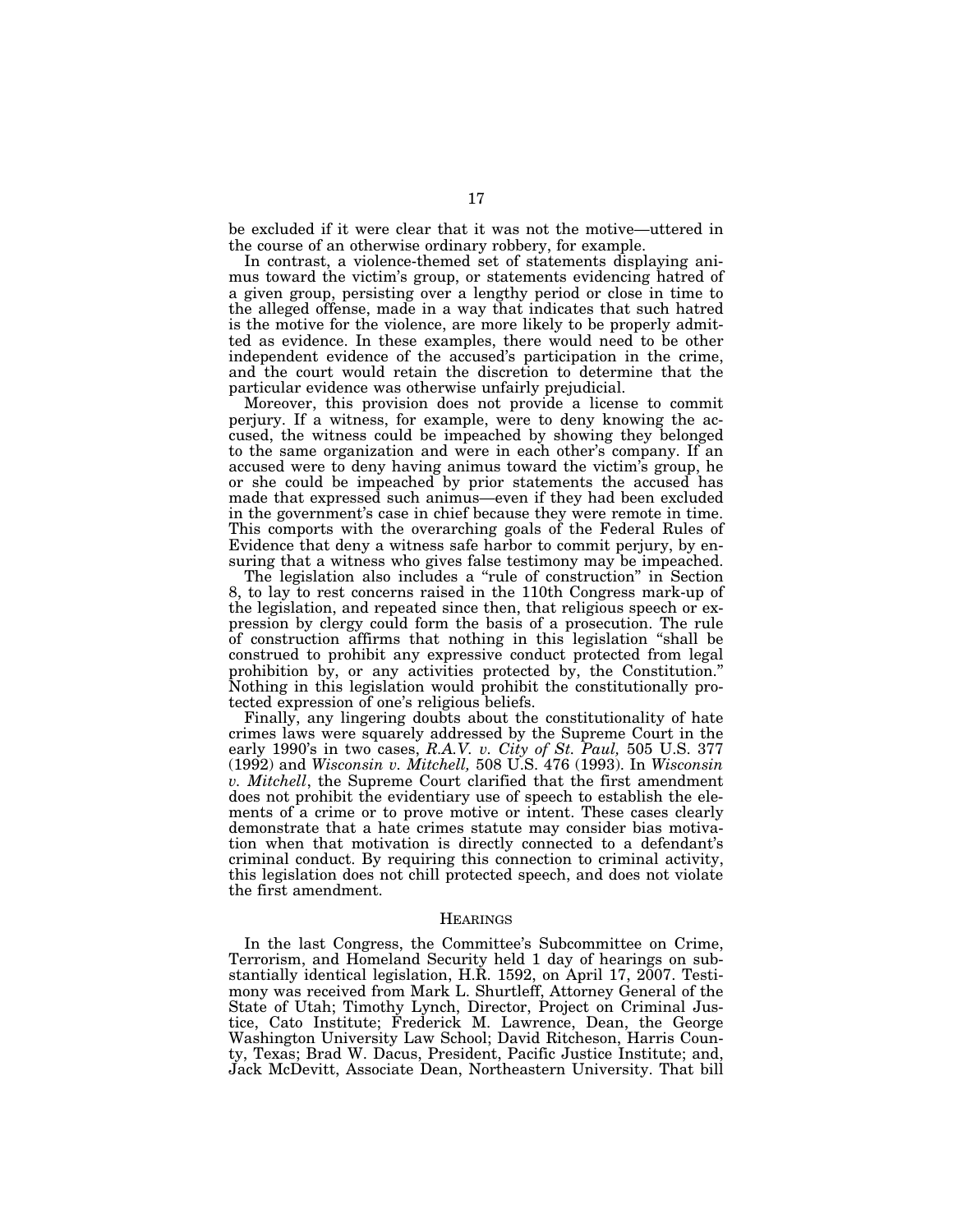be excluded if it were clear that it was not the motive—uttered in the course of an otherwise ordinary robbery, for example.

In contrast, a violence-themed set of statements displaying animus toward the victim's group, or statements evidencing hatred of a given group, persisting over a lengthy period or close in time to the alleged offense, made in a way that indicates that such hatred is the motive for the violence, are more likely to be properly admitted as evidence. In these examples, there would need to be other independent evidence of the accused's participation in the crime, and the court would retain the discretion to determine that the particular evidence was otherwise unfairly prejudicial.

Moreover, this provision does not provide a license to commit perjury. If a witness, for example, were to deny knowing the accused, the witness could be impeached by showing they belonged to the same organization and were in each other's company. If an accused were to deny having animus toward the victim's group, he or she could be impeached by prior statements the accused has made that expressed such animus—even if they had been excluded in the government's case in chief because they were remote in time. This comports with the overarching goals of the Federal Rules of Evidence that deny a witness safe harbor to commit perjury, by ensuring that a witness who gives false testimony may be impeached.

The legislation also includes a "rule of construction" in Section 8, to lay to rest concerns raised in the 110th Congress mark-up of the legislation, and repeated since then, that religious speech or expression by clergy could form the basis of a prosecution. The rule of construction affirms that nothing in this legislation "shall be construed to prohibit any expressive conduct protected from legal prohibition by, or any activities protected by, the Constitution." Nothing in this legislation would prohibit the constitutionally protected expression of one's religious beliefs.

Finally, any lingering doubts about the constitutionality of hate crimes laws were squarely addressed by the Supreme Court in the early 1990's in two cases, *R.A.V. v. City of St. Paul,* 505 U.S. 377 (1992) and *Wisconsin v. Mitchell,* 508 U.S. 476 (1993). In *Wisconsin v. Mitchell*, the Supreme Court clarified that the first amendment does not prohibit the evidentiary use of speech to establish the elements of a crime or to prove motive or intent. These cases clearly demonstrate that a hate crimes statute may consider bias motivation when that motivation is directly connected to a defendant's criminal conduct. By requiring this connection to criminal activity, this legislation does not chill protected speech, and does not violate the first amendment.

## HEARINGS

In the last Congress, the Committee's Subcommittee on Crime, Terrorism, and Homeland Security held 1 day of hearings on substantially identical legislation, H.R. 1592, on April 17, 2007. Testimony was received from Mark L. Shurtleff, Attorney General of the State of Utah; Timothy Lynch, Director, Project on Criminal Justice, Cato Institute; Frederick M. Lawrence, Dean, the George Washington University Law School; David Ritcheson, Harris County, Texas; Brad W. Dacus, President, Pacific Justice Institute; and, Jack McDevitt, Associate Dean, Northeastern University. That bill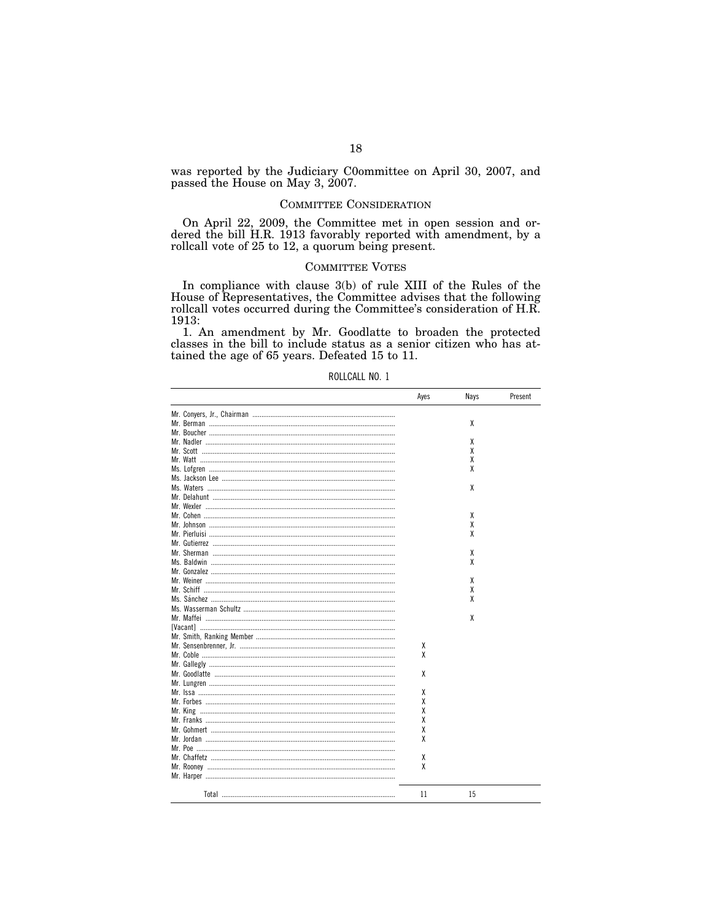was reported by the Judiciary C0ommittee on April 30, 2007, and passed the House on May 3, 2007.

## COMMITTEE CONSIDERATION

On April 22, 2009, the Committee met in open session and ordered the bill H.R. 1913 favorably reported with amendment, by a rollcall vote of 25 to 12, a quorum being present.

## COMMITTEE VOTES

In compliance with clause 3(b) of rule XIII of the Rules of the House of Representatives, the Committee advises that the following rollcall votes occurred during the Committee's consideration of H.R. 1913:

1. An amendment by Mr. Goodlatte to broaden the protected classes in the bill to include status as a senior citizen who has attained the age of 65 years. Defeated 15 to 11.

ROLLCALL NO. 1

| | Ayes | Nays | Present |
|---|---|---|---|
| Mr. Conyers, Jr., Chairman | | | |
| Mr. Berman | | X | |
| Mr. Boucher | | | |
| Mr. Nadler | | X | |
| Mr. Scott | | X | |
| Mr. Watt | | X | |
| Ms. Lofgren | | X | |
| Ms. Jackson Lee | | | |
| Ms. Waters | | X | |
| Mr. Delahunt | | | |
| Mr. Wexler | | | |
| Mr. Cohen | | X | |
| Mr. Johnson | | X | |
| Mr. Pierluisi | | X | |
| Mr. Gutierrez | | | |
| Mr. Sherman | | X | |
| Ms. Baldwin | | X | |
| Mr. Gonzalez | | | |
| Mr. Weiner | | X | |
| Mr. Schiff | | X | |
| Ms. Sánchez | | X | |
| Ms. Wasserman Schultz | | | |
| Mr. Maffei | | X | |
| [Vacant] | | | |
| Mr. Smith, Ranking Member | | | |
| Mr. Sensenbrenner, Jr. | X | | |
| Mr. Coble | X | | |
| Mr. Gallegly | | | |
| Mr. Goodlatte | X | | |
| Mr. Lungren | | | |
| Mr. Issa | X | | |
| Mr. Forbes | X | | |
| Mr. King | X | | |
| Mr. Franks | X | | |
| Mr. Gohmert | X | | |
| Mr. Jordan | X | | |
| Mr. Poe | | | |
| Mr. Chaffetz | X | | |
| Mr. Rooney | X | | |
| Mr. Harper | | | |
| Total | 11 | 15 | |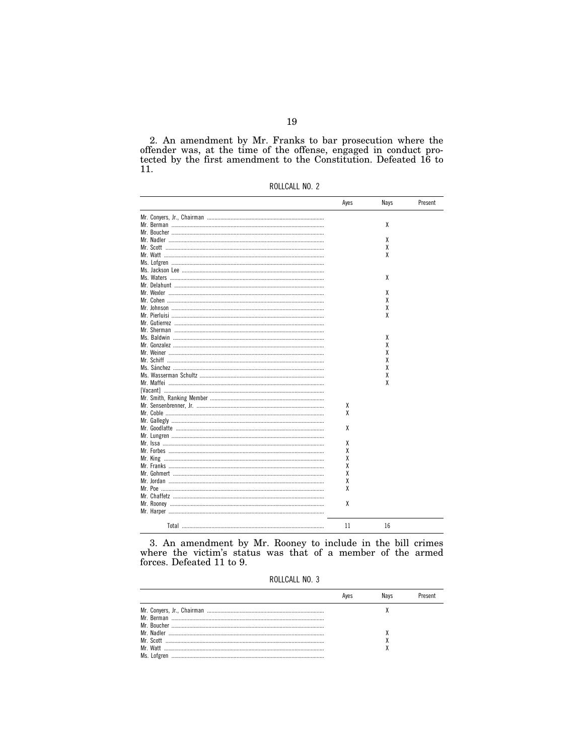2. An amendment by Mr. Franks to bar prosecution where the offender was, at the time of the offense, engaged in conduct protected by the first amendment to the Constitution. Defeated 16 to 11.

ROLLCALL NO. 2

| | Ayes | Nays | Present |
|---|---|---|---|
| Mr. Conyers, Jr., Chairman | | | |
| Mr. Berman | | X | |
| Mr. Boucher | | | |
| Mr. Nadler | | X | |
| Mr. Scott | | X | |
| Mr. Watt | | X | |
| Ms. Lofgren | | | |
| Ms. Jackson Lee | | | |
| Ms. Waters | | X | |
| Mr. Delahunt | | | |
| Mr. Wexler | | X | |
| Mr. Cohen | | X | |
| Mr. Johnson | | X | |
| Mr. Pierluisi | | X | |
| Mr. Gutierrez | | | |
| Mr. Sherman | | | |
| Ms. Baldwin | | X | |
| Mr. Gonzalez | | X | |
| Mr. Weiner | | X | |
| Mr. Schiff | | X | |
| Ms. Sánchez | | X | |
| Ms. Wasserman Schultz | | X | |
| Mr. Maffei | | X | |
| [Vacant] | | | |
| Mr. Smith, Ranking Member | | | |
| Mr. Sensenbrenner, Jr. | X | | |
| Mr. Coble | X | | |
| Mr. Gallegly | | | |
| Mr. Goodlatte | X | | |
| Mr. Lungren | | | |
| Mr. Issa | X | | |
| Mr. Forbes | X | | |
| Mr. King | X | | |
| Mr. Franks | X | | |
| Mr. Gohmert | X | | |
| Mr. Jordan | X | | |
| Mr. Poe | X | | |
| Mr. Chaffetz | | | |
| Mr. Rooney | X | | |
| Mr. Harper | | | |
| Total | 11 | 16 | |

3. An amendment by Mr. Rooney to include in the bill crimes where the victim's status was that of a member of the armed forces. Defeated 11 to 9.

ROLLCALL NO. 3

| | Ayes | Nays | Present |
|---|---|---|---|
| Mr. Conyers, Jr., Chairman | | X | |
| Mr. Berman | | | |
| Mr. Boucher | | | |
| Mr. Nadler | | X | |
| Mr. Scott | | X | |
| Mr. Watt | | X | |
| Ms. Lofgren | | | |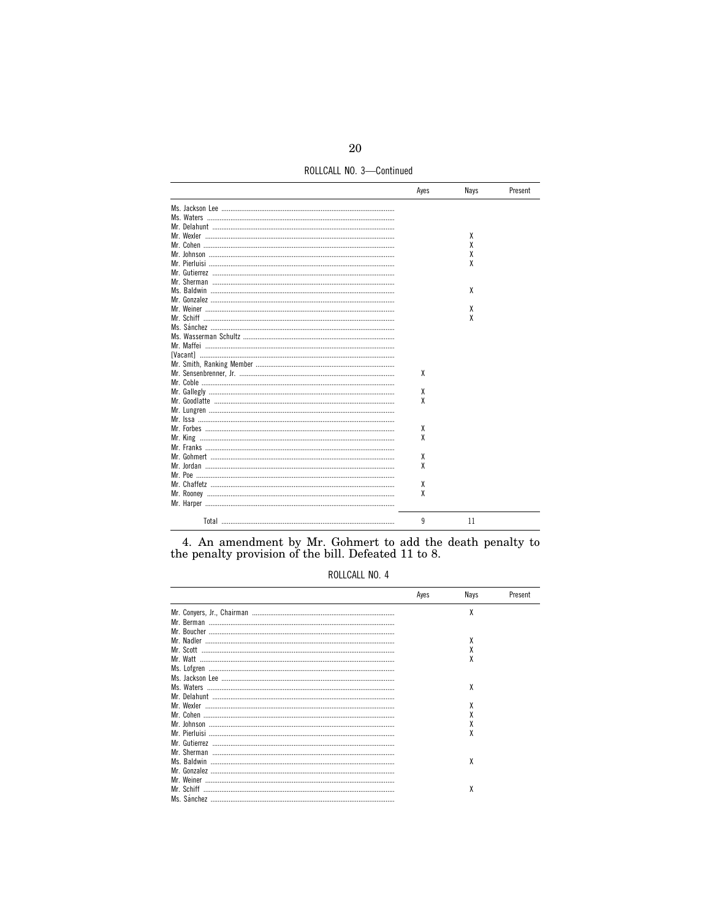ROLLCALL NO. 3—Continued

| | Ayes | Nays | Present |
|---|---|---|---|
| Ms. Jackson Lee | | | |
| Ms. Waters | | | |
| Mr. Delahunt | | | |
| Mr. Wexler | | X | |
| Mr. Cohen | | X | |
| Mr. Johnson | | X | |
| Mr. Pierluisi | | X | |
| Mr. Gutierrez | | | |
| Mr. Sherman | | | |
| Ms. Baldwin | | X | |
| Mr. Gonzalez | | | |
| Mr. Weiner | | X | |
| Mr. Schiff | | X | |
| Ms. Sánchez | | | |
| Ms. Wasserman Schultz | | | |
| Mr. Maffei | | | |
| [Vacant] | | | |
| Mr. Smith, Ranking Member | | | |
| Mr. Sensenbrenner, Jr. | X | | |
| Mr. Coble | | | |
| Mr. Gallegly | X | | |
| Mr. Goodlatte | X | | |
| Mr. Lungren | | | |
| Mr. Issa | | | |
| Mr. Forbes | X | | |
| Mr. King | X | | |
| Mr. Franks | | | |
| Mr. Gohmert | X | | |
| Mr. Jordan | X | | |
| Mr. Poe | | | |
| Mr. Chaffetz | X | | |
| Mr. Rooney | X | | |
| Mr. Harper | | | |
| Total | 9 | 11 | |

4. An amendment by Mr. Gohmert to add the death penalty to the penalty provision of the bill. Defeated 11 to 8.

ROLLCALL NO. 4

| | Ayes | Nays | Present |
|---|---|---|---|
| Mr. Conyers, Jr., Chairman | | X | |
| Mr. Berman | | | |
| Mr. Boucher | | | |
| Mr. Nadler | | X | |
| Mr. Scott | | X | |
| Mr. Watt | | X | |
| Ms. Lofgren | | | |
| Ms. Jackson Lee | | | |
| Ms. Waters | | X | |
| Mr. Delahunt | | | |
| Mr. Wexler | | X | |
| Mr. Cohen | | X | |
| Mr. Johnson | | X | |
| Mr. Pierluisi | | X | |
| Mr. Gutierrez | | | |
| Mr. Sherman | | | |
| Ms. Baldwin | | X | |
| Mr. Gonzalez | | | |
| Mr. Weiner | | | |
| Mr. Schiff | | X | |
| Ms. Sánchez | | | |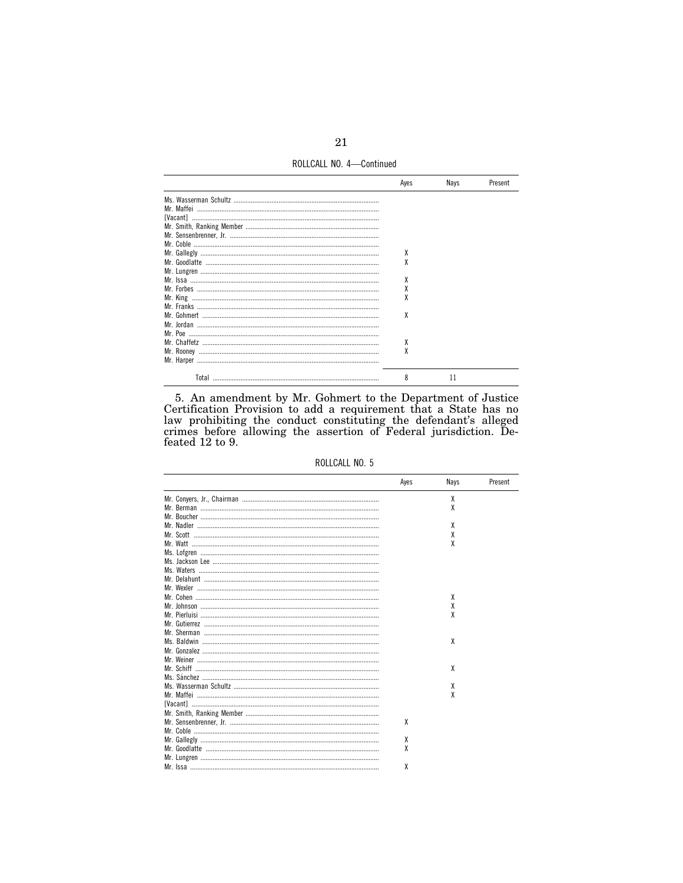ROLLCALL NO. 4—Continued

| | Ayes | Nays | Present |
|---|---|---|---|
| Ms. Wasserman Schultz | | | |
| Mr. Maffei | | | |
| [Vacant] | | | |
| Mr. Smith, Ranking Member | | | |
| Mr. Sensenbrenner, Jr. | | | |
| Mr. Coble | | | |
| Mr. Gallegly | X | | |
| Mr. Goodlatte | X | | |
| Mr. Lungren | | | |
| Mr. Issa | X | | |
| Mr. Forbes | X | | |
| Mr. King | X | | |
| Mr. Franks | | | |
| Mr. Gohmert | X | | |
| Mr. Jordan | | | |
| Mr. Poe | | | |
| Mr. Chaffetz | X | | |
| Mr. Rooney | X | | |
| Mr. Harper | | | |
| Total | 8 | 11 | |

5. An amendment by Mr. Gohmert to the Department of Justice Certification Provision to add a requirement that a State has no law prohibiting the conduct constituting the defendant's alleged crimes before allowing the assertion of Federal jurisdiction. Defeated 12 to 9.

ROLLCALL NO. 5

| | Ayes | Nays | Present |
|---|---|---|---|
| Mr. Conyers, Jr., Chairman | | X | |
| Mr. Berman | | X | |
| Mr. Boucher | | | |
| Mr. Nadler | | X | |
| Mr. Scott | | X | |
| Mr. Watt | | X | |
| Ms. Lofgren | | | |
| Ms. Jackson Lee | | | |
| Ms. Waters | | | |
| Mr. Delahunt | | | |
| Mr. Wexler | | | |
| Mr. Cohen | | X | |
| Mr. Johnson | | X | |
| Mr. Pierluisi | | X | |
| Mr. Gutierrez | | | |
| Mr. Sherman | | | |
| Ms. Baldwin | | X | |
| Mr. Gonzalez | | | |
| Mr. Weiner | | | |
| Mr. Schiff | | X | |
| Ms. Sánchez | | | |
| Ms. Wasserman Schultz | | X | |
| Mr. Maffei | | X | |
| [Vacant] | | | |
| Mr. Smith, Ranking Member | | | |
| Mr. Sensenbrenner, Jr. | X | | |
| Mr. Coble | | | |
| Mr. Gallegly | X | | |
| Mr. Goodlatte | X | | |
| Mr. Lungren | | | |
| Mr. Issa | X | | |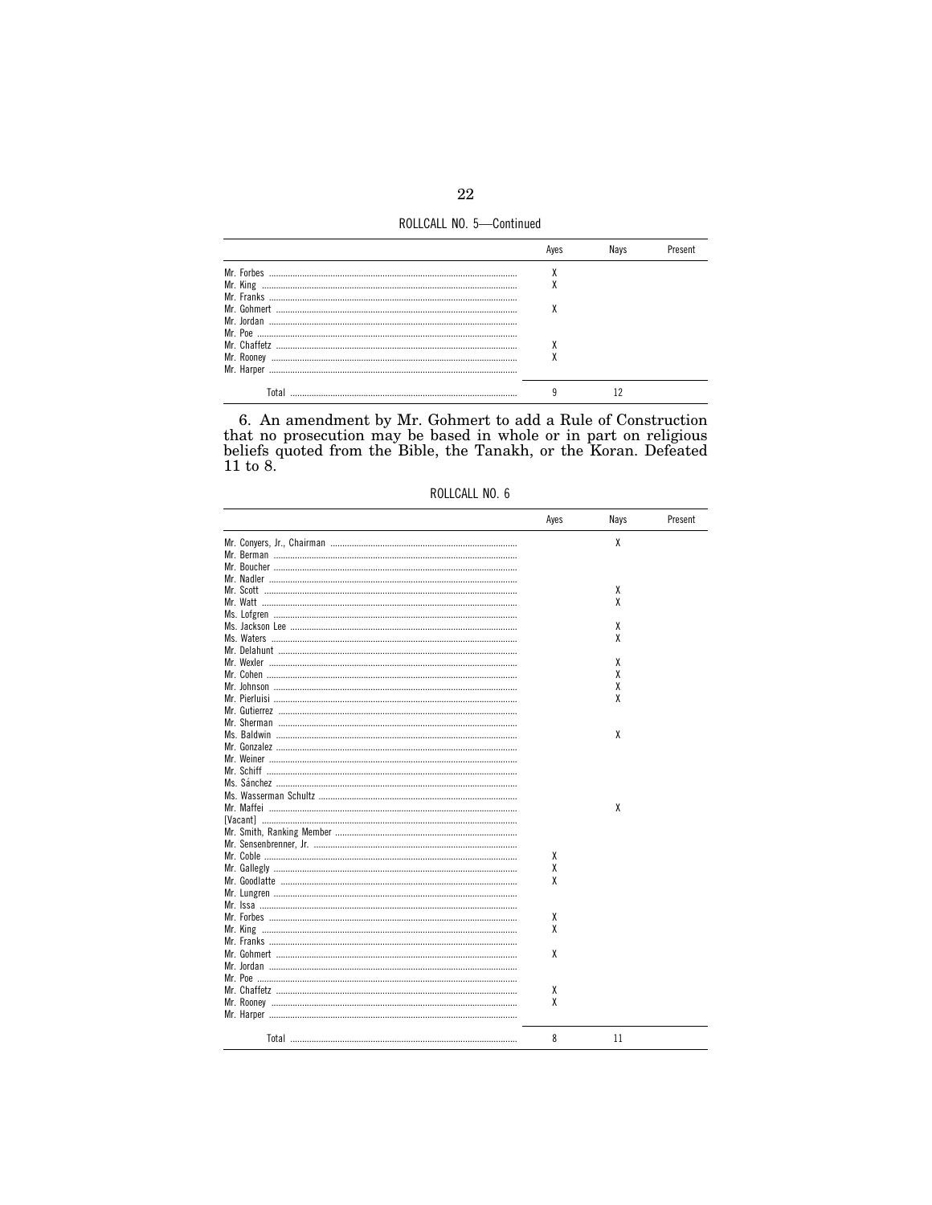ROLLCALL NO. 5—Continued

| | Ayes | Nays | Present |
|---|---|---|---|
| Mr. Forbes | X | | |
| Mr. King | X | | |
| Mr. Franks | | | |
| Mr. Gohmert | X | | |
| Mr. Jordan | | | |
| Mr. Poe | | | |
| Mr. Chaffetz | X | | |
| Mr. Rooney | X | | |
| Mr. Harper | | | |
| Total | 9 | 12 | |

6. An amendment by Mr. Gohmert to add a Rule of Construction that no prosecution may be based in whole or in part on religious beliefs quoted from the Bible, the Tanakh, or the Koran. Defeated 11 to 8.

ROLLCALL NO. 6

| | Ayes | Nays | Present |
|---|---|---|---|
| Mr. Conyers, Jr., Chairman | | X | |
| Mr. Berman | | | |
| Mr. Boucher | | | |
| Mr. Nadler | | | |
| Mr. Scott | | X | |
| Mr. Watt | | X | |
| Ms. Lofgren | | | |
| Ms. Jackson Lee | | X | |
| Ms. Waters | | X | |
| Mr. Delahunt | | | |
| Mr. Wexler | | X | |
| Mr. Cohen | | X | |
| Mr. Johnson | | X | |
| Mr. Pierluisi | | X | |
| Mr. Gutierrez | | | |
| Mr. Sherman | | | |
| Ms. Baldwin | | X | |
| Mr. Gonzalez | | | |
| Mr. Weiner | | | |
| Mr. Schiff | | | |
| Ms. Sánchez | | | |
| Ms. Wasserman Schultz | | | |
| Mr. Maffei | | X | |
| [Vacant] | | | |
| Mr. Smith, Ranking Member | | | |
| Mr. Sensenbrenner, Jr. | | | |
| Mr. Coble | X | | |
| Mr. Gallegly | X | | |
| Mr. Goodlatte | X | | |
| Mr. Lungren | | | |
| Mr. Issa | | | |
| Mr. Forbes | X | | |
| Mr. King | X | | |
| Mr. Franks | | | |
| Mr. Gohmert | X | | |
| Mr. Jordan | | | |
| Mr. Poe | | | |
| Mr. Chaffetz | X | | |
| Mr. Rooney | X | | |
| Mr. Harper | | | |
| Total | 8 | 11 | |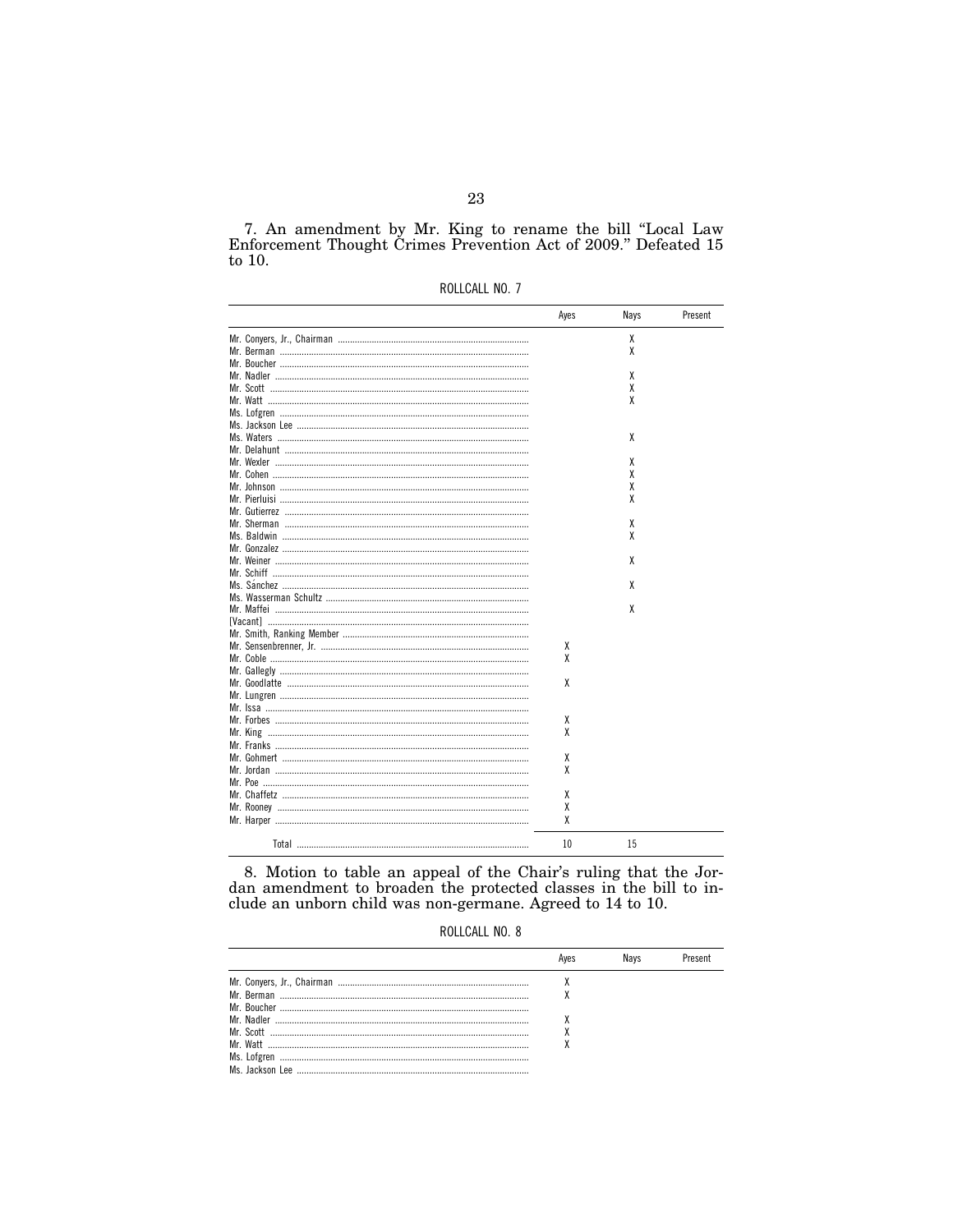7. An amendment by Mr. King to rename the bill "Local Law Enforcement Thought Crimes Prevention Act of 2009." Defeated 15 to 10.

ROLLCALL NO. 7

| | Ayes | Nays | Present |
|---|---|---|---|
| Mr. Conyers, Jr., Chairman | | X | |
| Mr. Berman | | X | |
| Mr. Boucher | | | |
| Mr. Nadler | | X | |
| Mr. Scott | | X | |
| Mr. Watt | | X | |
| Ms. Lofgren | | | |
| Ms. Jackson Lee | | | |
| Ms. Waters | | X | |
| Mr. Delahunt | | | |
| Mr. Wexler | | X | |
| Mr. Cohen | | X | |
| Mr. Johnson | | X | |
| Mr. Pierluisi | | X | |
| Mr. Gutierrez | | | |
| Mr. Sherman | | X | |
| Ms. Baldwin | | X | |
| Mr. Gonzalez | | | |
| Mr. Weiner | | X | |
| Mr. Schiff | | | |
| Ms. Sánchez | | X | |
| Ms. Wasserman Schultz | | | |
| Mr. Maffei | | X | |
| [Vacant] | | | |
| Mr. Smith, Ranking Member | | | |
| Mr. Sensenbrenner, Jr. | X | | |
| Mr. Coble | X | | |
| Mr. Gallegly | | | |
| Mr. Goodlatte | X | | |
| Mr. Lungren | | | |
| Mr. Issa | | | |
| Mr. Forbes | X | | |
| Mr. King | X | | |
| Mr. Franks | | | |
| Mr. Gohmert | X | | |
| Mr. Jordan | X | | |
| Mr. Poe | | | |
| Mr. Chaffetz | X | | |
| Mr. Rooney | X | | |
| Mr. Harper | X | | |
| Total | 10 | 15 | |

8. Motion to table an appeal of the Chair's ruling that the Jordan amendment to broaden the protected classes in the bill to include an unborn child was non-germane. Agreed to 14 to 10.

ROLLCALL NO. 8

| | Ayes | Nays | Present |
|---|---|---|---|
| Mr. Conyers, Jr., Chairman | X | | |
| Mr. Berman | X | | |
| Mr. Boucher | | | |
| Mr. Nadler | X | | |
| Mr. Scott | X | | |
| Mr. Watt | X | | |
| Ms. Lofgren | | | |
| Ms. Jackson Lee | | | |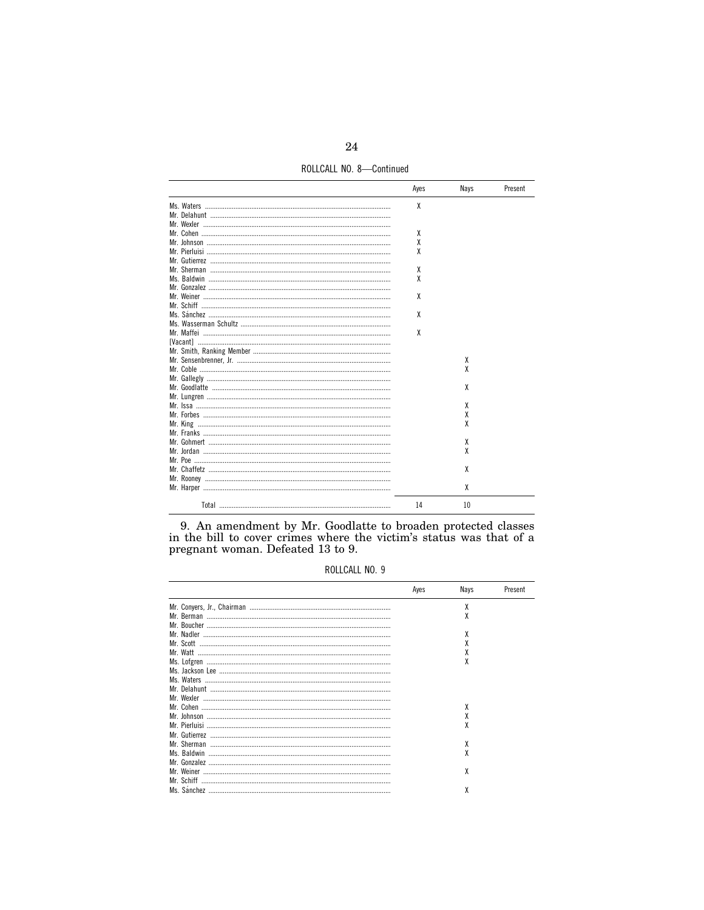ROLLCALL NO. 8—Continued

| | Ayes | Nays | Present |
|---|---|---|---|
| Ms. Waters | X | | |
| Mr. Delahunt | | | |
| Mr. Wexler | | | |
| Mr. Cohen | X | | |
| Mr. Johnson | X | | |
| Mr. Pierluisi | X | | |
| Mr. Gutierrez | | | |
| Mr. Sherman | X | | |
| Ms. Baldwin | X | | |
| Mr. Gonzalez | | | |
| Mr. Weiner | X | | |
| Mr. Schiff | | | |
| Ms. Sánchez | X | | |
| Ms. Wasserman Schultz | | | |
| Mr. Maffei | X | | |
| [Vacant] | | | |
| Mr. Smith, Ranking Member | | | |
| Mr. Sensenbrenner, Jr. | | X | |
| Mr. Coble | | X | |
| Mr. Gallegly | | | |
| Mr. Goodlatte | | X | |
| Mr. Lungren | | | |
| Mr. Issa | | X | |
| Mr. Forbes | | X | |
| Mr. King | | X | |
| Mr. Franks | | | |
| Mr. Gohmert | | X | |
| Mr. Jordan | | X | |
| Mr. Poe | | | |
| Mr. Chaffetz | | X | |
| Mr. Rooney | | | |
| Mr. Harper | | X | |
| Total | 14 | 10 | |

9. An amendment by Mr. Goodlatte to broaden protected classes in the bill to cover crimes where the victim's status was that of a pregnant woman. Defeated 13 to 9.

ROLLCALL NO. 9

| | Ayes | Nays | Present |
|---|---|---|---|
| Mr. Conyers, Jr., Chairman | | X | |
| Mr. Berman | | X | |
| Mr. Boucher | | | |
| Mr. Nadler | | X | |
| Mr. Scott | | X | |
| Mr. Watt | | X | |
| Ms. Lofgren | | X | |
| Ms. Jackson Lee | | | |
| Ms. Waters | | | |
| Mr. Delahunt | | | |
| Mr. Wexler | | | |
| Mr. Cohen | | X | |
| Mr. Johnson | | X | |
| Mr. Pierluisi | | X | |
| Mr. Gutierrez | | | |
| Mr. Sherman | | X | |
| Ms. Baldwin | | X | |
| Mr. Gonzalez | | | |
| Mr. Weiner | | X | |
| Mr. Schiff | | | |
| Ms. Sánchez | | X | |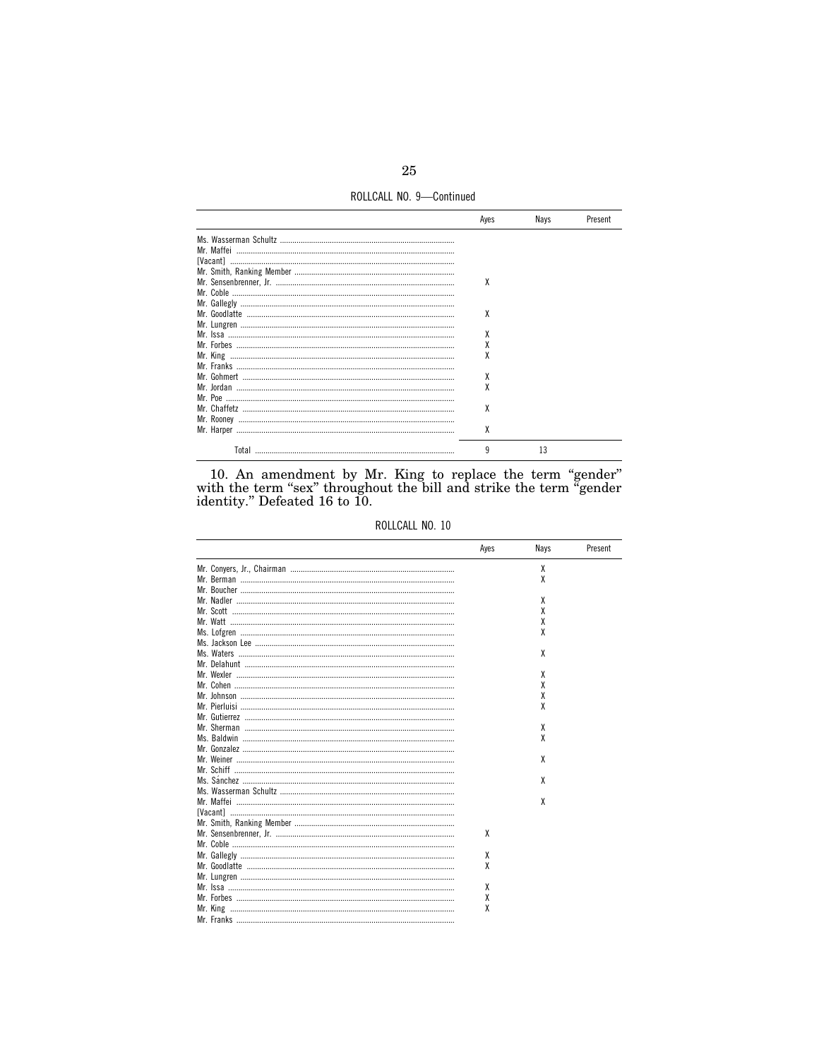ROLLCALL NO. 9—Continued

| | Ayes | Nays | Present |
|---|---|---|---|
| Ms. Wasserman Schultz | | | |
| Mr. Maffei | | | |
| [Vacant] | | | |
| Mr. Smith, Ranking Member | | | |
| Mr. Sensenbrenner, Jr. | X | | |
| Mr. Coble | | | |
| Mr. Gallegly | | | |
| Mr. Goodlatte | X | | |
| Mr. Lungren | | | |
| Mr. Issa | X | | |
| Mr. Forbes | X | | |
| Mr. King | X | | |
| Mr. Franks | | | |
| Mr. Gohmert | X | | |
| Mr. Jordan | X | | |
| Mr. Poe | | | |
| Mr. Chaffetz | X | | |
| Mr. Rooney | | | |
| Mr. Harper | X | | |
| Total | 9 | 13 | |

10. An amendment by Mr. King to replace the term "gender" with the term "sex" throughout the bill and strike the term "gender identity." Defeated 16 to 10.

ROLLCALL NO. 10

| | Ayes | Nays | Present |
|---|---|---|---|
| Mr. Conyers, Jr., Chairman | | X | |
| Mr. Berman | | X | |
| Mr. Boucher | | | |
| Mr. Nadler | | X | |
| Mr. Scott | | X | |
| Mr. Watt | | X | |
| Ms. Lofgren | | X | |
| Ms. Jackson Lee | | | |
| Ms. Waters | | X | |
| Mr. Delahunt | | | |
| Mr. Wexler | | X | |
| Mr. Cohen | | X | |
| Mr. Johnson | | X | |
| Mr. Pierluisi | | X | |
| Mr. Gutierrez | | | |
| Mr. Sherman | | X | |
| Ms. Baldwin | | X | |
| Mr. Gonzalez | | | |
| Mr. Weiner | | X | |
| Mr. Schiff | | | |
| Ms. Sánchez | | X | |
| Ms. Wasserman Schultz | | | |
| Mr. Maffei | | X | |
| [Vacant] | | | |
| Mr. Smith, Ranking Member | | | |
| Mr. Sensenbrenner, Jr. | X | | |
| Mr. Coble | | | |
| Mr. Gallegly | X | | |
| Mr. Goodlatte | X | | |
| Mr. Lungren | | | |
| Mr. Issa | X | | |
| Mr. Forbes | X | | |
| Mr. King | X | | |
| Mr. Franks | | | |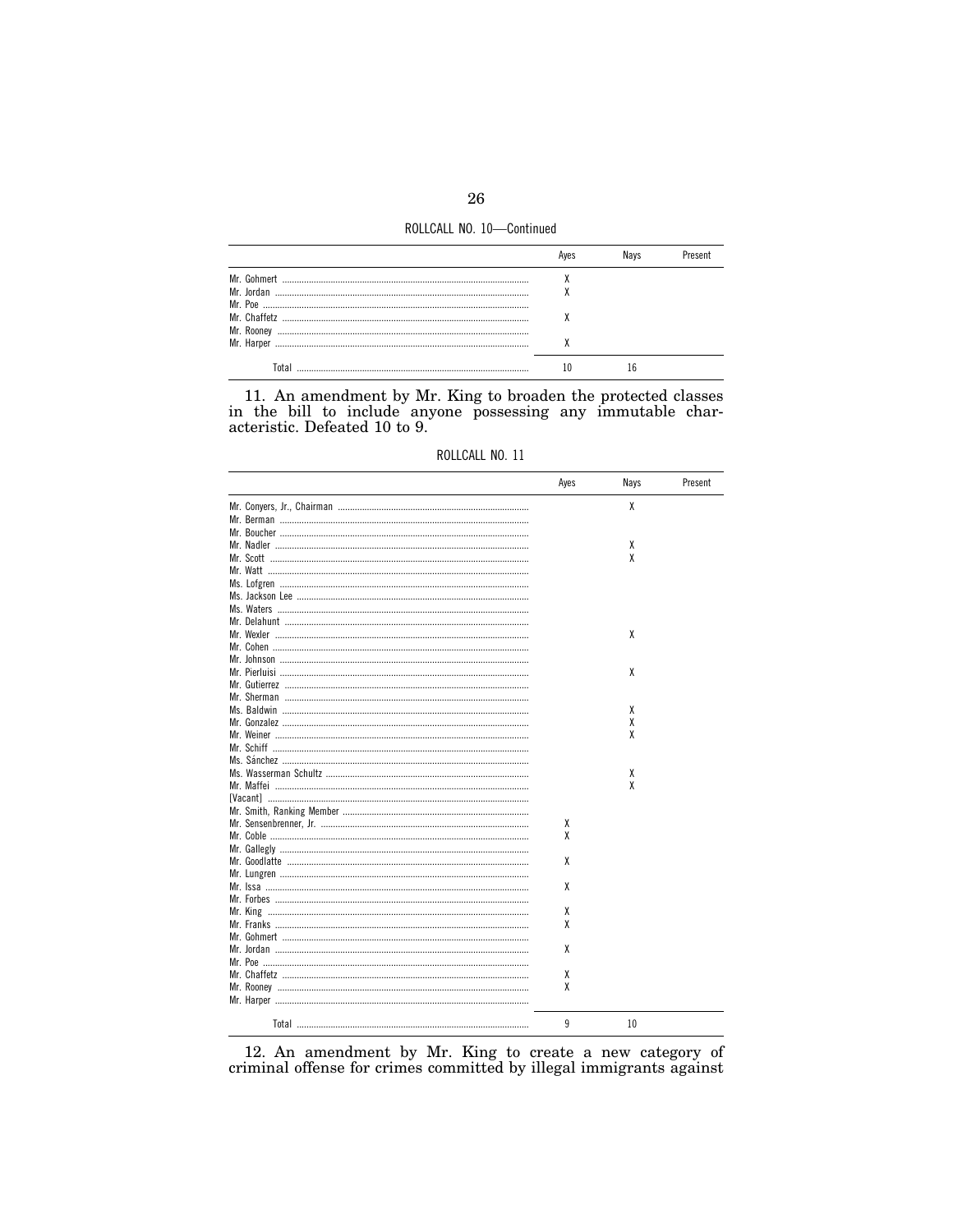ROLLCALL NO. 10—Continued

| | Ayes | Nays | Present |
|---|---|---|---|
| Mr. Gohmert | X | | |
| Mr. Jordan | X | | |
| Mr. Poe | | | |
| Mr. Chaffetz | X | | |
| Mr. Rooney | | | |
| Mr. Harper | X | | |
| Total | 10 | 16 | |

11. An amendment by Mr. King to broaden the protected classes in the bill to include anyone possessing any immutable characteristic. Defeated 10 to 9.

ROLLCALL NO. 11

| | Ayes | Nays | Present |
|---|---|---|---|
| Mr. Conyers, Jr., Chairman | | X | |
| Mr. Berman | | | |
| Mr. Boucher | | | |
| Mr. Nadler | | X | |
| Mr. Scott | | X | |
| Mr. Watt | | | |
| Ms. Lofgren | | | |
| Ms. Jackson Lee | | | |
| Ms. Waters | | | |
| Mr. Delahunt | | | |
| Mr. Wexler | | X | |
| Mr. Cohen | | | |
| Mr. Johnson | | | |
| Mr. Pierluisi | | X | |
| Mr. Gutierrez | | | |
| Mr. Sherman | | | |
| Ms. Baldwin | | X | |
| Mr. Gonzalez | | X | |
| Mr. Weiner | | X | |
| Mr. Schiff | | | |
| Ms. Sánchez | | | |
| Ms. Wasserman Schultz | | X | |
| Mr. Maffei | | X | |
| [Vacant] | | | |
| Mr. Smith, Ranking Member | | | |
| Mr. Sensenbrenner, Jr. | X | | |
| Mr. Coble | X | | |
| Mr. Gallegly | | | |
| Mr. Goodlatte | X | | |
| Mr. Lungren | | | |
| Mr. Issa | X | | |
| Mr. Forbes | | | |
| Mr. King | X | | |
| Mr. Franks | X | | |
| Mr. Gohmert | | | |
| Mr. Jordan | X | | |
| Mr. Poe | | | |
| Mr. Chaffetz | X | | |
| Mr. Rooney | X | | |
| Mr. Harper | | | |
| Total | 9 | 10 | |

12. An amendment by Mr. King to create a new category of criminal offense for crimes committed by illegal immigrants against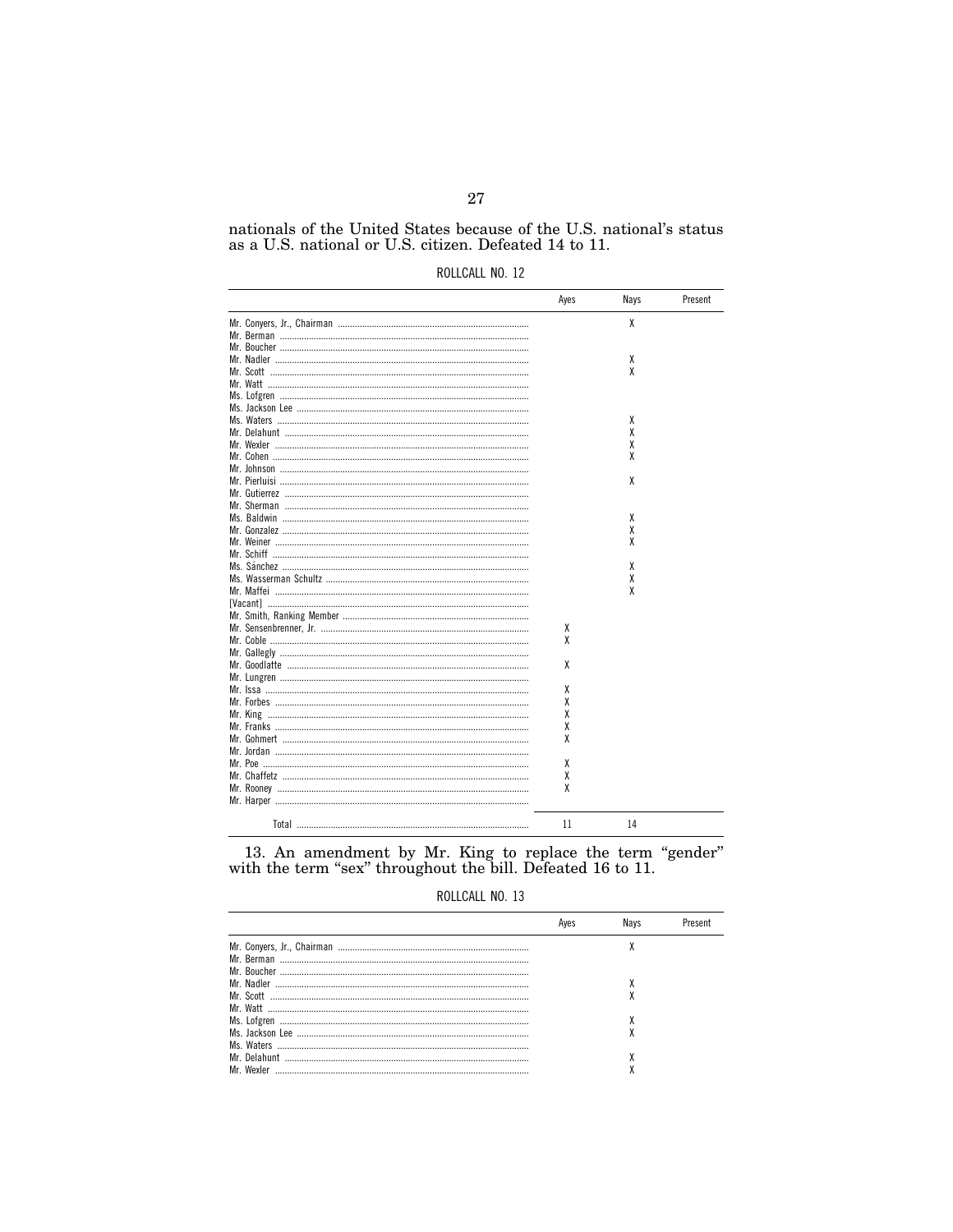nationals of the United States because of the U.S. national's status as a U.S. national or U.S. citizen. Defeated 14 to 11.

ROLLCALL NO. 12

| | Ayes | Nays | Present |
|---|---|---|---|
| Mr. Conyers, Jr., Chairman | | X | |
| Mr. Berman | | | |
| Mr. Boucher | | | |
| Mr. Nadler | | X | |
| Mr. Scott | | X | |
| Mr. Watt | | | |
| Ms. Lofgren | | | |
| Ms. Jackson Lee | | | |
| Ms. Waters | | X | |
| Mr. Delahunt | | X | |
| Mr. Wexler | | X | |
| Mr. Cohen | | X | |
| Mr. Johnson | | | |
| Mr. Pierluisi | | X | |
| Mr. Gutierrez | | | |
| Mr. Sherman | | | |
| Ms. Baldwin | | X | |
| Mr. Gonzalez | | X | |
| Mr. Weiner | | X | |
| Mr. Schiff | | | |
| Ms. Sánchez | | X | |
| Ms. Wasserman Schultz | | X | |
| Mr. Maffei | | X | |
| [Vacant] | | | |
| Mr. Smith, Ranking Member | | | |
| Mr. Sensenbrenner, Jr. | X | | |
| Mr. Coble | X | | |
| Mr. Gallegly | | | |
| Mr. Goodlatte | X | | |
| Mr. Lungren | | | |
| Mr. Issa | X | | |
| Mr. Forbes | X | | |
| Mr. King | X | | |
| Mr. Franks | X | | |
| Mr. Gohmert | X | | |
| Mr. Jordan | | | |
| Mr. Poe | X | | |
| Mr. Chaffetz | X | | |
| Mr. Rooney | X | | |
| Mr. Harper | | | |
| Total | 11 | 14 | |

13. An amendment by Mr. King to replace the term "gender" with the term "sex" throughout the bill. Defeated 16 to 11.

ROLLCALL NO. 13

| | Ayes | Nays | Present |
|---|---|---|---|
| Mr. Conyers, Jr., Chairman | | X | |
| Mr. Berman | | | |
| Mr. Boucher | | | |
| Mr. Nadler | | X | |
| Mr. Scott | | X | |
| Mr. Watt | | | |
| Ms. Lofgren | | X | |
| Ms. Jackson Lee | | X | |
| Ms. Waters | | | |
| Mr. Delahunt | | X | |
| Mr. Wexler | | X | |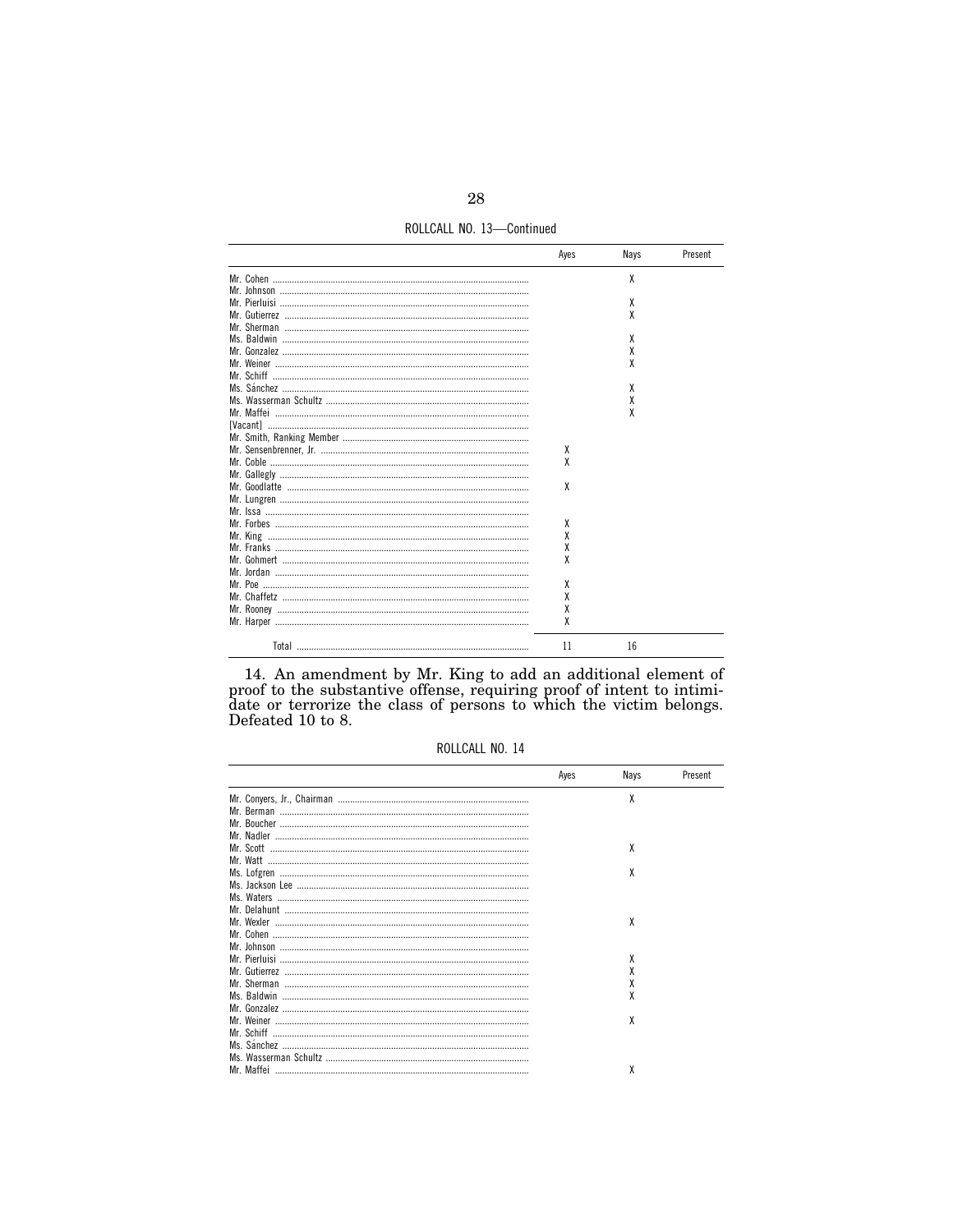ROLLCALL NO. 13—Continued

| | Ayes | Nays | Present |
|---|---|---|---|
| Mr. Cohen | | X | |
| Mr. Johnson | | | |
| Mr. Pierluisi | | X | |
| Mr. Gutierrez | | X | |
| Mr. Sherman | | | |
| Ms. Baldwin | | X | |
| Mr. Gonzalez | | X | |
| Mr. Weiner | | X | |
| Mr. Schiff | | | |
| Ms. Sánchez | | X | |
| Ms. Wasserman Schultz | | X | |
| Mr. Maffei | | X | |
| [Vacant] | | | |
| Mr. Smith, Ranking Member | | | |
| Mr. Sensenbrenner, Jr. | X | | |
| Mr. Coble | X | | |
| Mr. Gallegly | | | |
| Mr. Goodlatte | X | | |
| Mr. Lungren | | | |
| Mr. Issa | | | |
| Mr. Forbes | X | | |
| Mr. King | X | | |
| Mr. Franks | X | | |
| Mr. Gohmert | X | | |
| Mr. Jordan | | | |
| Mr. Poe | X | | |
| Mr. Chaffetz | X | | |
| Mr. Rooney | X | | |
| Mr. Harper | X | | |
| Total | 11 | 16 | |

14. An amendment by Mr. King to add an additional element of proof to the substantive offense, requiring proof of intent to intimidate or terrorize the class of persons to which the victim belongs. Defeated 10 to 8.

ROLLCALL NO. 14

| | Ayes | Nays | Present |
|---|---|---|---|
| Mr. Conyers, Jr., Chairman | | X | |
| Mr. Berman | | | |
| Mr. Boucher | | | |
| Mr. Nadler | | | |
| Mr. Scott | | X | |
| Mr. Watt | | | |
| Ms. Lofgren | | X | |
| Ms. Jackson Lee | | | |
| Ms. Waters | | | |
| Mr. Delahunt | | | |
| Mr. Wexler | | X | |
| Mr. Cohen | | | |
| Mr. Johnson | | | |
| Mr. Pierluisi | | X | |
| Mr. Gutierrez | | X | |
| Mr. Sherman | | X | |
| Ms. Baldwin | | X | |
| Mr. Gonzalez | | | |
| Mr. Weiner | | X | |
| Mr. Schiff | | | |
| Ms. Sánchez | | | |
| Ms. Wasserman Schultz | | | |
| Mr. Maffei | | X | |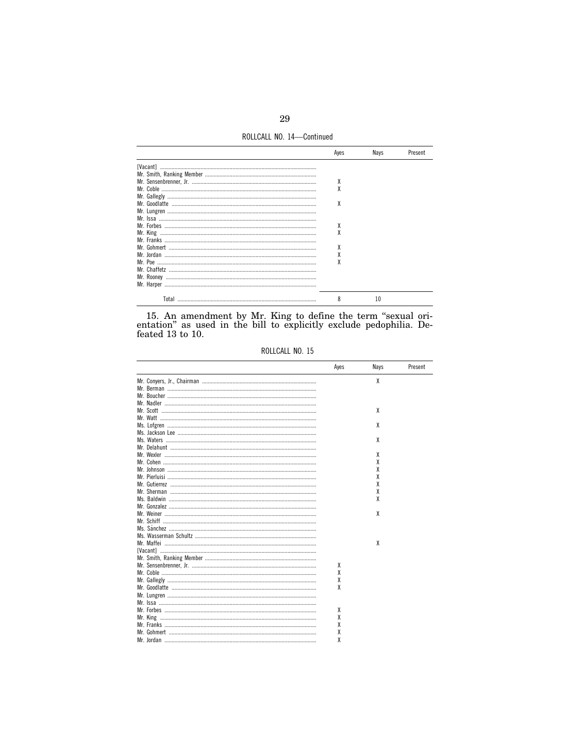ROLLCALL NO. 14—Continued

| | Ayes | Nays | Present |
|---|---|---|---|
| [Vacant] | | | |
| Mr. Smith, Ranking Member | | | |
| Mr. Sensenbrenner, Jr. | X | | |
| Mr. Coble | X | | |
| Mr. Gallegly | | | |
| Mr. Goodlatte | X | | |
| Mr. Lungren | | | |
| Mr. Issa | | | |
| Mr. Forbes | X | | |
| Mr. King | X | | |
| Mr. Franks | | | |
| Mr. Gohmert | X | | |
| Mr. Jordan | X | | |
| Mr. Poe | X | | |
| Mr. Chaffetz | | | |
| Mr. Rooney | | | |
| Mr. Harper | | | |
| Total | 8 | 10 | |

15. An amendment by Mr. King to define the term "sexual orientation" as used in the bill to explicitly exclude pedophilia. Defeated 13 to 10.

ROLLCALL NO. 15

| | Ayes | Nays | Present |
|---|---|---|---|
| Mr. Conyers, Jr., Chairman | | X | |
| Mr. Berman | | | |
| Mr. Boucher | | | |
| Mr. Nadler | | | |
| Mr. Scott | | X | |
| Mr. Watt | | | |
| Ms. Lofgren | | X | |
| Ms. Jackson Lee | | | |
| Ms. Waters | | X | |
| Mr. Delahunt | | | |
| Mr. Wexler | | X | |
| Mr. Cohen | | X | |
| Mr. Johnson | | X | |
| Mr. Pierluisi | | X | |
| Mr. Gutierrez | | X | |
| Mr. Sherman | | X | |
| Ms. Baldwin | | X | |
| Mr. Gonzalez | | | |
| Mr. Weiner | | X | |
| Mr. Schiff | | | |
| Ms. Sánchez | | | |
| Ms. Wasserman Schultz | | | |
| Mr. Maffei | | X | |
| [Vacant] | | | |
| Mr. Smith, Ranking Member | | | |
| Mr. Sensenbrenner, Jr. | X | | |
| Mr. Coble | X | | |
| Mr. Gallegly | X | | |
| Mr. Goodlatte | X | | |
| Mr. Lungren | | | |
| Mr. Issa | | | |
| Mr. Forbes | X | | |
| Mr. King | X | | |
| Mr. Franks | X | | |
| Mr. Gohmert | X | | |
| Mr. Jordan | X | | |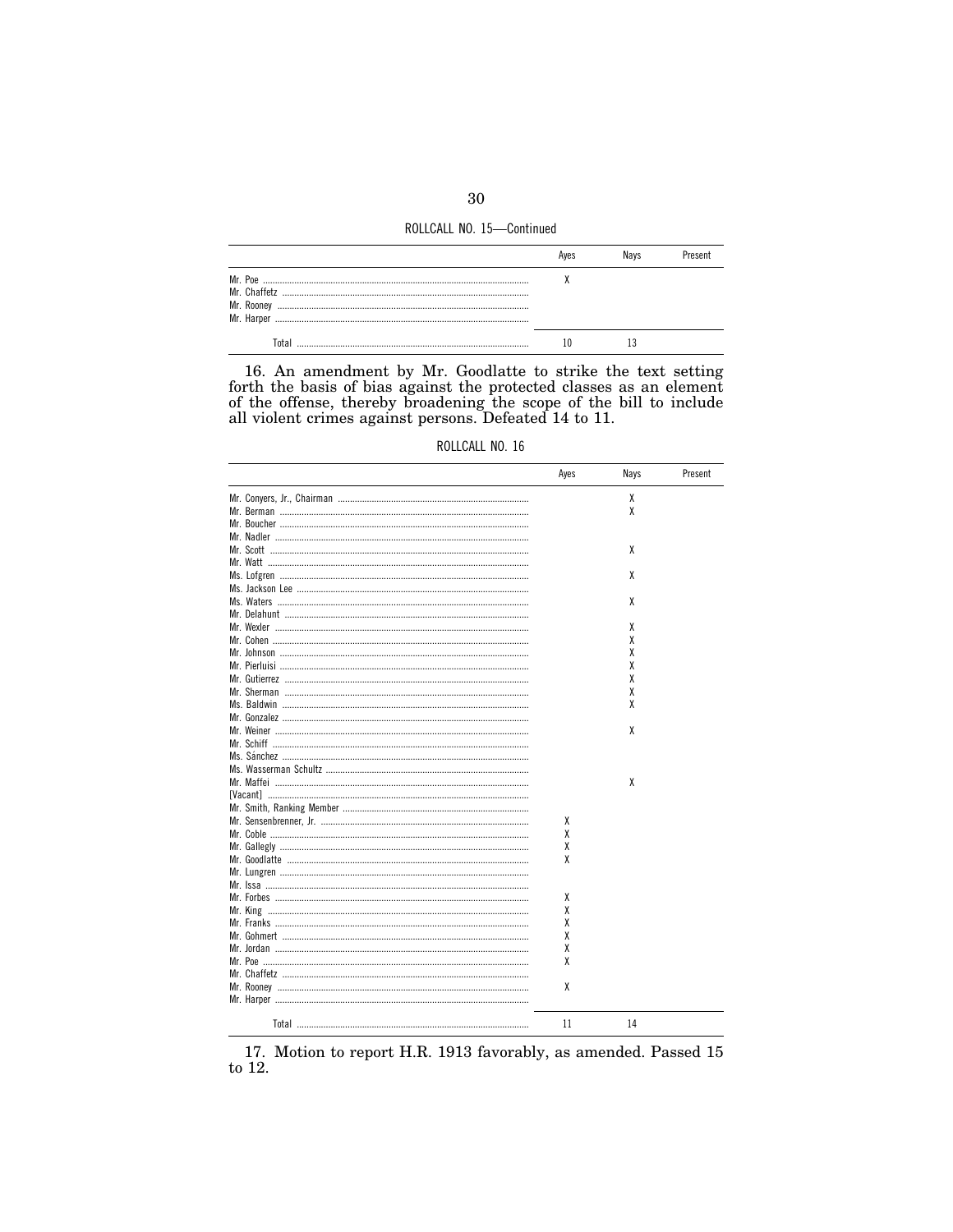ROLLCALL NO. 15—Continued

| | Ayes | Nays | Present |
|---|---|---|---|
| Mr. Poe | X | | |
| Mr. Chaffetz | | | |
| Mr. Rooney | | | |
| Mr. Harper | | | |
| Total | 10 | 13 | |

16. An amendment by Mr. Goodlatte to strike the text setting forth the basis of bias against the protected classes as an element of the offense, thereby broadening the scope of the bill to include all violent crimes against persons. Defeated 14 to 11.

ROLLCALL NO. 16

| | Ayes | Nays | Present |
|---|---|---|---|
| Mr. Conyers, Jr., Chairman | | X | |
| Mr. Berman | | X | |
| Mr. Boucher | | | |
| Mr. Nadler | | | |
| Mr. Scott | | X | |
| Mr. Watt | | | |
| Ms. Lofgren | | X | |
| Ms. Jackson Lee | | | |
| Ms. Waters | | X | |
| Mr. Delahunt | | | |
| Mr. Wexler | | X | |
| Mr. Cohen | | X | |
| Mr. Johnson | | X | |
| Mr. Pierluisi | | X | |
| Mr. Gutierrez | | X | |
| Mr. Sherman | | X | |
| Ms. Baldwin | | X | |
| Mr. Gonzalez | | | |
| Mr. Weiner | | X | |
| Mr. Schiff | | | |
| Ms. Sánchez | | | |
| Ms. Wasserman Schultz | | | |
| Mr. Maffei | | X | |
| [Vacant] | | | |
| Mr. Smith, Ranking Member | | | |
| Mr. Sensenbrenner, Jr. | X | | |
| Mr. Coble | X | | |
| Mr. Gallegly | X | | |
| Mr. Goodlatte | X | | |
| Mr. Lungren | | | |
| Mr. Issa | | | |
| Mr. Forbes | X | | |
| Mr. King | X | | |
| Mr. Franks | X | | |
| Mr. Gohmert | X | | |
| Mr. Jordan | X | | |
| Mr. Poe | X | | |
| Mr. Chaffetz | | | |
| Mr. Rooney | X | | |
| Mr. Harper | | | |
| Total | 11 | 14 | |

17. Motion to report H.R. 1913 favorably, as amended. Passed 15 to 12.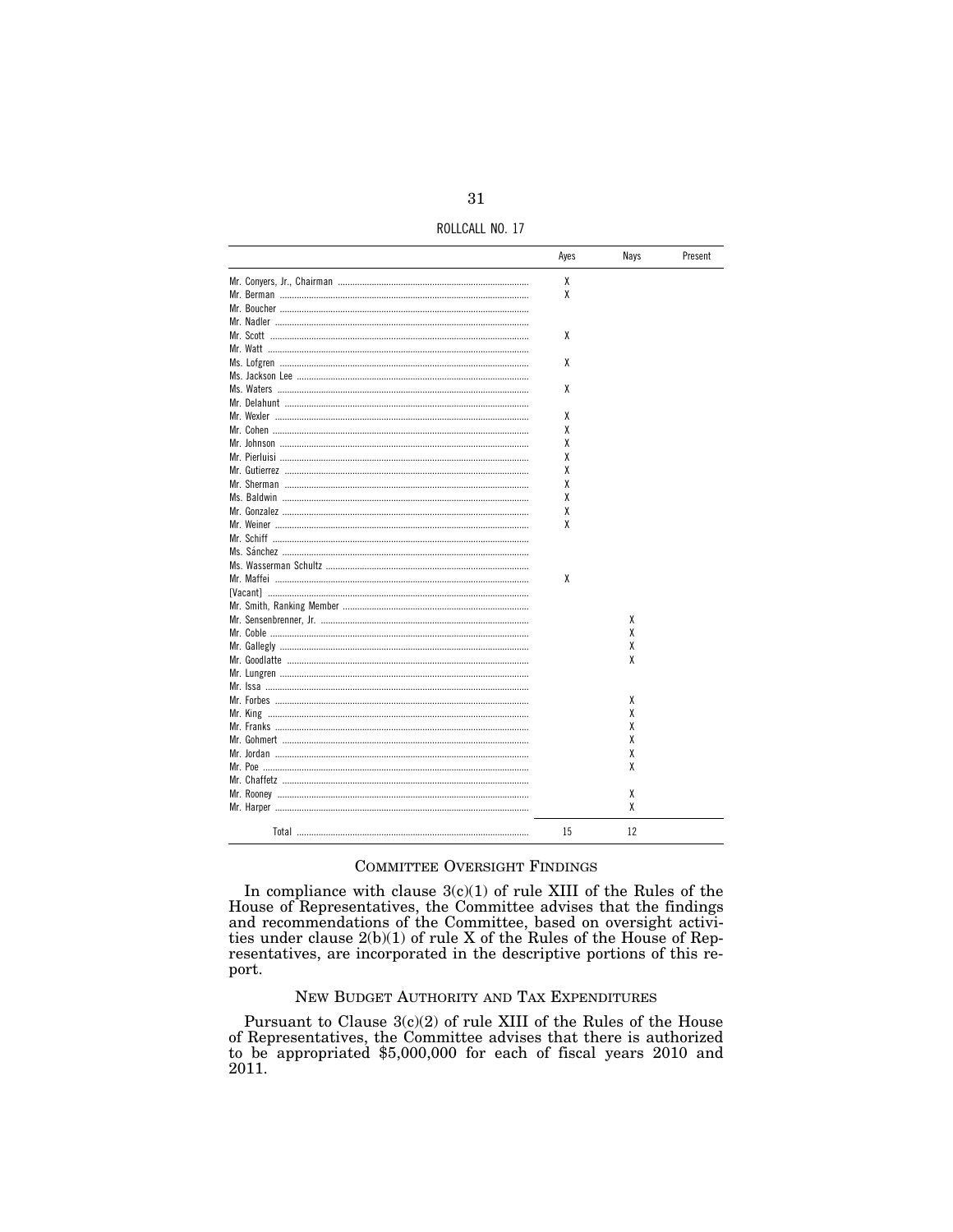ROLLCALL NO. 17

| | Ayes | Nays | Present |
|---|---|---|---|
| Mr. Conyers, Jr., Chairman | X | | |
| Mr. Berman | X | | |
| Mr. Boucher | | | |
| Mr. Nadler | | | |
| Mr. Scott | X | | |
| Mr. Watt | | | |
| Ms. Lofgren | X | | |
| Ms. Jackson Lee | | | |
| Ms. Waters | X | | |
| Mr. Delahunt | | | |
| Mr. Wexler | X | | |
| Mr. Cohen | X | | |
| Mr. Johnson | X | | |
| Mr. Pierluisi | X | | |
| Mr. Gutierrez | X | | |
| Mr. Sherman | X | | |
| Ms. Baldwin | X | | |
| Mr. Gonzalez | X | | |
| Mr. Weiner | X | | |
| Mr. Schiff | | | |
| Ms. Sánchez | | | |
| Ms. Wasserman Schultz | | | |
| Mr. Maffei | X | | |
| [Vacant] | | | |
| Mr. Smith, Ranking Member | | | |
| Mr. Sensenbrenner, Jr. | | X | |
| Mr. Coble | | X | |
| Mr. Gallegly | | X | |
| Mr. Goodlatte | | X | |
| Mr. Lungren | | | |
| Mr. Issa | | | |
| Mr. Forbes | | X | |
| Mr. King | | X | |
| Mr. Franks | | X | |
| Mr. Gohmert | | X | |
| Mr. Jordan | | X | |
| Mr. Poe | | X | |
| Mr. Chaffetz | | | |
| Mr. Rooney | | X | |
| Mr. Harper | | X | |
| Total | 15 | 12 | |

## COMMITTEE OVERSIGHT FINDINGS

In compliance with clause 3(c)(1) of rule XIII of the Rules of the House of Representatives, the Committee advises that the findings and recommendations of the Committee, based on oversight activities under clause 2(b)(1) of rule X of the Rules of the House of Representatives, are incorporated in the descriptive portions of this report.

## NEW BUDGET AUTHORITY AND TAX EXPENDITURES

Pursuant to Clause 3(c)(2) of rule XIII of the Rules of the House of Representatives, the Committee advises that there is authorized to be appropriated $5,000,000 for each of fiscal years 2010 and 2011.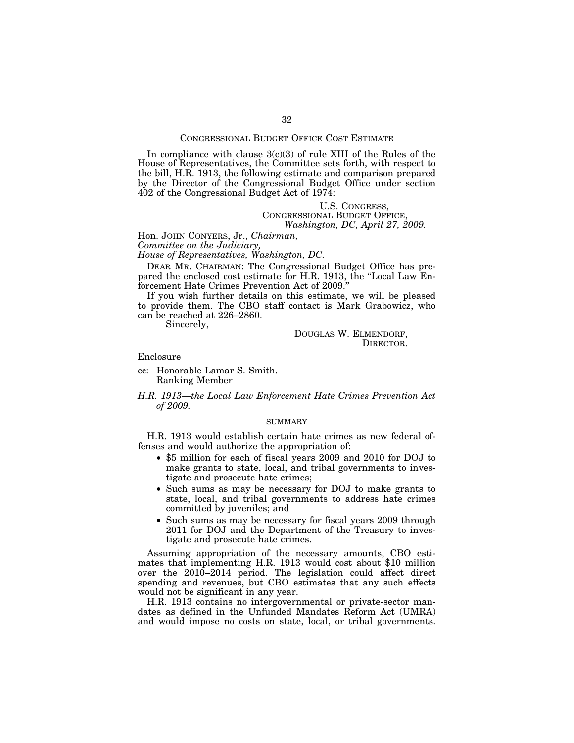## CONGRESSIONAL BUDGET OFFICE COST ESTIMATE

In compliance with clause 3(c)(3) of rule XIII of the Rules of the House of Representatives, the Committee sets forth, with respect to the bill, H.R. 1913, the following estimate and comparison prepared by the Director of the Congressional Budget Office under section 402 of the Congressional Budget Act of 1974:

U.S. CONGRESS,
CONGRESSIONAL BUDGET OFFICE,
*Washington, DC, April 27, 2009.*

Hon. JOHN CONYERS, Jr., *Chairman,*
*Committee on the Judiciary,*
*House of Representatives, Washington, DC.*

DEAR MR. CHAIRMAN: The Congressional Budget Office has prepared the enclosed cost estimate for H.R. 1913, the "Local Law Enforcement Hate Crimes Prevention Act of 2009."

If you wish further details on this estimate, we will be pleased to provide them. The CBO staff contact is Mark Grabowicz, who can be reached at 226–2860.

Sincerely,

DOUGLAS W. ELMENDORF,
DIRECTOR.

Enclosure

cc: Honorable Lamar S. Smith.
Ranking Member

*H.R. 1913—the Local Law Enforcement Hate Crimes Prevention Act of 2009.*

### SUMMARY

H.R. 1913 would establish certain hate crimes as new federal offenses and would authorize the appropriation of:

- $5 million for each of fiscal years 2009 and 2010 for DOJ to make grants to state, local, and tribal governments to investigate and prosecute hate crimes;
- Such sums as may be necessary for DOJ to make grants to state, local, and tribal governments to address hate crimes committed by juveniles; and
- Such sums as may be necessary for fiscal years 2009 through 2011 for DOJ and the Department of the Treasury to investigate and prosecute hate crimes.

Assuming appropriation of the necessary amounts, CBO estimates that implementing H.R. 1913 would cost about $10 million over the 2010–2014 period. The legislation could affect direct spending and revenues, but CBO estimates that any such effects would not be significant in any year.

H.R. 1913 contains no intergovernmental or private-sector mandates as defined in the Unfunded Mandates Reform Act (UMRA) and would impose no costs on state, local, or tribal governments.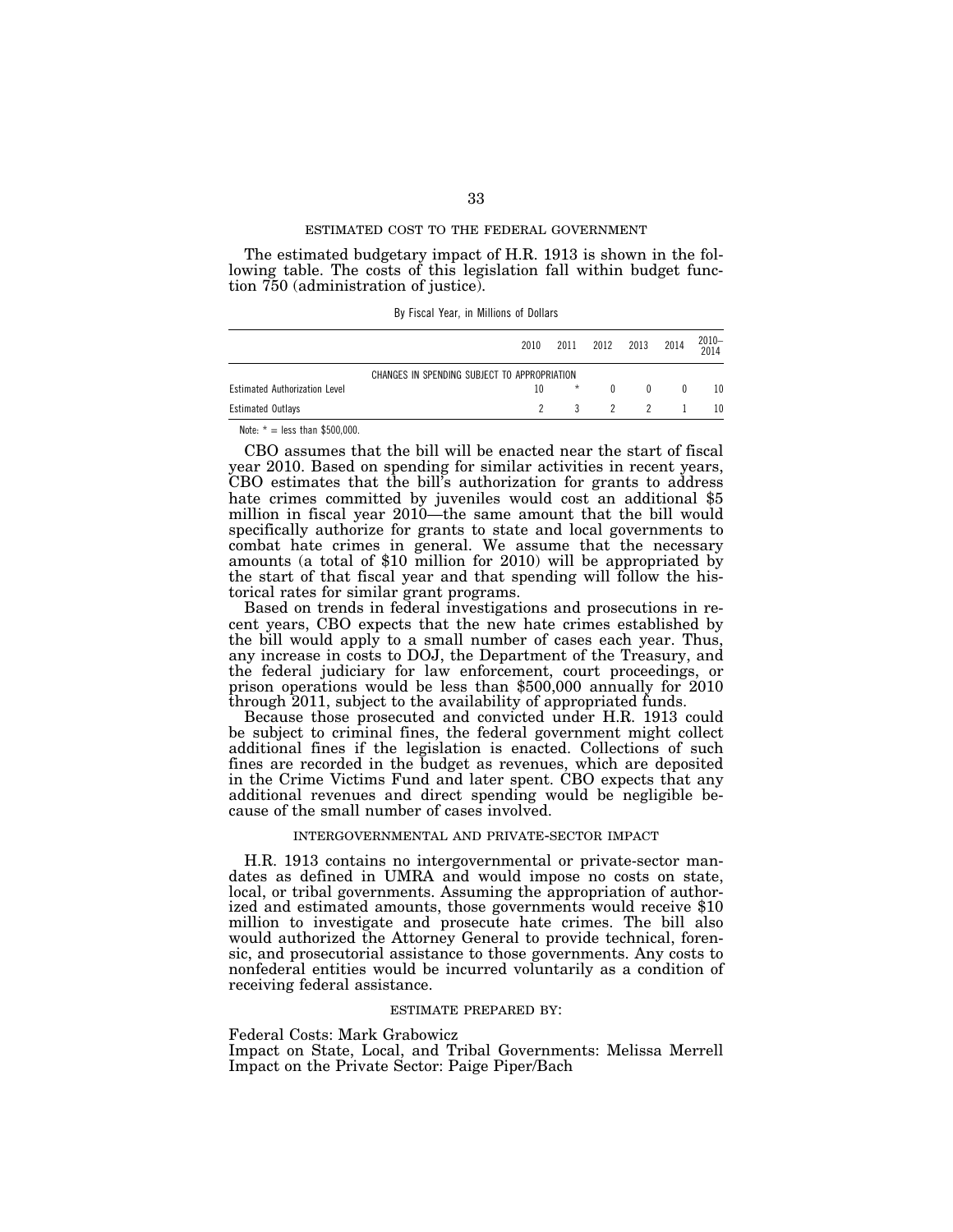## ESTIMATED COST TO THE FEDERAL GOVERNMENT

The estimated budgetary impact of H.R. 1913 is shown in the following table. The costs of this legislation fall within budget function 750 (administration of justice).

By Fiscal Year, in Millions of Dollars

| | 2010 | 2011 | 2012 | 2013 | 2014 | 2010–2014 |
|---|---|---|---|---|---|---|
| CHANGES IN SPENDING SUBJECT TO APPROPRIATION | | | | | | |
| Estimated Authorization Level | 10 | * | 0 | 0 | 0 | 10 |
| Estimated Outlays | 2 | 3 | 2 | 2 | 1 | 10 |

Note: * = less than $500,000.

CBO assumes that the bill will be enacted near the start of fiscal year 2010. Based on spending for similar activities in recent years, CBO estimates that the bill's authorization for grants to address hate crimes committed by juveniles would cost an additional $5 million in fiscal year 2010—the same amount that the bill would specifically authorize for grants to state and local governments to combat hate crimes in general. We assume that the necessary amounts (a total of $10 million for 2010) will be appropriated by the start of that fiscal year and that spending will follow the historical rates for similar grant programs.

Based on trends in federal investigations and prosecutions in recent years, CBO expects that the new hate crimes established by the bill would apply to a small number of cases each year. Thus, any increase in costs to DOJ, the Department of the Treasury, and the federal judiciary for law enforcement, court proceedings, or prison operations would be less than $500,000 annually for 2010 through 2011, subject to the availability of appropriated funds.

Because those prosecuted and convicted under H.R. 1913 could be subject to criminal fines, the federal government might collect additional fines if the legislation is enacted. Collections of such fines are recorded in the budget as revenues, which are deposited in the Crime Victims Fund and later spent. CBO expects that any additional revenues and direct spending would be negligible because of the small number of cases involved.

## INTERGOVERNMENTAL AND PRIVATE-SECTOR IMPACT

H.R. 1913 contains no intergovernmental or private-sector mandates as defined in UMRA and would impose no costs on state, local, or tribal governments. Assuming the appropriation of authorized and estimated amounts, those governments would receive $10 million to investigate and prosecute hate crimes. The bill also would authorized the Attorney General to provide technical, forensic, and prosecutorial assistance to those governments. Any costs to nonfederal entities would be incurred voluntarily as a condition of receiving federal assistance.

## ESTIMATE PREPARED BY:

Federal Costs: Mark Grabowicz
Impact on State, Local, and Tribal Governments: Melissa Merrell
Impact on the Private Sector: Paige Piper/Bach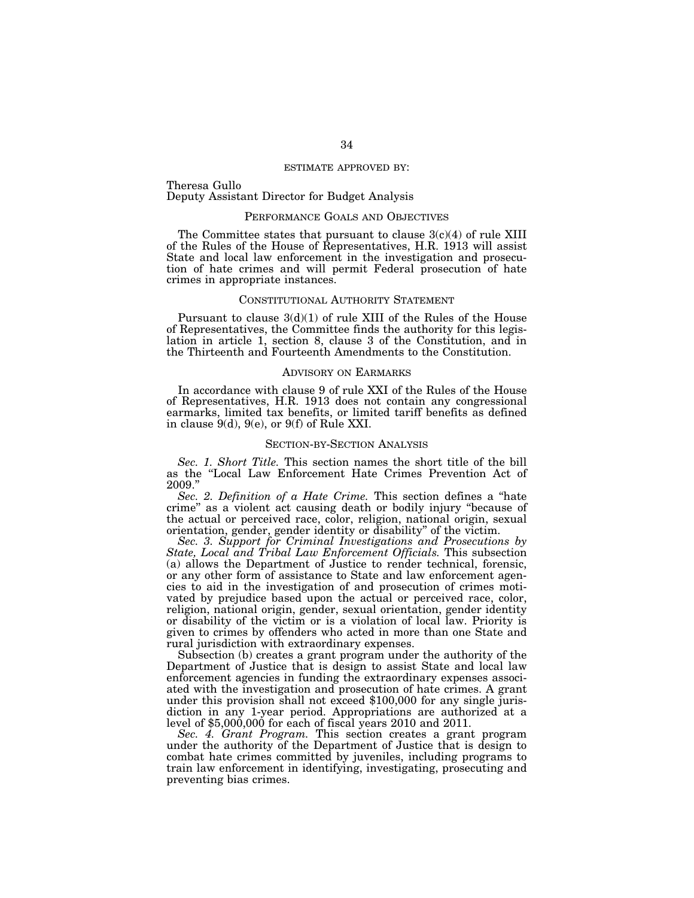ESTIMATE APPROVED BY:

Theresa Gullo
Deputy Assistant Director for Budget Analysis

## PERFORMANCE GOALS AND OBJECTIVES

The Committee states that pursuant to clause 3(c)(4) of rule XIII of the Rules of the House of Representatives, H.R. 1913 will assist State and local law enforcement in the investigation and prosecution of hate crimes and will permit Federal prosecution of hate crimes in appropriate instances.

## CONSTITUTIONAL AUTHORITY STATEMENT

Pursuant to clause 3(d)(1) of rule XIII of the Rules of the House of Representatives, the Committee finds the authority for this legislation in article 1, section 8, clause 3 of the Constitution, and in the Thirteenth and Fourteenth Amendments to the Constitution.

## ADVISORY ON EARMARKS

In accordance with clause 9 of rule XXI of the Rules of the House of Representatives, H.R. 1913 does not contain any congressional earmarks, limited tax benefits, or limited tariff benefits as defined in clause 9(d), 9(e), or 9(f) of Rule XXI.

## SECTION-BY-SECTION ANALYSIS

*Sec. 1. Short Title.* This section names the short title of the bill as the "Local Law Enforcement Hate Crimes Prevention Act of 2009."

*Sec. 2. Definition of a Hate Crime.* This section defines a "hate crime" as a violent act causing death or bodily injury "because of the actual or perceived race, color, religion, national origin, sexual orientation, gender, gender identity or disability" of the victim.

*Sec. 3. Support for Criminal Investigations and Prosecutions by State, Local and Tribal Law Enforcement Officials.* This subsection (a) allows the Department of Justice to render technical, forensic, or any other form of assistance to State and law enforcement agencies to aid in the investigation of and prosecution of crimes motivated by prejudice based upon the actual or perceived race, color, religion, national origin, gender, sexual orientation, gender identity or disability of the victim or is a violation of local law. Priority is given to crimes by offenders who acted in more than one State and rural jurisdiction with extraordinary expenses.

Subsection (b) creates a grant program under the authority of the Department of Justice that is design to assist State and local law enforcement agencies in funding the extraordinary expenses associated with the investigation and prosecution of hate crimes. A grant under this provision shall not exceed $100,000 for any single jurisdiction in any 1-year period. Appropriations are authorized at a level of $5,000,000 for each of fiscal years 2010 and 2011.

*Sec. 4. Grant Program.* This section creates a grant program under the authority of the Department of Justice that is design to combat hate crimes committed by juveniles, including programs to train law enforcement in identifying, investigating, prosecuting and preventing bias crimes.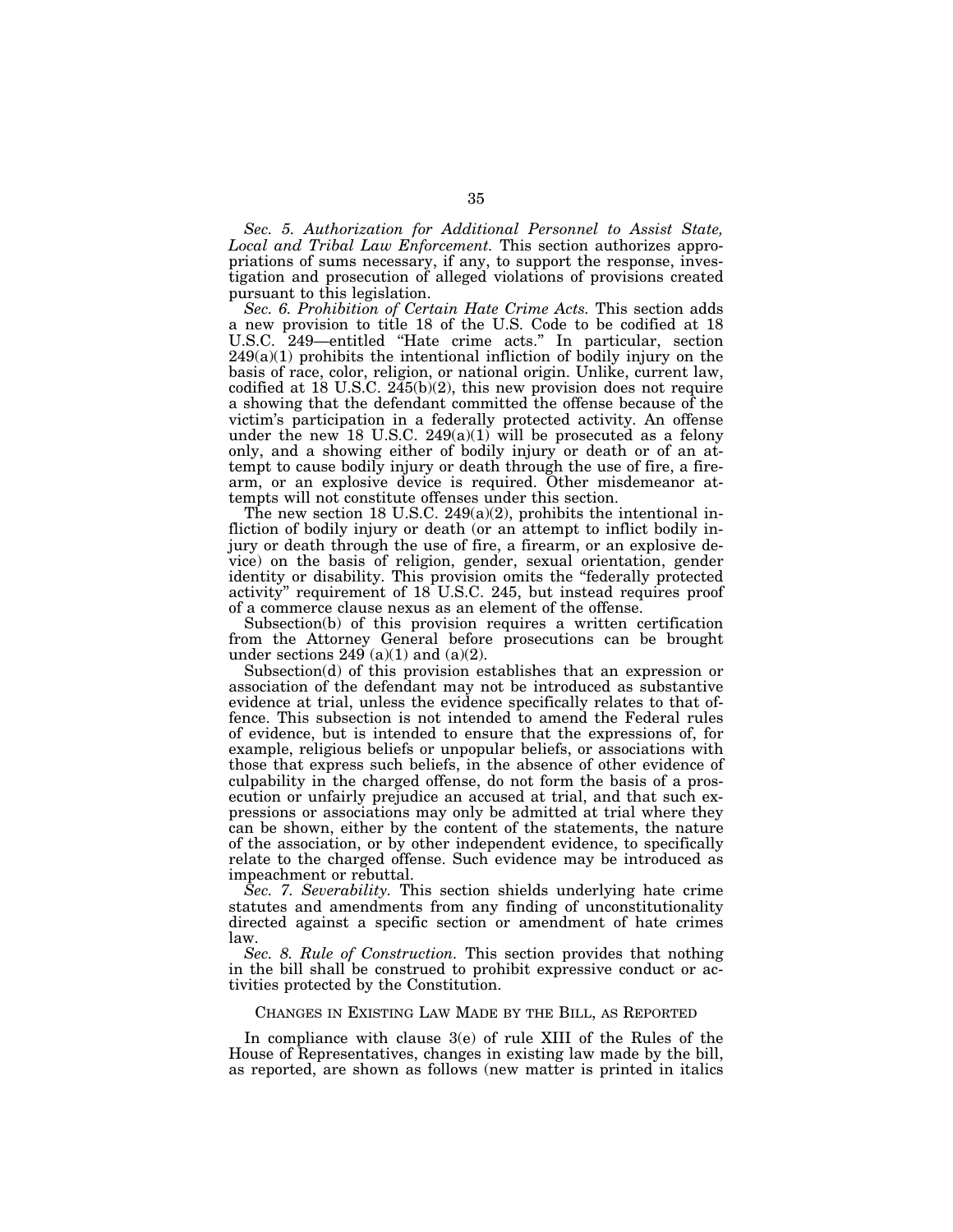*Sec. 5. Authorization for Additional Personnel to Assist State, Local and Tribal Law Enforcement.* This section authorizes appropriations of sums necessary, if any, to support the response, investigation and prosecution of alleged violations of provisions created pursuant to this legislation.

*Sec. 6. Prohibition of Certain Hate Crime Acts.* This section adds a new provision to title 18 of the U.S. Code to be codified at 18 U.S.C. 249—entitled "Hate crime acts." In particular, section 249(a)(1) prohibits the intentional infliction of bodily injury on the basis of race, color, religion, or national origin. Unlike, current law, codified at 18 U.S.C. 245(b)(2), this new provision does not require a showing that the defendant committed the offense because of the victim's participation in a federally protected activity. An offense under the new 18 U.S.C. 249(a)(1) will be prosecuted as a felony only, and a showing either of bodily injury or death or of an attempt to cause bodily injury or death through the use of fire, a firearm, or an explosive device is required. Other misdemeanor attempts will not constitute offenses under this section.

The new section 18 U.S.C. 249(a)(2), prohibits the intentional infliction of bodily injury or death (or an attempt to inflict bodily injury or death through the use of fire, a firearm, or an explosive device) on the basis of religion, gender, sexual orientation, gender identity or disability. This provision omits the "federally protected activity" requirement of 18 U.S.C. 245, but instead requires proof of a commerce clause nexus as an element of the offense.

Subsection(b) of this provision requires a written certification from the Attorney General before prosecutions can be brought under sections 249 (a)(1) and (a)(2).

Subsection(d) of this provision establishes that an expression or association of the defendant may not be introduced as substantive evidence at trial, unless the evidence specifically relates to that offense. This subsection is not intended to amend the Federal rules of evidence, but is intended to ensure that the expressions of, for example, religious beliefs or unpopular beliefs, or associations with those that express such beliefs, in the absence of other evidence of culpability in the charged offense, do not form the basis of a prosecution or unfairly prejudice an accused at trial, and that such expressions or associations may only be admitted at trial where they can be shown, either by the content of the statements, the nature of the association, or by other independent evidence, to specifically relate to the charged offense. Such evidence may be introduced as impeachment or rebuttal.

*Sec. 7. Severability.* This section shields underlying hate crime statutes and amendments from any finding of unconstitutionality directed against a specific section or amendment of hate crimes law.

*Sec. 8. Rule of Construction.* This section provides that nothing in the bill shall be construed to prohibit expressive conduct or activities protected by the Constitution.

## CHANGES IN EXISTING LAW MADE BY THE BILL, AS REPORTED

In compliance with clause 3(e) of rule XIII of the Rules of the House of Representatives, changes in existing law made by the bill, as reported, are shown as follows (new matter is printed in italics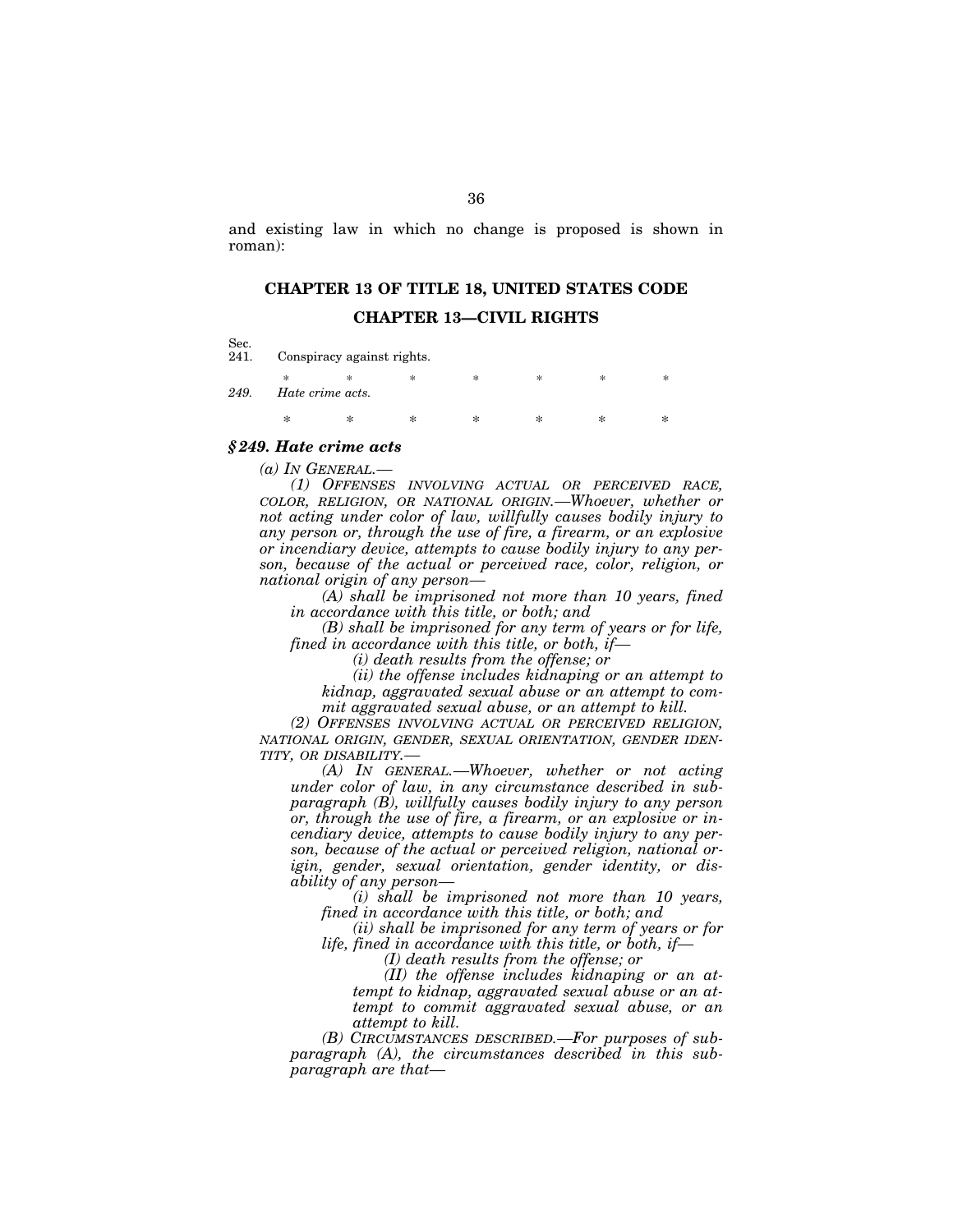and existing law in which no change is proposed is shown in roman):

## CHAPTER 13 OF TITLE 18, UNITED STATES CODE

## CHAPTER 13—CIVIL RIGHTS

Sec.
241. Conspiracy against rights.

\* \* \* \* \* \* \*

*249. Hate crime acts.*

\* \* \* \* \* \* \*

### *§ 249. Hate crime acts*

*(a) IN GENERAL.—*

*(1) OFFENSES INVOLVING ACTUAL OR PERCEIVED RACE, COLOR, RELIGION, OR NATIONAL ORIGIN.—Whoever, whether or not acting under color of law, willfully causes bodily injury to any person or, through the use of fire, a firearm, or an explosive or incendiary device, attempts to cause bodily injury to any person, because of the actual or perceived race, color, religion, or national origin of any person—*

*(A) shall be imprisoned not more than 10 years, fined in accordance with this title, or both; and*

*(B) shall be imprisoned for any term of years or for life, fined in accordance with this title, or both, if—*

*(i) death results from the offense; or*

*(ii) the offense includes kidnaping or an attempt to kidnap, aggravated sexual abuse or an attempt to commit aggravated sexual abuse, or an attempt to kill.*

*(2) OFFENSES INVOLVING ACTUAL OR PERCEIVED RELIGION, NATIONAL ORIGIN, GENDER, SEXUAL ORIENTATION, GENDER IDENTITY, OR DISABILITY.—*

*(A) IN GENERAL.—Whoever, whether or not acting under color of law, in any circumstance described in subparagraph (B), willfully causes bodily injury to any person or, through the use of fire, a firearm, or an explosive or incendiary device, attempts to cause bodily injury to any person, because of the actual or perceived religion, national origin, gender, sexual orientation, gender identity, or disability of any person—*

*(i) shall be imprisoned not more than 10 years, fined in accordance with this title, or both; and*

*(ii) shall be imprisoned for any term of years or for life, fined in accordance with this title, or both, if—*

*(I) death results from the offense; or*

*(II) the offense includes kidnaping or an attempt to kidnap, aggravated sexual abuse or an attempt to commit aggravated sexual abuse, or an attempt to kill.*

*(B) CIRCUMSTANCES DESCRIBED.—For purposes of subparagraph (A), the circumstances described in this subparagraph are that—*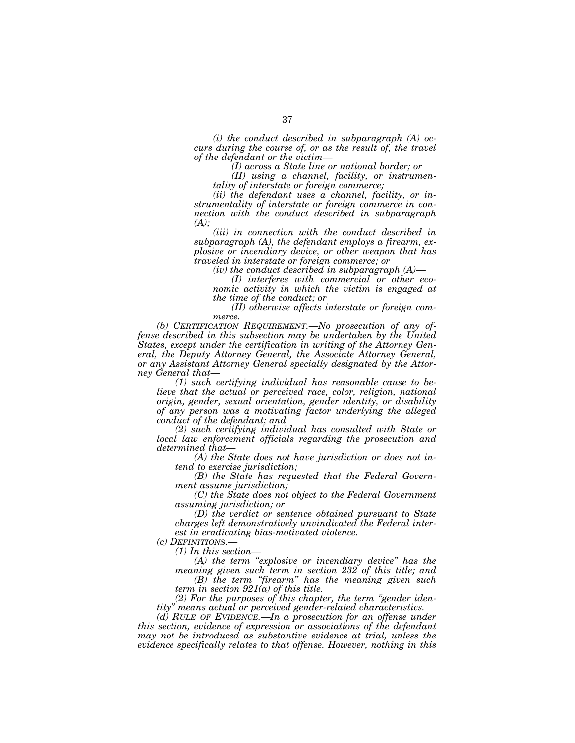*(i) the conduct described in subparagraph (A) occurs during the course of, or as the result of, the travel of the defendant or the victim—*

*(I) across a State line or national border; or*

*(II) using a channel, facility, or instrumentality of interstate or foreign commerce;*

*(ii) the defendant uses a channel, facility, or instrumentality of interstate or foreign commerce in connection with the conduct described in subparagraph (A);*

*(iii) in connection with the conduct described in subparagraph (A), the defendant employs a firearm, explosive or incendiary device, or other weapon that has traveled in interstate or foreign commerce; or*

*(iv) the conduct described in subparagraph (A)—*

*(I) interferes with commercial or other economic activity in which the victim is engaged at the time of the conduct; or*

*(II) otherwise affects interstate or foreign commerce.*

*(b) CERTIFICATION REQUIREMENT.—No prosecution of any offense described in this subsection may be undertaken by the United States, except under the certification in writing of the Attorney General, the Deputy Attorney General, the Associate Attorney General, or any Assistant Attorney General specially designated by the Attorney General that—*

*(1) such certifying individual has reasonable cause to believe that the actual or perceived race, color, religion, national origin, gender, sexual orientation, gender identity, or disability of any person was a motivating factor underlying the alleged conduct of the defendant; and*

*(2) such certifying individual has consulted with State or local law enforcement officials regarding the prosecution and determined that—*

*(A) the State does not have jurisdiction or does not intend to exercise jurisdiction;*

*(B) the State has requested that the Federal Government assume jurisdiction;*

*(C) the State does not object to the Federal Government assuming jurisdiction; or*

*(D) the verdict or sentence obtained pursuant to State charges left demonstratively unvindicated the Federal interest in eradicating bias-motivated violence.*

*(c) DEFINITIONS.—*

*(1) In this section—*

*(A) the term "explosive or incendiary device" has the meaning given such term in section 232 of this title; and*

*(B) the term "firearm" has the meaning given such term in section 921(a) of this title.*

*(2) For the purposes of this chapter, the term "gender identity" means actual or perceived gender-related characteristics.*

*(d) RULE OF EVIDENCE.—In a prosecution for an offense under this section, evidence of expression or associations of the defendant may not be introduced as substantive evidence at trial, unless the evidence specifically relates to that offense. However, nothing in this*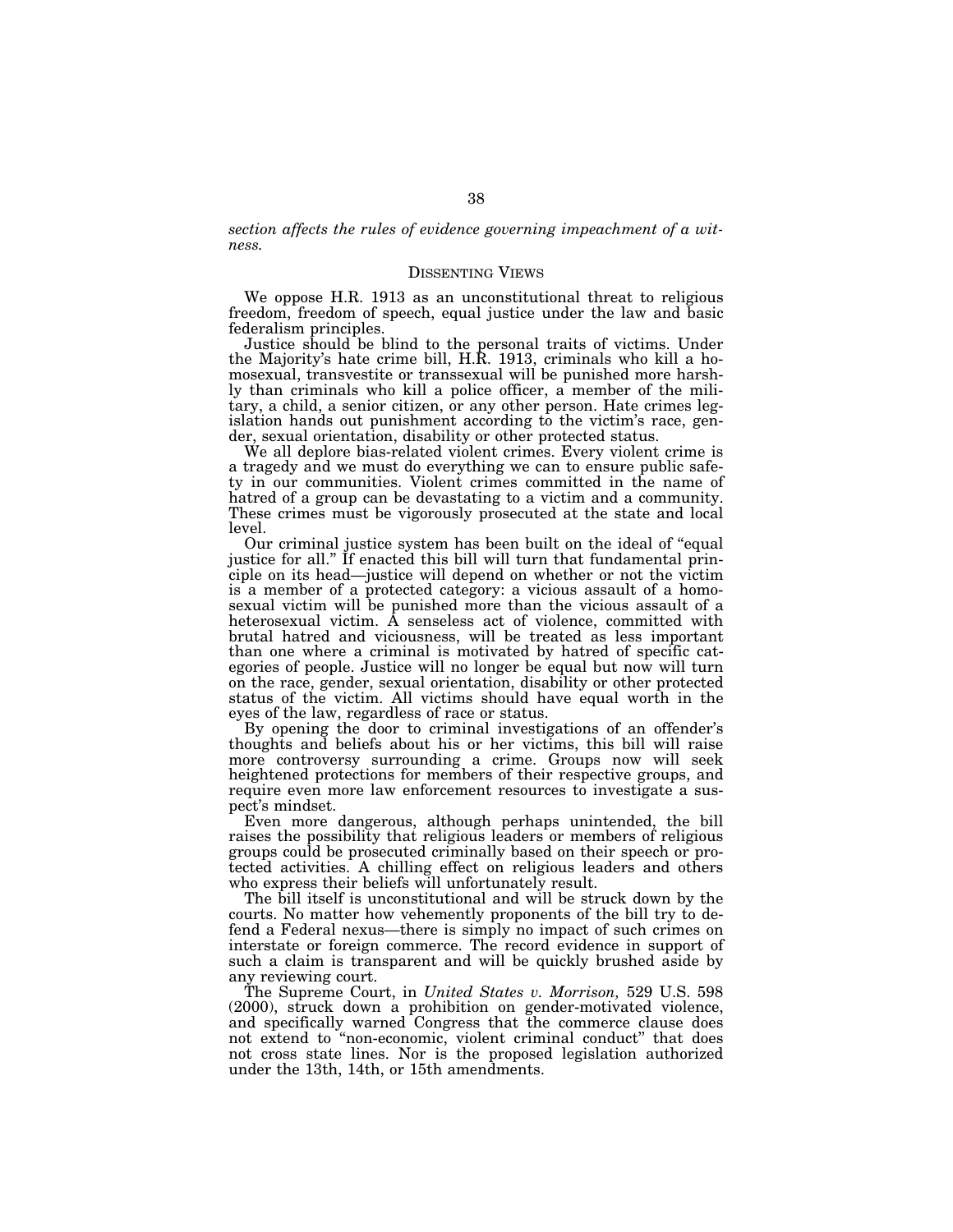*section affects the rules of evidence governing impeachment of a witness.*

## DISSENTING VIEWS

We oppose H.R. 1913 as an unconstitutional threat to religious freedom, freedom of speech, equal justice under the law and basic federalism principles.

Justice should be blind to the personal traits of victims. Under the Majority's hate crime bill, H.R. 1913, criminals who kill a homosexual, transvestite or transsexual will be punished more harshly than criminals who kill a police officer, a member of the military, a child, a senior citizen, or any other person. Hate crimes legislation hands out punishment according to the victim's race, gender, sexual orientation, disability or other protected status.

We all deplore bias-related violent crimes. Every violent crime is a tragedy and we must do everything we can to ensure public safety in our communities. Violent crimes committed in the name of hatred of a group can be devastating to a victim and a community. These crimes must be vigorously prosecuted at the state and local level.

Our criminal justice system has been built on the ideal of "equal justice for all." If enacted this bill will turn that fundamental principle on its head—justice will depend on whether or not the victim is a member of a protected category: a vicious assault of a homosexual victim will be punished more than the vicious assault of a heterosexual victim. A senseless act of violence, committed with brutal hatred and viciousness, will be treated as less important than one where a criminal is motivated by hatred of specific categories of people. Justice will no longer be equal but now will turn on the race, gender, sexual orientation, disability or other protected status of the victim. All victims should have equal worth in the eyes of the law, regardless of race or status.

By opening the door to criminal investigations of an offender's thoughts and beliefs about his or her victims, this bill will raise more controversy surrounding a crime. Groups now will seek heightened protections for members of their respective groups, and require even more law enforcement resources to investigate a suspect's mindset.

Even more dangerous, although perhaps unintended, the bill raises the possibility that religious leaders or members of religious groups could be prosecuted criminally based on their speech or protected activities. A chilling effect on religious leaders and others who express their beliefs will unfortunately result.

The bill itself is unconstitutional and will be struck down by the courts. No matter how vehemently proponents of the bill try to defend a Federal nexus—there is simply no impact of such crimes on interstate or foreign commerce. The record evidence in support of such a claim is transparent and will be quickly brushed aside by any reviewing court.

The Supreme Court, in *United States v. Morrison,* 529 U.S. 598 (2000), struck down a prohibition on gender-motivated violence, and specifically warned Congress that the commerce clause does not extend to "non-economic, violent criminal conduct" that does not cross state lines. Nor is the proposed legislation authorized under the 13th, 14th, or 15th amendments.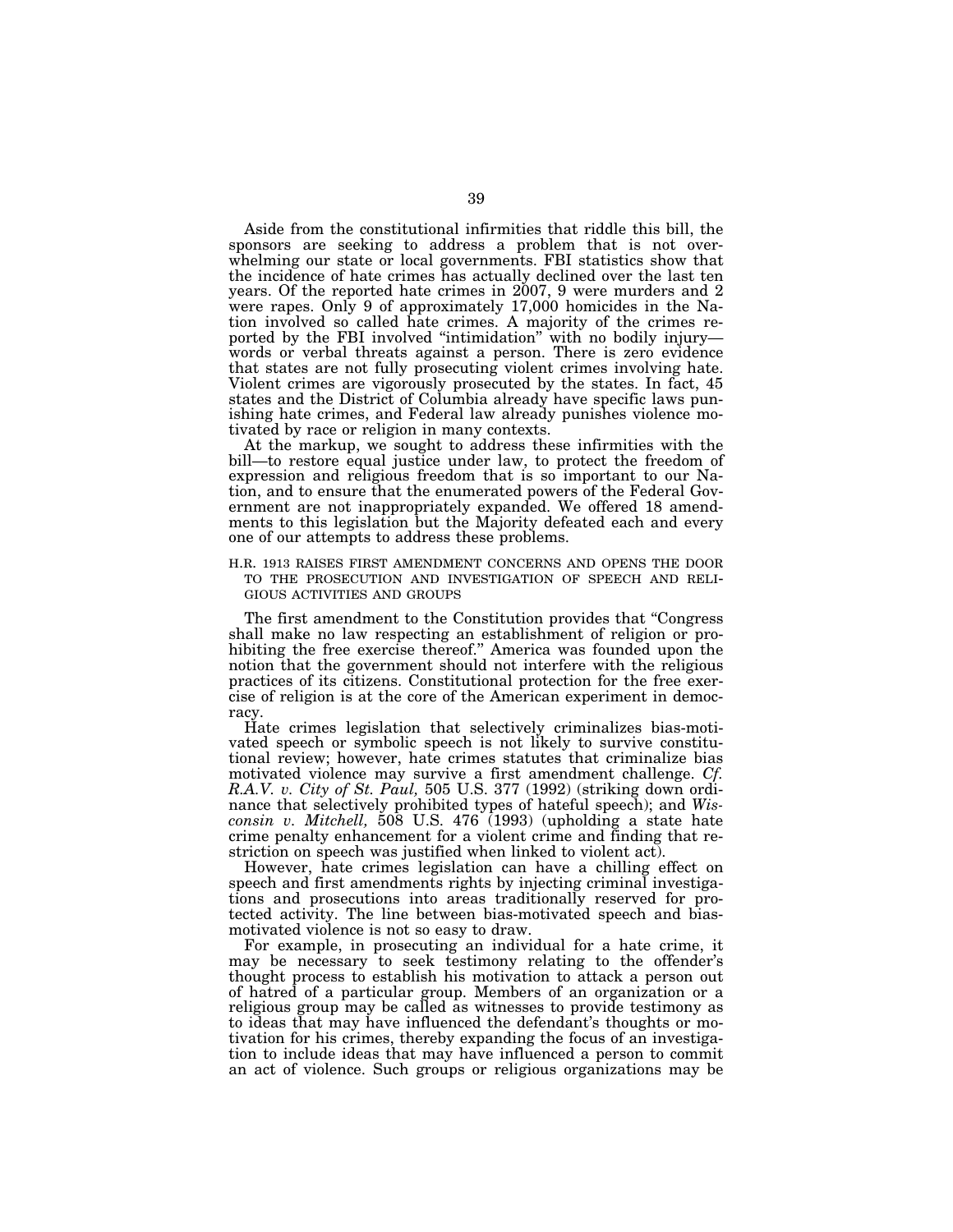Aside from the constitutional infirmities that riddle this bill, the sponsors are seeking to address a problem that is not overwhelming our state or local governments. FBI statistics show that the incidence of hate crimes has actually declined over the last ten years. Of the reported hate crimes in 2007, 9 were murders and 2 were rapes. Only 9 of approximately 17,000 homicides in the Nation involved so called hate crimes. A majority of the crimes reported by the FBI involved "intimidation" with no bodily injury—words or verbal threats against a person. There is zero evidence that states are not fully prosecuting violent crimes involving hate. Violent crimes are vigorously prosecuted by the states. In fact, 45 states and the District of Columbia already have specific laws punishing hate crimes, and Federal law already punishes violence motivated by race or religion in many contexts.

At the markup, we sought to address these infirmities with the bill—to restore equal justice under law, to protect the freedom of expression and religious freedom that is so important to our Nation, and to ensure that the enumerated powers of the Federal Government are not inappropriately expanded. We offered 18 amendments to this legislation but the Majority defeated each and every one of our attempts to address these problems.

## H.R. 1913 RAISES FIRST AMENDMENT CONCERNS AND OPENS THE DOOR TO THE PROSECUTION AND INVESTIGATION OF SPEECH AND RELIGIOUS ACTIVITIES AND GROUPS

The first amendment to the Constitution provides that "Congress shall make no law respecting an establishment of religion or prohibiting the free exercise thereof." America was founded upon the notion that the government should not interfere with the religious practices of its citizens. Constitutional protection for the free exercise of religion is at the core of the American experiment in democracy.

Hate crimes legislation that selectively criminalizes bias-motivated speech or symbolic speech is not likely to survive constitutional review; however, hate crimes statutes that criminalize bias motivated violence may survive a first amendment challenge. *Cf. R.A.V. v. City of St. Paul,* 505 U.S. 377 (1992) (striking down ordinance that selectively prohibited types of hateful speech); and *Wisconsin v. Mitchell,* 508 U.S. 476 (1993) (upholding a state hate crime penalty enhancement for a violent crime and finding that restriction on speech was justified when linked to violent act).

However, hate crimes legislation can have a chilling effect on speech and first amendments rights by injecting criminal investigations and prosecutions into areas traditionally reserved for protected activity. The line between bias-motivated speech and bias-motivated violence is not so easy to draw.

For example, in prosecuting an individual for a hate crime, it may be necessary to seek testimony relating to the offender's thought process to establish his motivation to attack a person out of hatred of a particular group. Members of an organization or a religious group may be called as witnesses to provide testimony as to ideas that may have influenced the defendant's thoughts or motivation for his crimes, thereby expanding the focus of an investigation to include ideas that may have influenced a person to commit an act of violence. Such groups or religious organizations may be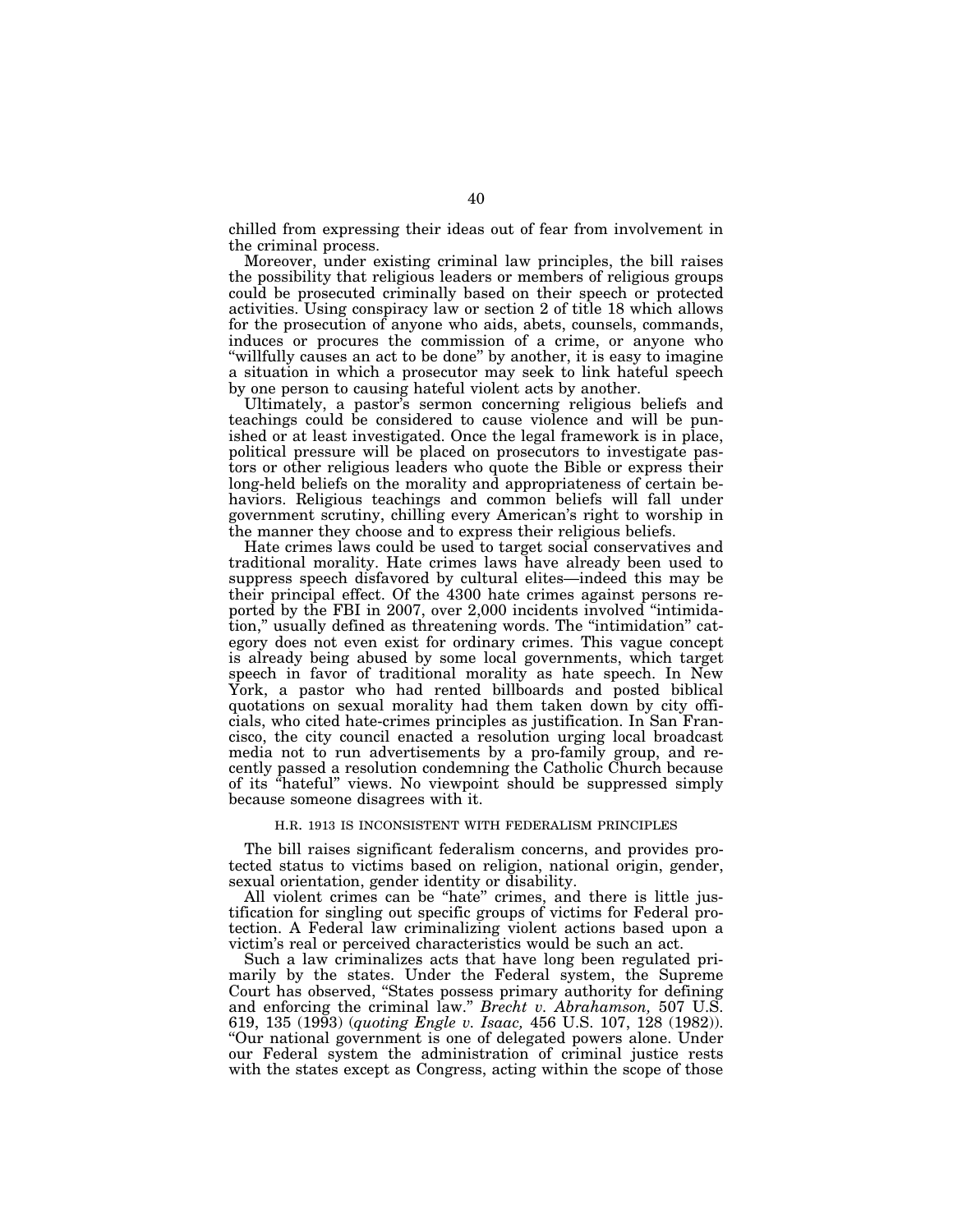chilled from expressing their ideas out of fear from involvement in the criminal process.

Moreover, under existing criminal law principles, the bill raises the possibility that religious leaders or members of religious groups could be prosecuted criminally based on their speech or protected activities. Using conspiracy law or section 2 of title 18 which allows for the prosecution of anyone who aids, abets, counsels, commands, induces or procures the commission of a crime, or anyone who "willfully causes an act to be done" by another, it is easy to imagine a situation in which a prosecutor may seek to link hateful speech by one person to causing hateful violent acts by another.

Ultimately, a pastor's sermon concerning religious beliefs and teachings could be considered to cause violence and will be punished or at least investigated. Once the legal framework is in place, political pressure will be placed on prosecutors to investigate pastors or other religious leaders who quote the Bible or express their long-held beliefs on the morality and appropriateness of certain behaviors. Religious teachings and common beliefs will fall under government scrutiny, chilling every American's right to worship in the manner they choose and to express their religious beliefs.

Hate crimes laws could be used to target social conservatives and traditional morality. Hate crimes laws have already been used to suppress speech disfavored by cultural elites—indeed this may be their principal effect. Of the 4300 hate crimes against persons reported by the FBI in 2007, over 2,000 incidents involved "intimidation," usually defined as threatening words. The "intimidation" category does not even exist for ordinary crimes. This vague concept is already being abused by some local governments, which target speech in favor of traditional morality as hate speech. In New York, a pastor who had rented billboards and posted biblical quotations on sexual morality had them taken down by city officials, who cited hate-crimes principles as justification. In San Francisco, the city council enacted a resolution urging local broadcast media not to run advertisements by a pro-family group, and recently passed a resolution condemning the Catholic Church because of its "hateful" views. No viewpoint should be suppressed simply because someone disagrees with it.

## H.R. 1913 IS INCONSISTENT WITH FEDERALISM PRINCIPLES

The bill raises significant federalism concerns, and provides protected status to victims based on religion, national origin, gender, sexual orientation, gender identity or disability.

All violent crimes can be "hate" crimes, and there is little justification for singling out specific groups of victims for Federal protection. A Federal law criminalizing violent actions based upon a victim's real or perceived characteristics would be such an act.

Such a law criminalizes acts that have long been regulated primarily by the states. Under the Federal system, the Supreme Court has observed, "States possess primary authority for defining and enforcing the criminal law." *Brecht v. Abrahamson,* 507 U.S. 619, 135 (1993) (*quoting Engle v. Isaac,* 456 U.S. 107, 128 (1982)). "Our national government is one of delegated powers alone. Under our Federal system the administration of criminal justice rests with the states except as Congress, acting within the scope of those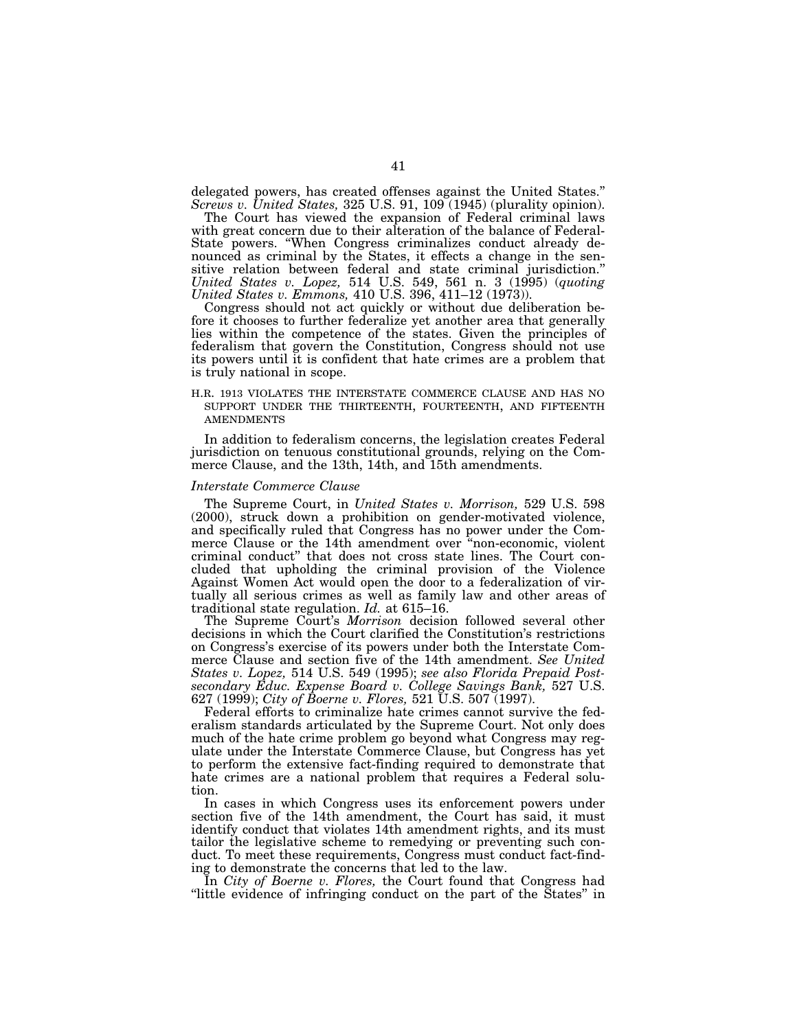delegated powers, has created offenses against the United States." *Screws v. United States,* 325 U.S. 91, 109 (1945) (plurality opinion).

The Court has viewed the expansion of Federal criminal laws with great concern due to their alteration of the balance of Federal-State powers. "When Congress criminalizes conduct already denounced as criminal by the States, it effects a change in the sensitive relation between federal and state criminal jurisdiction." *United States v. Lopez,* 514 U.S. 549, 561 n. 3 (1995) (*quoting United States v. Emmons,* 410 U.S. 396, 411–12 (1973)).

Congress should not act quickly or without due deliberation before it chooses to further federalize yet another area that generally lies within the competence of the states. Given the principles of federalism that govern the Constitution, Congress should not use its powers until it is confident that hate crimes are a problem that is truly national in scope.

H.R. 1913 VIOLATES THE INTERSTATE COMMERCE CLAUSE AND HAS NO SUPPORT UNDER THE THIRTEENTH, FOURTEENTH, AND FIFTEENTH AMENDMENTS

In addition to federalism concerns, the legislation creates Federal jurisdiction on tenuous constitutional grounds, relying on the Commerce Clause, and the 13th, 14th, and 15th amendments.

*Interstate Commerce Clause*

The Supreme Court, in *United States v. Morrison,* 529 U.S. 598 (2000), struck down a prohibition on gender-motivated violence, and specifically ruled that Congress has no power under the Commerce Clause or the 14th amendment over "non-economic, violent criminal conduct" that does not cross state lines. The Court concluded that upholding the criminal provision of the Violence Against Women Act would open the door to a federalization of virtually all serious crimes as well as family law and other areas of traditional state regulation. *Id.* at 615–16.

The Supreme Court's *Morrison* decision followed several other decisions in which the Court clarified the Constitution's restrictions on Congress's exercise of its powers under both the Interstate Commerce Clause and section five of the 14th amendment. *See United States v. Lopez,* 514 U.S. 549 (1995); *see also Florida Prepaid Postsecondary Educ. Expense Board v. College Savings Bank,* 527 U.S. 627 (1999); *City of Boerne v. Flores,* 521 U.S. 507 (1997).

Federal efforts to criminalize hate crimes cannot survive the federalism standards articulated by the Supreme Court. Not only does much of the hate crime problem go beyond what Congress may regulate under the Interstate Commerce Clause, but Congress has yet to perform the extensive fact-finding required to demonstrate that hate crimes are a national problem that requires a Federal solution.

In cases in which Congress uses its enforcement powers under section five of the 14th amendment, the Court has said, it must identify conduct that violates 14th amendment rights, and its must tailor the legislative scheme to remedying or preventing such conduct. To meet these requirements, Congress must conduct fact-finding to demonstrate the concerns that led to the law.

In *City of Boerne v. Flores,* the Court found that Congress had "little evidence of infringing conduct on the part of the States" in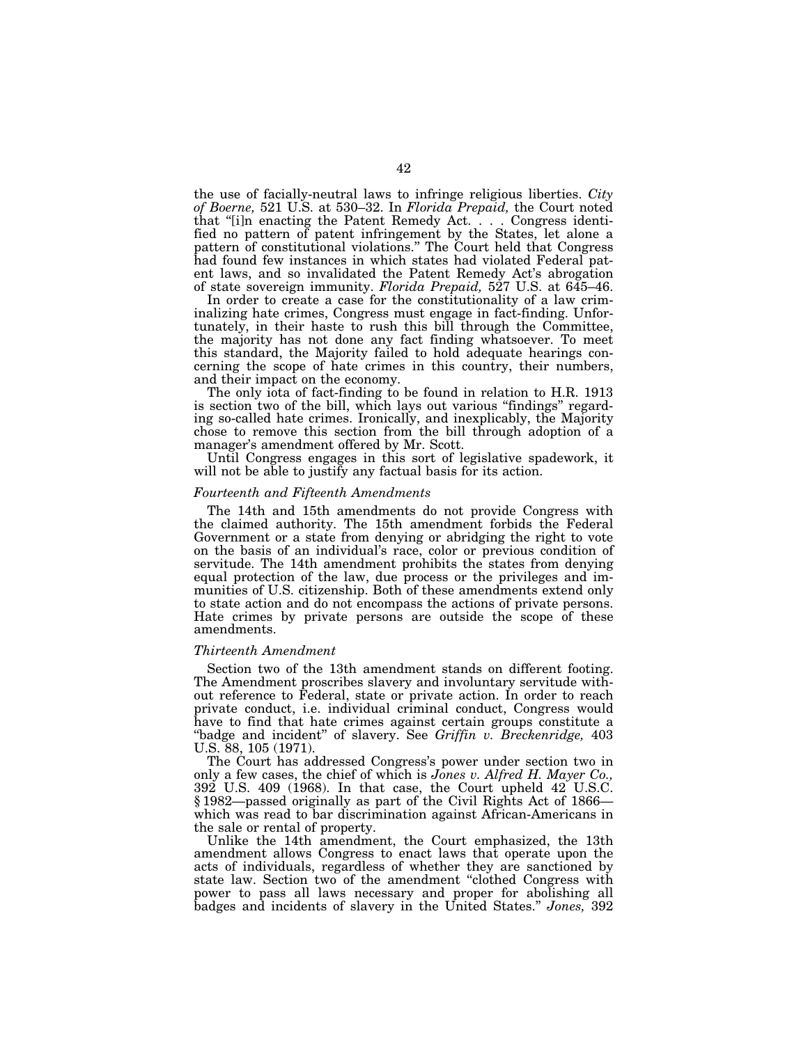the use of facially-neutral laws to infringe religious liberties. *City of Boerne,* 521 U.S. at 530–32. In *Florida Prepaid,* the Court noted that "[i]n enacting the Patent Remedy Act. . . . Congress identified no pattern of patent infringement by the States, let alone a pattern of constitutional violations." The Court held that Congress had found few instances in which states had violated Federal patent laws, and so invalidated the Patent Remedy Act's abrogation of state sovereign immunity. *Florida Prepaid,* 527 U.S. at 645–46.

In order to create a case for the constitutionality of a law criminalizing hate crimes, Congress must engage in fact-finding. Unfortunately, in their haste to rush this bill through the Committee, the majority has not done any fact finding whatsoever. To meet this standard, the Majority failed to hold adequate hearings concerning the scope of hate crimes in this country, their numbers, and their impact on the economy.

The only iota of fact-finding to be found in relation to H.R. 1913 is section two of the bill, which lays out various "findings" regarding so-called hate crimes. Ironically, and inexplicably, the Majority chose to remove this section from the bill through adoption of a manager's amendment offered by Mr. Scott.

Until Congress engages in this sort of legislative spadework, it will not be able to justify any factual basis for its action.

### *Fourteenth and Fifteenth Amendments*

The 14th and 15th amendments do not provide Congress with the claimed authority. The 15th amendment forbids the Federal Government or a state from denying or abridging the right to vote on the basis of an individual's race, color or previous condition of servitude. The 14th amendment prohibits the states from denying equal protection of the law, due process or the privileges and immunities of U.S. citizenship. Both of these amendments extend only to state action and do not encompass the actions of private persons. Hate crimes by private persons are outside the scope of these amendments.

### *Thirteenth Amendment*

Section two of the 13th amendment stands on different footing. The Amendment proscribes slavery and involuntary servitude without reference to Federal, state or private action. In order to reach private conduct, i.e. individual criminal conduct, Congress would have to find that hate crimes against certain groups constitute a "badge and incident" of slavery. See *Griffin v. Breckenridge,* 403 U.S. 88, 105 (1971).

The Court has addressed Congress's power under section two in only a few cases, the chief of which is *Jones v. Alfred H. Mayer Co.,* 392 U.S. 409 (1968). In that case, the Court upheld 42 U.S.C. § 1982—passed originally as part of the Civil Rights Act of 1866—which was read to bar discrimination against African-Americans in the sale or rental of property.

Unlike the 14th amendment, the Court emphasized, the 13th amendment allows Congress to enact laws that operate upon the acts of individuals, regardless of whether they are sanctioned by state law. Section two of the amendment "clothed Congress with power to pass all laws necessary and proper for abolishing all badges and incidents of slavery in the United States." *Jones,* 392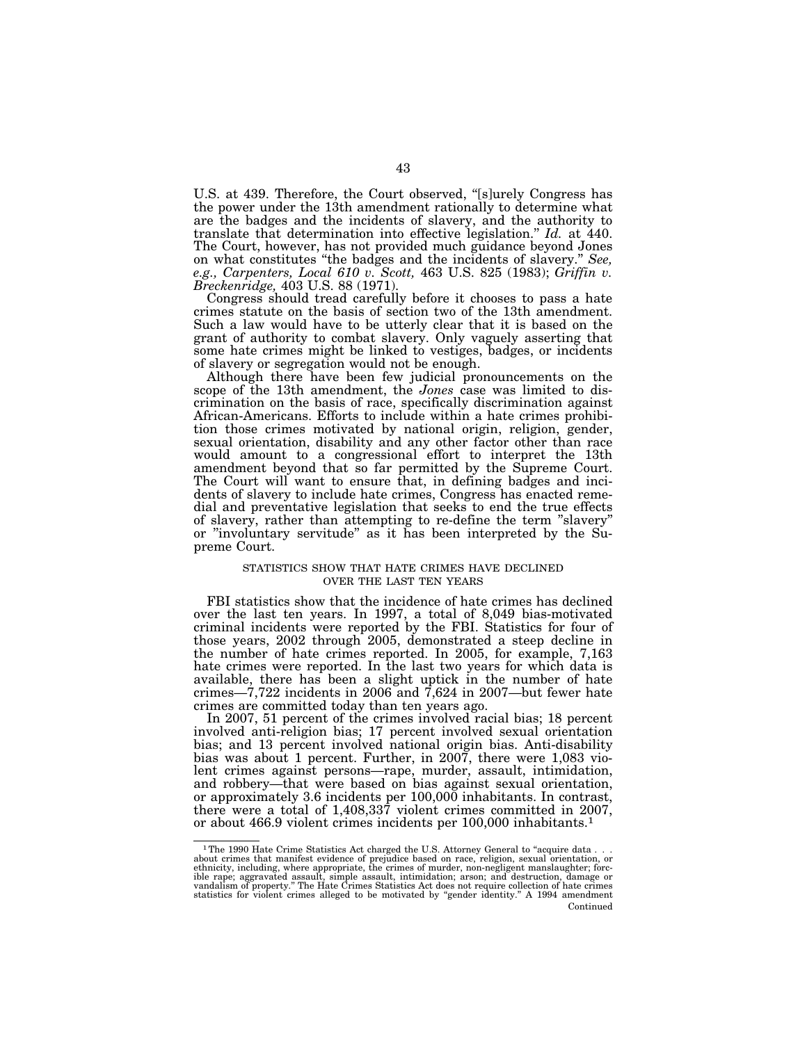U.S. at 439. Therefore, the Court observed, "[s]urely Congress has the power under the 13th amendment rationally to determine what are the badges and the incidents of slavery, and the authority to translate that determination into effective legislation." *Id.* at 440. The Court, however, has not provided much guidance beyond Jones on what constitutes "the badges and the incidents of slavery." *See, e.g., Carpenters, Local 610 v. Scott,* 463 U.S. 825 (1983); *Griffin v. Breckenridge,* 403 U.S. 88 (1971).

Congress should tread carefully before it chooses to pass a hate crimes statute on the basis of section two of the 13th amendment. Such a law would have to be utterly clear that it is based on the grant of authority to combat slavery. Only vaguely asserting that some hate crimes might be linked to vestiges, badges, or incidents of slavery or segregation would not be enough.

Although there have been few judicial pronouncements on the scope of the 13th amendment, the *Jones* case was limited to discrimination on the basis of race, specifically discrimination against African-Americans. Efforts to include within a hate crimes prohibition those crimes motivated by national origin, religion, gender, sexual orientation, disability and any other factor other than race would amount to a congressional effort to interpret the 13th amendment beyond that so far permitted by the Supreme Court. The Court will want to ensure that, in defining badges and incidents of slavery to include hate crimes, Congress has enacted remedial and preventative legislation that seeks to end the true effects of slavery, rather than attempting to re-define the term "slavery" or "involuntary servitude" as it has been interpreted by the Supreme Court.

## STATISTICS SHOW THAT HATE CRIMES HAVE DECLINED OVER THE LAST TEN YEARS

FBI statistics show that the incidence of hate crimes has declined over the last ten years. In 1997, a total of 8,049 bias-motivated criminal incidents were reported by the FBI. Statistics for four of those years, 2002 through 2005, demonstrated a steep decline in the number of hate crimes reported. In 2005, for example, 7,163 hate crimes were reported. In the last two years for which data is available, there has been a slight uptick in the number of hate crimes—7,722 incidents in 2006 and 7,624 in 2007—but fewer hate crimes are committed today than ten years ago.

In 2007, 51 percent of the crimes involved racial bias; 18 percent involved anti-religion bias; 17 percent involved sexual orientation bias; and 13 percent involved national origin bias. Anti-disability bias was about 1 percent. Further, in 2007, there were 1,083 violent crimes against persons—rape, murder, assault, intimidation, and robbery—that were based on bias against sexual orientation, or approximately 3.6 incidents per 100,000 inhabitants. In contrast, there were a total of 1,408,337 violent crimes committed in 2007, or about 466.9 violent crimes incidents per 100,000 inhabitants.[1]

---

[1] The 1990 Hate Crime Statistics Act charged the U.S. Attorney General to "acquire data . . . about crimes that manifest evidence of prejudice based on race, religion, sexual orientation, or ethnicity, including, where appropriate, the crimes of murder, non-negligent manslaughter; forcible rape; aggravated assault, simple assault, intimidation; arson; and destruction, damage or vandalism of property." The Hate Crimes Statistics Act does not require collection of hate crimes statistics for violent crimes alleged to be motivated by "gender identity." A 1994 amendment

Continued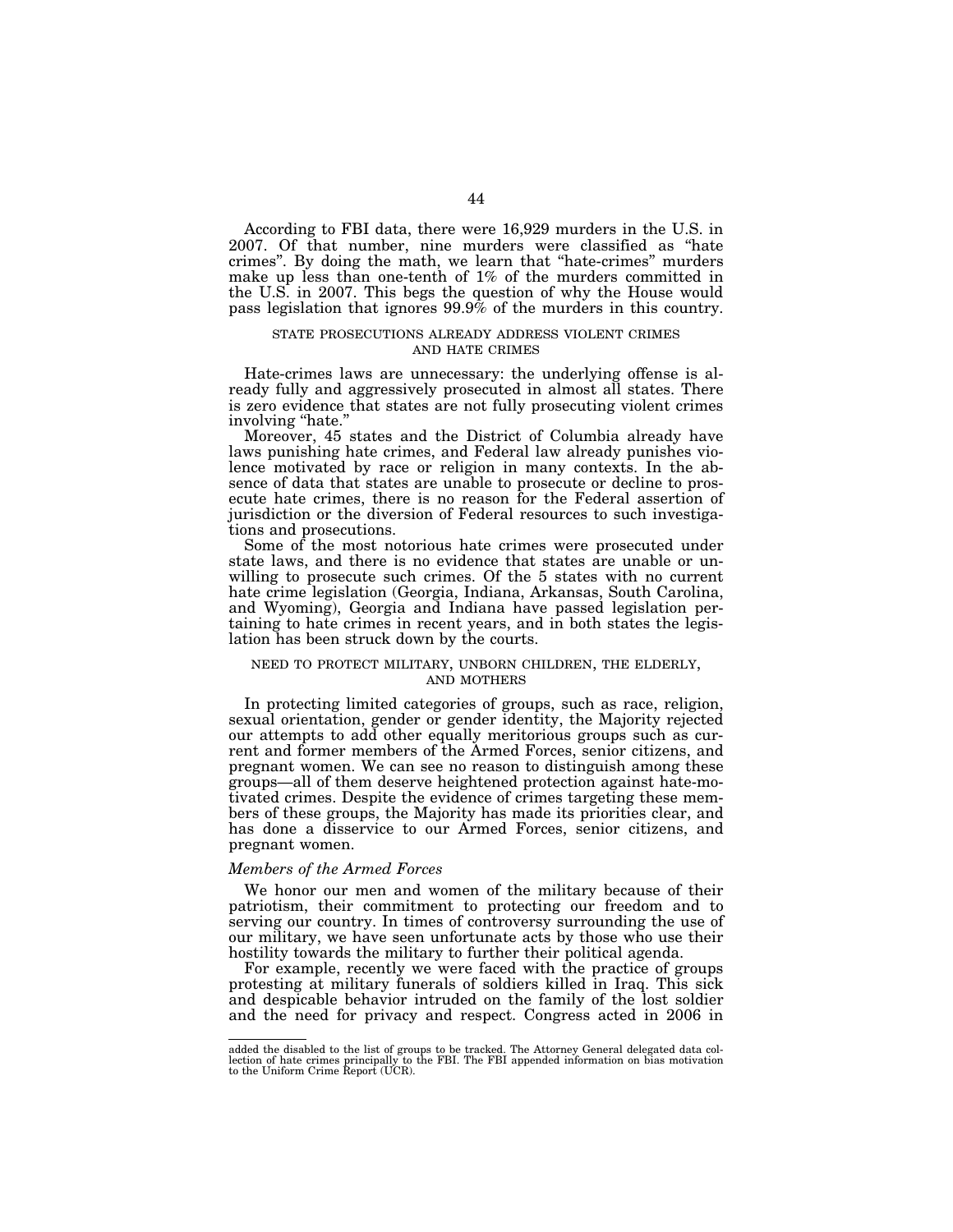According to FBI data, there were 16,929 murders in the U.S. in 2007. Of that number, nine murders were classified as "hate crimes". By doing the math, we learn that "hate-crimes" murders make up less than one-tenth of 1% of the murders committed in the U.S. in 2007. This begs the question of why the House would pass legislation that ignores 99.9% of the murders in this country.

STATE PROSECUTIONS ALREADY ADDRESS VIOLENT CRIMES AND HATE CRIMES

Hate-crimes laws are unnecessary: the underlying offense is already fully and aggressively prosecuted in almost all states. There is zero evidence that states are not fully prosecuting violent crimes involving "hate."

Moreover, 45 states and the District of Columbia already have laws punishing hate crimes, and Federal law already punishes violence motivated by race or religion in many contexts. In the absence of data that states are unable to prosecute or decline to prosecute hate crimes, there is no reason for the Federal assertion of jurisdiction or the diversion of Federal resources to such investigations and prosecutions.

Some of the most notorious hate crimes were prosecuted under state laws, and there is no evidence that states are unable or unwilling to prosecute such crimes. Of the 5 states with no current hate crime legislation (Georgia, Indiana, Arkansas, South Carolina, and Wyoming), Georgia and Indiana have passed legislation pertaining to hate crimes in recent years, and in both states the legislation has been struck down by the courts.

NEED TO PROTECT MILITARY, UNBORN CHILDREN, THE ELDERLY, AND MOTHERS

In protecting limited categories of groups, such as race, religion, sexual orientation, gender or gender identity, the Majority rejected our attempts to add other equally meritorious groups such as current and former members of the Armed Forces, senior citizens, and pregnant women. We can see no reason to distinguish among these groups—all of them deserve heightened protection against hate-motivated crimes. Despite the evidence of crimes targeting these members of these groups, the Majority has made its priorities clear, and has done a disservice to our Armed Forces, senior citizens, and pregnant women.

*Members of the Armed Forces*

We honor our men and women of the military because of their patriotism, their commitment to protecting our freedom and to serving our country. In times of controversy surrounding the use of our military, we have seen unfortunate acts by those who use their hostility towards the military to further their political agenda.

For example, recently we were faced with the practice of groups protesting at military funerals of soldiers killed in Iraq. This sick and despicable behavior intruded on the family of the lost soldier and the need for privacy and respect. Congress acted in 2006 in

---

added the disabled to the list of groups to be tracked. The Attorney General delegated data collection of hate crimes principally to the FBI. The FBI appended information on bias motivation to the Uniform Crime Report (UCR).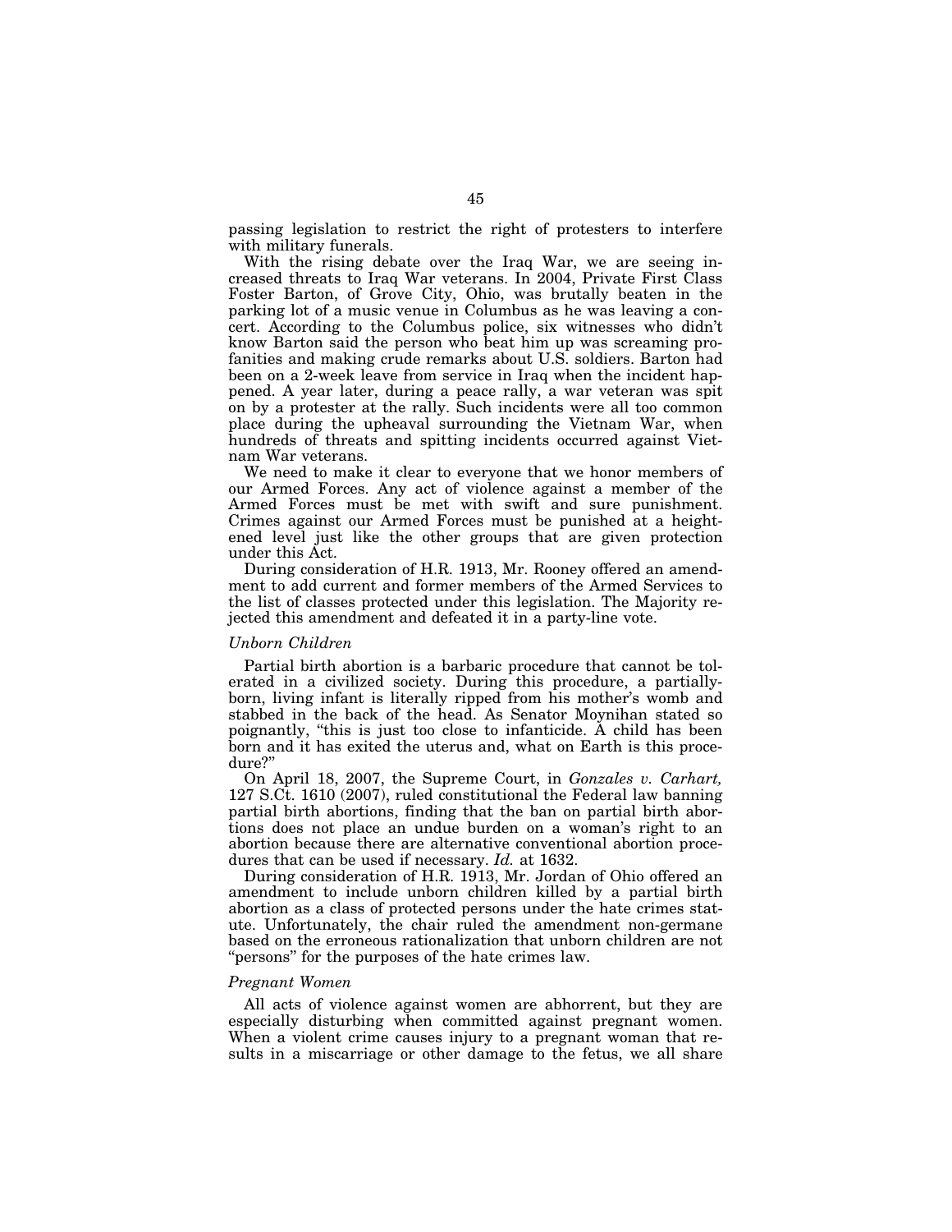passing legislation to restrict the right of protesters to interfere with military funerals.

With the rising debate over the Iraq War, we are seeing increased threats to Iraq War veterans. In 2004, Private First Class Foster Barton, of Grove City, Ohio, was brutally beaten in the parking lot of a music venue in Columbus as he was leaving a concert. According to the Columbus police, six witnesses who didn't know Barton said the person who beat him up was screaming profanities and making crude remarks about U.S. soldiers. Barton had been on a 2-week leave from service in Iraq when the incident happened. A year later, during a peace rally, a war veteran was spit on by a protester at the rally. Such incidents were all too common place during the upheaval surrounding the Vietnam War, when hundreds of threats and spitting incidents occurred against Vietnam War veterans.

We need to make it clear to everyone that we honor members of our Armed Forces. Any act of violence against a member of the Armed Forces must be met with swift and sure punishment. Crimes against our Armed Forces must be punished at a heightened level just like the other groups that are given protection under this Act.

During consideration of H.R. 1913, Mr. Rooney offered an amendment to add current and former members of the Armed Services to the list of classes protected under this legislation. The Majority rejected this amendment and defeated it in a party-line vote.

### *Unborn Children*

Partial birth abortion is a barbaric procedure that cannot be tolerated in a civilized society. During this procedure, a partially-born, living infant is literally ripped from his mother's womb and stabbed in the back of the head. As Senator Moynihan stated so poignantly, "this is just too close to infanticide. A child has been born and it has exited the uterus and, what on Earth is this procedure?"

On April 18, 2007, the Supreme Court, in *Gonzales v. Carhart,* 127 S.Ct. 1610 (2007), ruled constitutional the Federal law banning partial birth abortions, finding that the ban on partial birth abortions does not place an undue burden on a woman's right to an abortion because there are alternative conventional abortion procedures that can be used if necessary. *Id.* at 1632.

During consideration of H.R. 1913, Mr. Jordan of Ohio offered an amendment to include unborn children killed by a partial birth abortion as a class of protected persons under the hate crimes statute. Unfortunately, the chair ruled the amendment non-germane based on the erroneous rationalization that unborn children are not "persons" for the purposes of the hate crimes law.

### *Pregnant Women*

All acts of violence against women are abhorrent, but they are especially disturbing when committed against pregnant women. When a violent crime causes injury to a pregnant woman that results in a miscarriage or other damage to the fetus, we all share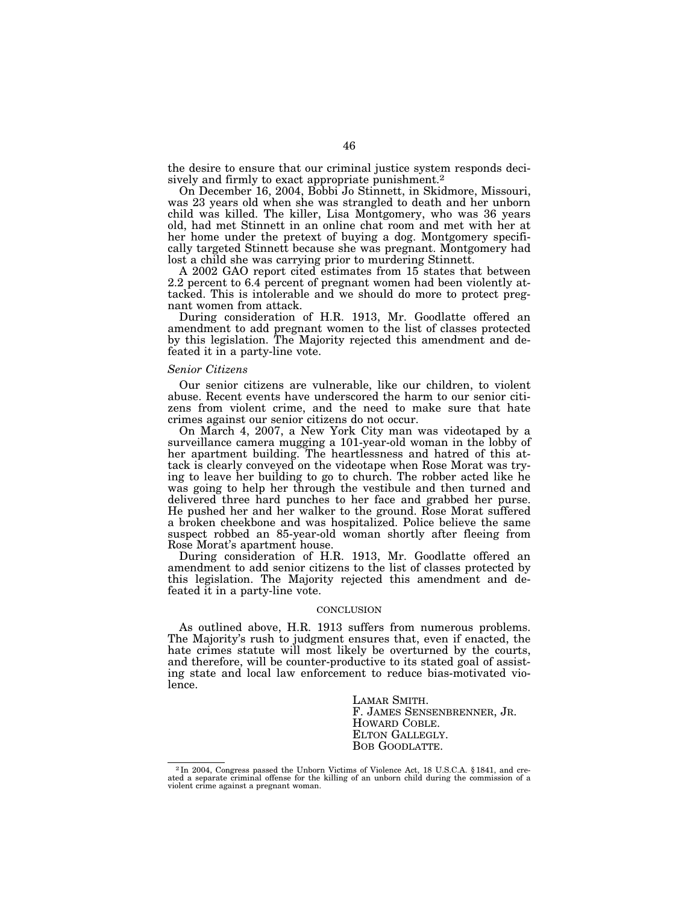the desire to ensure that our criminal justice system responds decisively and firmly to exact appropriate punishment.[2]

On December 16, 2004, Bobbi Jo Stinnett, in Skidmore, Missouri, was 23 years old when she was strangled to death and her unborn child was killed. The killer, Lisa Montgomery, who was 36 years old, had met Stinnett in an online chat room and met with her at her home under the pretext of buying a dog. Montgomery specifically targeted Stinnett because she was pregnant. Montgomery had lost a child she was carrying prior to murdering Stinnett.

A 2002 GAO report cited estimates from 15 states that between 2.2 percent to 6.4 percent of pregnant women had been violently attacked. This is intolerable and we should do more to protect pregnant women from attack.

During consideration of H.R. 1913, Mr. Goodlatte offered an amendment to add pregnant women to the list of classes protected by this legislation. The Majority rejected this amendment and defeated it in a party-line vote.

*Senior Citizens*

Our senior citizens are vulnerable, like our children, to violent abuse. Recent events have underscored the harm to our senior citizens from violent crime, and the need to make sure that hate crimes against our senior citizens do not occur.

On March 4, 2007, a New York City man was videotaped by a surveillance camera mugging a 101-year-old woman in the lobby of her apartment building. The heartlessness and hatred of this attack is clearly conveyed on the videotape when Rose Morat was trying to leave her building to go to church. The robber acted like he was going to help her through the vestibule and then turned and delivered three hard punches to her face and grabbed her purse. He pushed her and her walker to the ground. Rose Morat suffered a broken cheekbone and was hospitalized. Police believe the same suspect robbed an 85-year-old woman shortly after fleeing from Rose Morat's apartment house.

During consideration of H.R. 1913, Mr. Goodlatte offered an amendment to add senior citizens to the list of classes protected by this legislation. The Majority rejected this amendment and defeated it in a party-line vote.

## CONCLUSION

As outlined above, H.R. 1913 suffers from numerous problems. The Majority's rush to judgment ensures that, even if enacted, the hate crimes statute will most likely be overturned by the courts, and therefore, will be counter-productive to its stated goal of assisting state and local law enforcement to reduce bias-motivated violence.

LAMAR SMITH.
F. JAMES SENSENBRENNER, JR.
HOWARD COBLE.
ELTON GALLEGLY.
BOB GOODLATTE.

---

[2] In 2004, Congress passed the Unborn Victims of Violence Act, 18 U.S.C.A. § 1841, and created a separate criminal offense for the killing of an unborn child during the commission of a violent crime against a pregnant woman.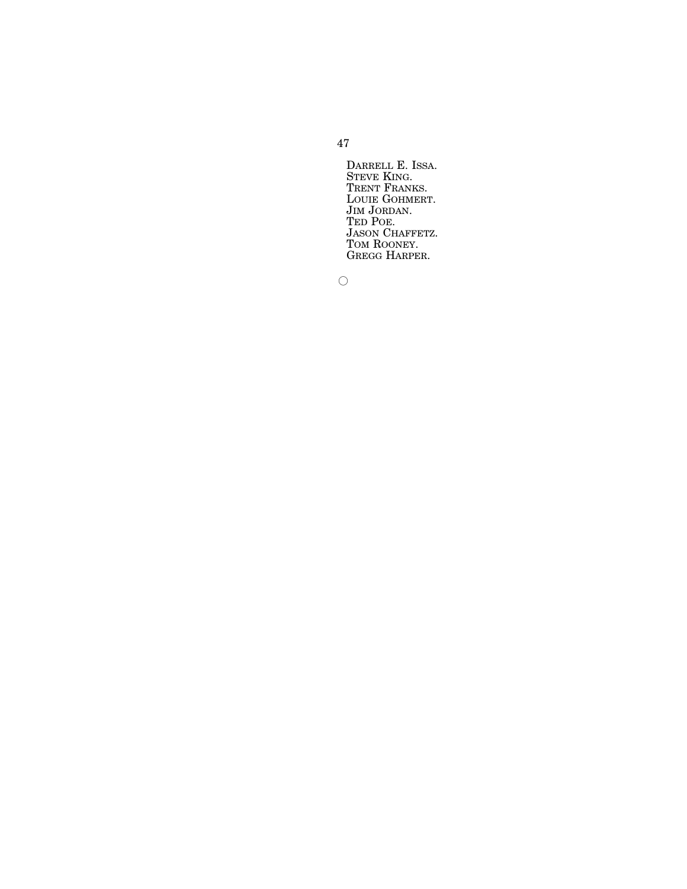DARRELL E. ISSA.
STEVE KING.
TRENT FRANKS.
LOUIE GOHMERT.
JIM JORDAN.
TED POE.
JASON CHAFFETZ.
TOM ROONEY.
GREGG HARPER.